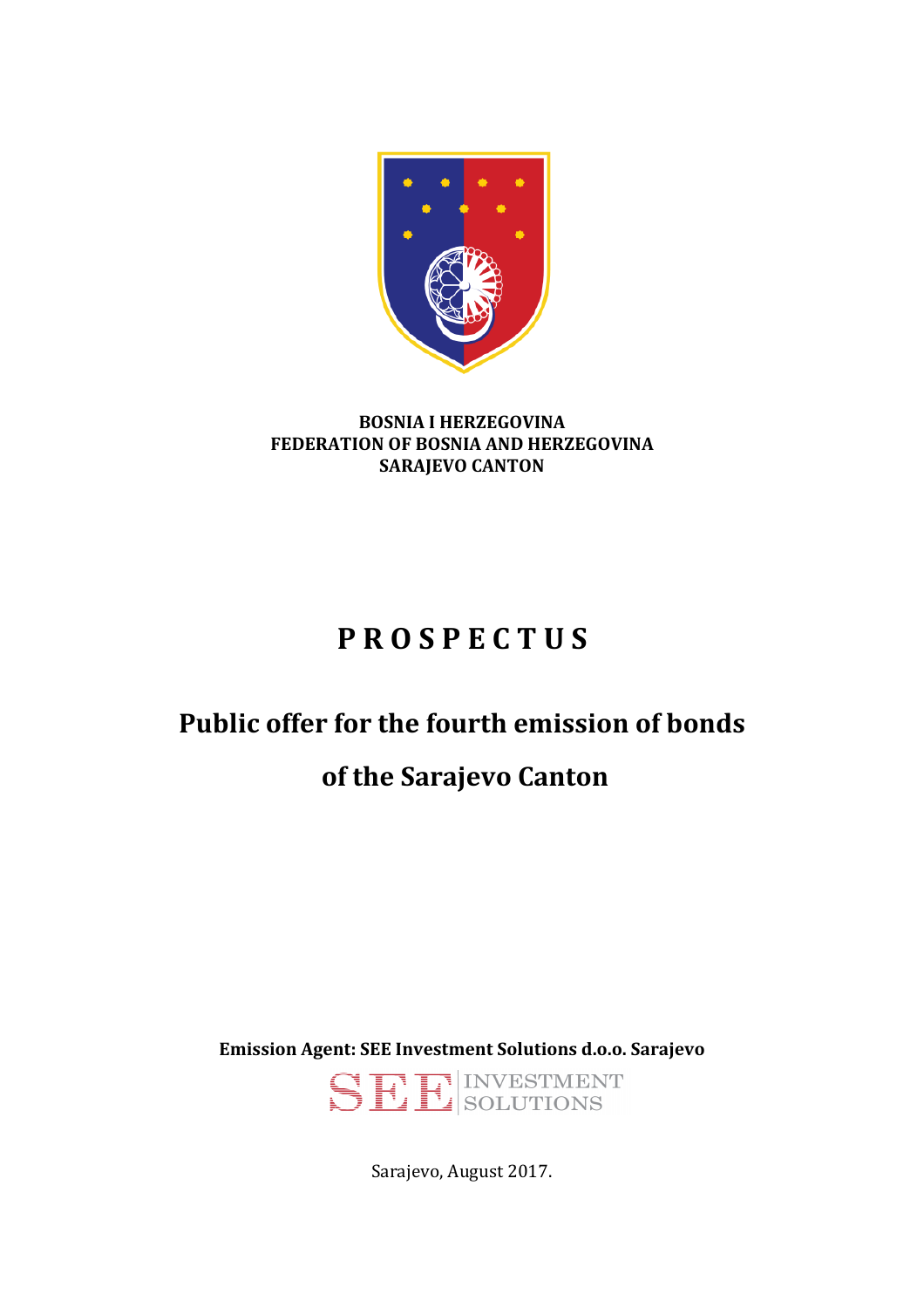**BOSNIA I HERZEGOVINA**
**FEDERATION OF BOSNIA AND HERZEGOVINA**
**SARAJEVO CANTON**

# P R O S P E C T U S

## Public offer for the fourth emission of bonds

## of the Sarajevo Canton

**Emission Agent: SEE Investment Solutions d.o.o. Sarajevo**

SEE INVESTMENT SOLUTIONS

Sarajevo, August 2017.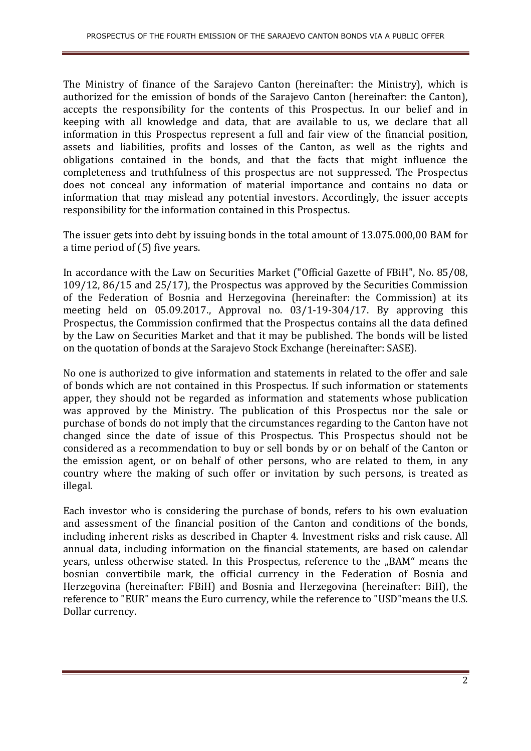The Ministry of finance of the Sarajevo Canton (hereinafter: the Ministry), which is authorized for the emission of bonds of the Sarajevo Canton (hereinafter: the Canton), accepts the responsibility for the contents of this Prospectus. In our belief and in keeping with all knowledge and data, that are available to us, we declare that all information in this Prospectus represent a full and fair view of the financial position, assets and liabilities, profits and losses of the Canton, as well as the rights and obligations contained in the bonds, and that the facts that might influence the completeness and truthfulness of this prospectus are not suppressed. The Prospectus does not conceal any information of material importance and contains no data or information that may mislead any potential investors. Accordingly, the issuer accepts responsibility for the information contained in this Prospectus.

The issuer gets into debt by issuing bonds in the total amount of 13.075.000,00 BAM for a time period of (5) five years.

In accordance with the Law on Securities Market ("Official Gazette of FBiH", No. 85/08, 109/12, 86/15 and 25/17), the Prospectus was approved by the Securities Commission of the Federation of Bosnia and Herzegovina (hereinafter: the Commission) at its meeting held on 05.09.2017., Approval no. 03/1-19-304/17. By approving this Prospectus, the Commission confirmed that the Prospectus contains all the data defined by the Law on Securities Market and that it may be published. The bonds will be listed on the quotation of bonds at the Sarajevo Stock Exchange (hereinafter: SASE).

No one is authorized to give information and statements in related to the offer and sale of bonds which are not contained in this Prospectus. If such information or statements apper, they should not be regarded as information and statements whose publication was approved by the Ministry. The publication of this Prospectus nor the sale or purchase of bonds do not imply that the circumstances regarding to the Canton have not changed since the date of issue of this Prospectus. This Prospectus should not be considered as a recommendation to buy or sell bonds by or on behalf of the Canton or the emission agent, or on behalf of other persons, who are related to them, in any country where the making of such offer or invitation by such persons, is treated as illegal.

Each investor who is considering the purchase of bonds, refers to his own evaluation and assessment of the financial position of the Canton and conditions of the bonds, including inherent risks as described in Chapter 4. Investment risks and risk cause. All annual data, including information on the financial statements, are based on calendar years, unless otherwise stated. In this Prospectus, reference to the „BAM" means the bosnian convertibile mark, the official currency in the Federation of Bosnia and Herzegovina (hereinafter: FBiH) and Bosnia and Herzegovina (hereinafter: BiH), the reference to "EUR" means the Euro currency, while the reference to "USD"means the U.S. Dollar currency.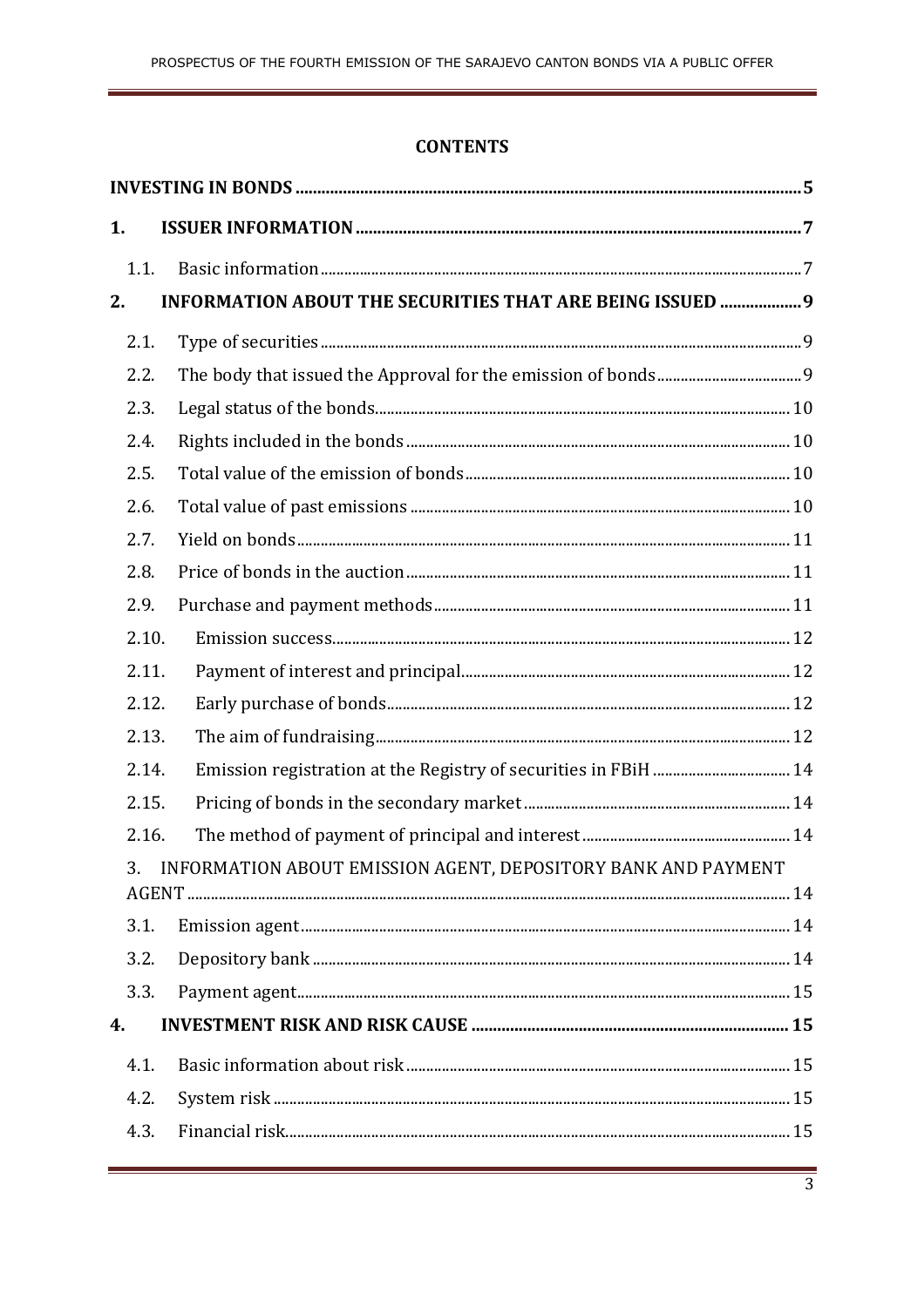# CONTENTS

| | |
|---|---|
| **INVESTING IN BONDS** | **5** |
| **1. ISSUER INFORMATION** | **7** |
| 1.1. Basic information | 7 |
| **2. INFORMATION ABOUT THE SECURITIES THAT ARE BEING ISSUED** | **9** |
| 2.1. Type of securities | 9 |
| 2.2. The body that issued the Approval for the emission of bonds | 9 |
| 2.3. Legal status of the bonds | 10 |
| 2.4. Rights included in the bonds | 10 |
| 2.5. Total value of the emission of bonds | 10 |
| 2.6. Total value of past emissions | 10 |
| 2.7. Yield on bonds | 11 |
| 2.8. Price of bonds in the auction | 11 |
| 2.9. Purchase and payment methods | 11 |
| 2.10. Emission success | 12 |
| 2.11. Payment of interest and principal | 12 |
| 2.12. Early purchase of bonds | 12 |
| 2.13. The aim of fundraising | 12 |
| 2.14. Emission registration at the Registry of securities in FBiH | 14 |
| 2.15. Pricing of bonds in the secondary market | 14 |
| 2.16. The method of payment of principal and interest | 14 |
| 3. INFORMATION ABOUT EMISSION AGENT, DEPOSITORY BANK AND PAYMENT AGENT | 14 |
| 3.1. Emission agent | 14 |
| 3.2. Depository bank | 14 |
| 3.3. Payment agent | 15 |
| **4. INVESTMENT RISK AND RISK CAUSE** | **15** |
| 4.1. Basic information about risk | 15 |
| 4.2. System risk | 15 |
| 4.3. Financial risk | 15 |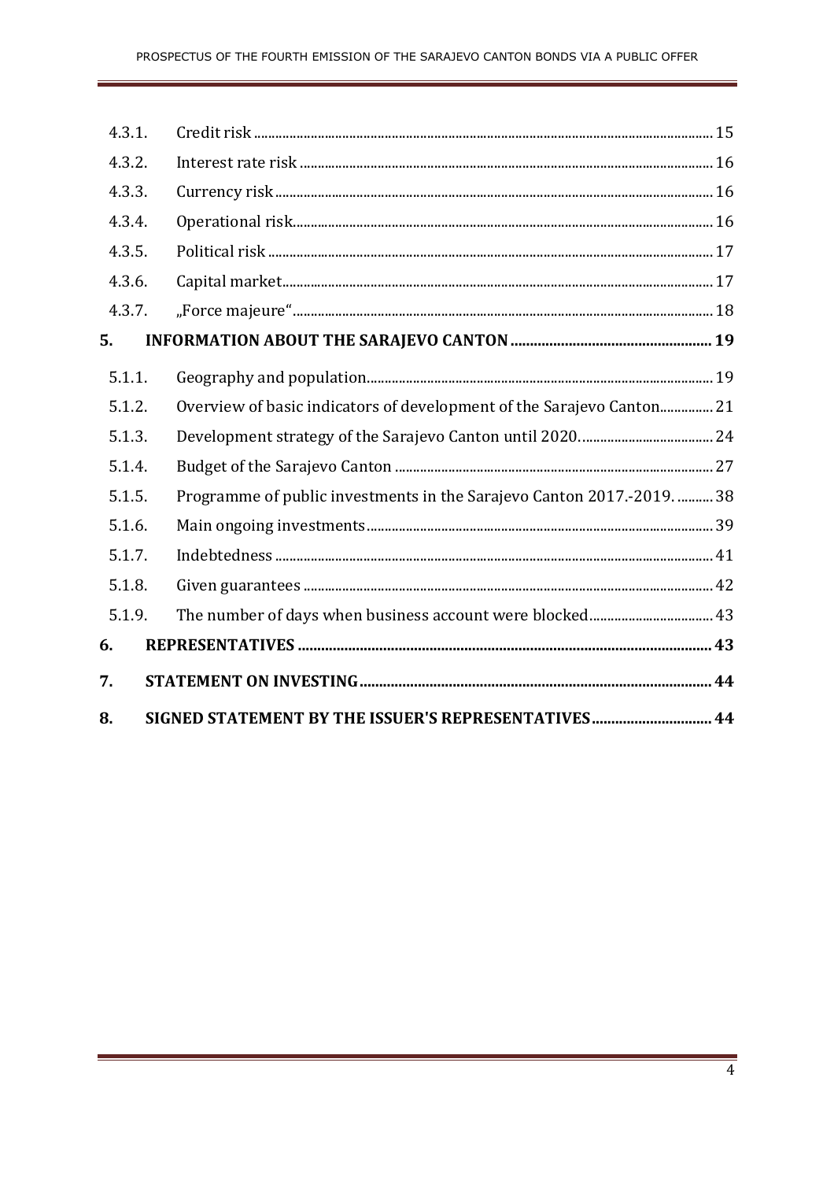| | | |
|---|---|---|
| 4.3.1. | Credit risk | 15 |
| 4.3.2. | Interest rate risk | 16 |
| 4.3.3. | Currency risk | 16 |
| 4.3.4. | Operational risk | 16 |
| 4.3.5. | Political risk | 17 |
| 4.3.6. | Capital market | 17 |
| 4.3.7. | „Force majeure“ | 18 |
| **5.** | **INFORMATION ABOUT THE SARAJEVO CANTON** | **19** |
| 5.1.1. | Geography and population | 19 |
| 5.1.2. | Overview of basic indicators of development of the Sarajevo Canton | 21 |
| 5.1.3. | Development strategy of the Sarajevo Canton until 2020. | 24 |
| 5.1.4. | Budget of the Sarajevo Canton | 27 |
| 5.1.5. | Programme of public investments in the Sarajevo Canton 2017.-2019. | 38 |
| 5.1.6. | Main ongoing investments | 39 |
| 5.1.7. | Indebtedness | 41 |
| 5.1.8. | Given guarantees | 42 |
| 5.1.9. | The number of days when business account were blocked | 43 |
| **6.** | **REPRESENTATIVES** | **43** |
| **7.** | **STATEMENT ON INVESTING** | **44** |
| **8.** | **SIGNED STATEMENT BY THE ISSUER'S REPRESENTATIVES** | **44** |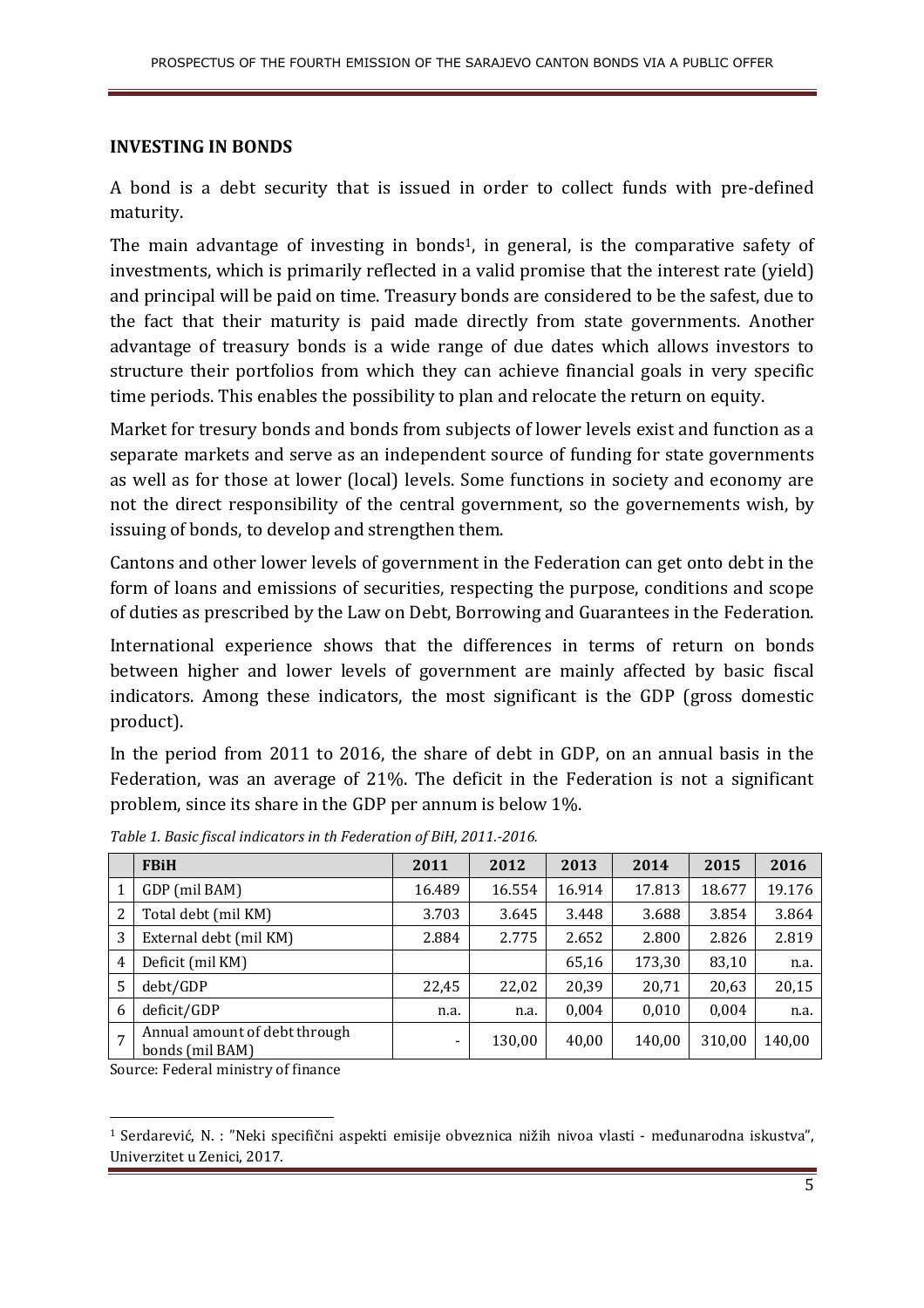## INVESTING IN BONDS

A bond is a debt security that is issued in order to collect funds with pre-defined maturity.

The main advantage of investing in bonds[1], in general, is the comparative safety of investments, which is primarily reflected in a valid promise that the interest rate (yield) and principal will be paid on time. Treasury bonds are considered to be the safest, due to the fact that their maturity is paid made directly from state governments. Another advantage of treasury bonds is a wide range of due dates which allows investors to structure their portfolios from which they can achieve financial goals in very specific time periods. This enables the possibility to plan and relocate the return on equity.

Market for tresury bonds and bonds from subjects of lower levels exist and function as a separate markets and serve as an independent source of funding for state governments as well as for those at lower (local) levels. Some functions in society and economy are not the direct responsibility of the central government, so the governements wish, by issuing of bonds, to develop and strengthen them.

Cantons and other lower levels of government in the Federation can get onto debt in the form of loans and emissions of securities, respecting the purpose, conditions and scope of duties as prescribed by the Law on Debt, Borrowing and Guarantees in the Federation.

International experience shows that the differences in terms of return on bonds between higher and lower levels of government are mainly affected by basic fiscal indicators. Among these indicators, the most significant is the GDP (gross domestic product).

In the period from 2011 to 2016, the share of debt in GDP, on an annual basis in the Federation, was an average of 21%. The deficit in the Federation is not a significant problem, since its share in the GDP per annum is below 1%.

*Table 1. Basic fiscal indicators in th Federation of BiH, 2011.-2016.*

| | FBiH | 2011 | 2012 | 2013 | 2014 | 2015 | 2016 |
|---|---|---|---|---|---|---|---|
| 1 | GDP (mil BAM) | 16.489 | 16.554 | 16.914 | 17.813 | 18.677 | 19.176 |
| 2 | Total debt (mil KM) | 3.703 | 3.645 | 3.448 | 3.688 | 3.854 | 3.864 |
| 3 | External debt (mil KM) | 2.884 | 2.775 | 2.652 | 2.800 | 2.826 | 2.819 |
| 4 | Deficit (mil KM) | | | 65,16 | 173,30 | 83,10 | n.a. |
| 5 | debt/GDP | 22,45 | 22,02 | 20,39 | 20,71 | 20,63 | 20,15 |
| 6 | deficit/GDP | n.a. | n.a. | 0,004 | 0,010 | 0,004 | n.a. |
| 7 | Annual amount of debt through bonds (mil BAM) | - | 130,00 | 40,00 | 140,00 | 310,00 | 140,00 |

Source: Federal ministry of finance

[1] Serdarević, N. : "Neki specifični aspekti emisije obveznica nižih nivoa vlasti - međunarodna iskustva", Univerzitet u Zenici, 2017.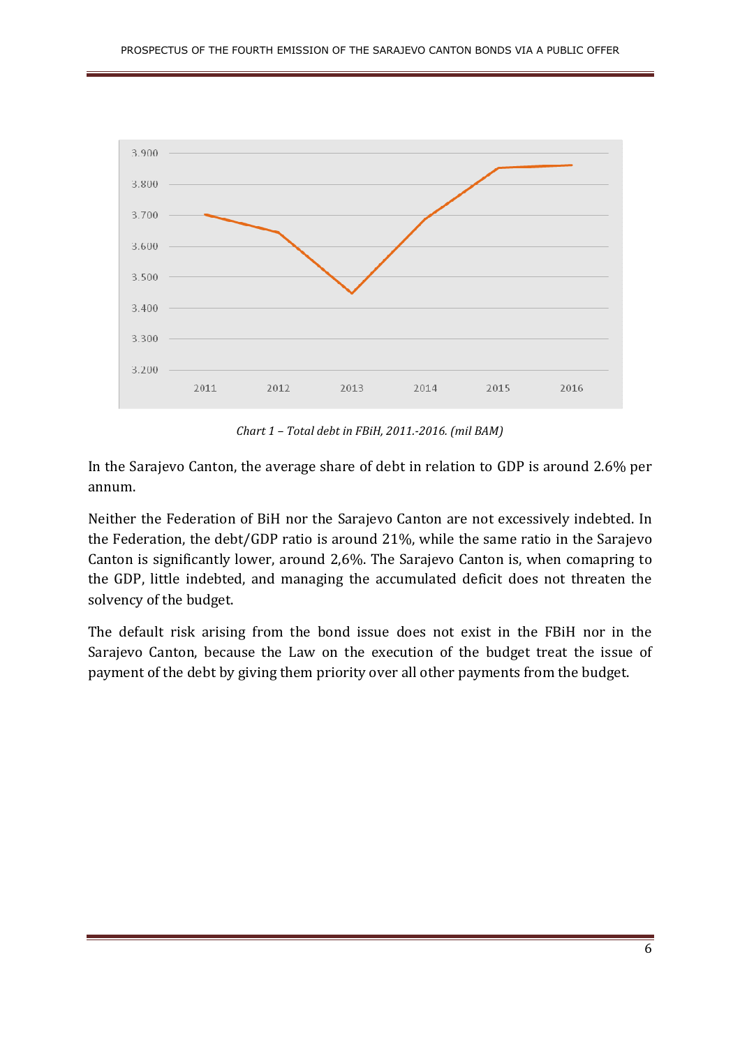*Chart 1 – Total debt in FBiH, 2011.-2016. (mil BAM)*

In the Sarajevo Canton, the average share of debt in relation to GDP is around 2.6% per annum.

Neither the Federation of BiH nor the Sarajevo Canton are not excessively indebted. In the Federation, the debt/GDP ratio is around 21%, while the same ratio in the Sarajevo Canton is significantly lower, around 2,6%. The Sarajevo Canton is, when comapring to the GDP, little indebted, and managing the accumulated deficit does not threaten the solvency of the budget.

The default risk arising from the bond issue does not exist in the FBiH nor in the Sarajevo Canton, because the Law on the execution of the budget treat the issue of payment of the debt by giving them priority over all other payments from the budget.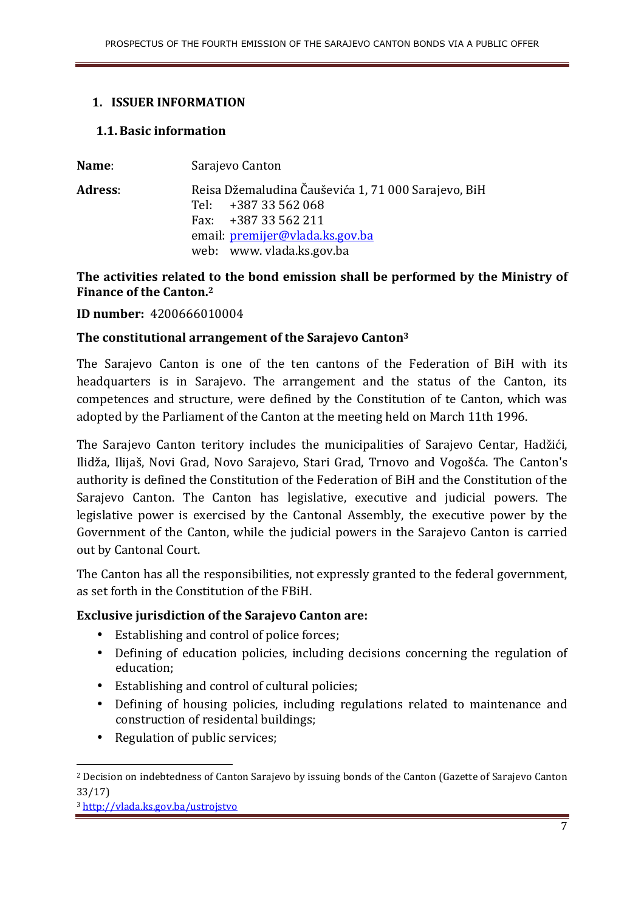## 1. ISSUER INFORMATION

### 1.1. Basic information

**Name**: Sarajevo Canton

**Adress**: Reisa Džemaludina Čauševića 1, 71 000 Sarajevo, BiH
Tel: +387 33 562 068
Fax: +387 33 562 211
email: premijer@vlada.ks.gov.ba
web: www. vlada.ks.gov.ba

**The activities related to the bond emission shall be performed by the Ministry of Finance of the Canton.**[2]

**ID number:** 4200666010004

**The constitutional arrangement of the Sarajevo Canton**[3]

The Sarajevo Canton is one of the ten cantons of the Federation of BiH with its headquarters is in Sarajevo. The arrangement and the status of the Canton, its competences and structure, were defined by the Constitution of te Canton, which was adopted by the Parliament of the Canton at the meeting held on March 11th 1996.

The Sarajevo Canton teritory includes the municipalities of Sarajevo Centar, Hadžići, Ilidža, Ilijaš, Novi Grad, Novo Sarajevo, Stari Grad, Trnovo and Vogošća. The Canton's authority is defined the Constitution of the Federation of BiH and the Constitution of the Sarajevo Canton. The Canton has legislative, executive and judicial powers. The legislative power is exercised by the Cantonal Assembly, the executive power by the Government of the Canton, while the judicial powers in the Sarajevo Canton is carried out by Cantonal Court.

The Canton has all the responsibilities, not expressly granted to the federal government, as set forth in the Constitution of the FBiH.

**Exclusive jurisdiction of the Sarajevo Canton are:**

- Establishing and control of police forces;
- Defining of education policies, including decisions concerning the regulation of education;
- Establishing and control of cultural policies;
- Defining of housing policies, including regulations related to maintenance and construction of residental buildings;
- Regulation of public services;

[2] Decision on indebtedness of Canton Sarajevo by issuing bonds of the Canton (Gazette of Sarajevo Canton 33/17)

[3] http://vlada.ks.gov.ba/ustrojstvo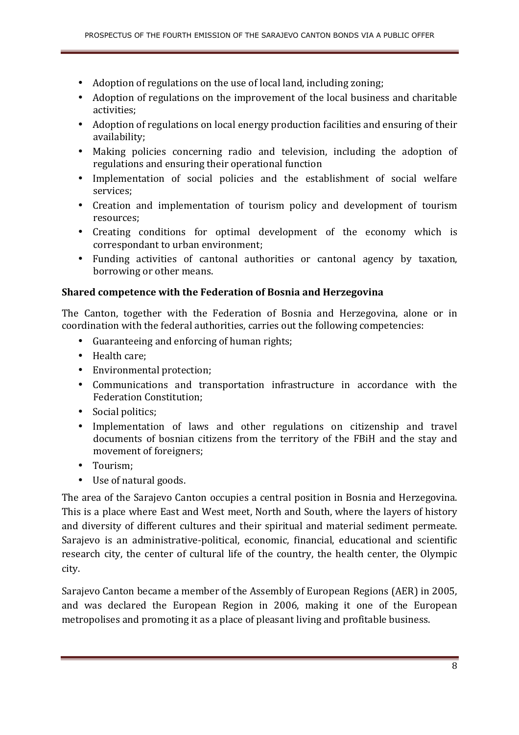- Adoption of regulations on the use of local land, including zoning;
- Adoption of regulations on the improvement of the local business and charitable activities;
- Adoption of regulations on local energy production facilities and ensuring of their availability;
- Making policies concerning radio and television, including the adoption of regulations and ensuring their operational function
- Implementation of social policies and the establishment of social welfare services;
- Creation and implementation of tourism policy and development of tourism resources;
- Creating conditions for optimal development of the economy which is correspondant to urban environment;
- Funding activities of cantonal authorities or cantonal agency by taxation, borrowing or other means.

**Shared competence with the Federation of Bosnia and Herzegovina**

The Canton, together with the Federation of Bosnia and Herzegovina, alone or in coordination with the federal authorities, carries out the following competencies:

- Guaranteeing and enforcing of human rights;
- Health care;
- Environmental protection;
- Communications and transportation infrastructure in accordance with the Federation Constitution;
- Social politics;
- Implementation of laws and other regulations on citizenship and travel documents of bosnian citizens from the territory of the FBiH and the stay and movement of foreigners;
- Tourism;
- Use of natural goods.

The area of the Sarajevo Canton occupies a central position in Bosnia and Herzegovina. This is a place where East and West meet, North and South, where the layers of history and diversity of different cultures and their spiritual and material sediment permeate. Sarajevo is an administrative-political, economic, financial, educational and scientific research city, the center of cultural life of the country, the health center, the Olympic city.

Sarajevo Canton became a member of the Assembly of European Regions (AER) in 2005, and was declared the European Region in 2006, making it one of the European metropolises and promoting it as a place of pleasant living and profitable business.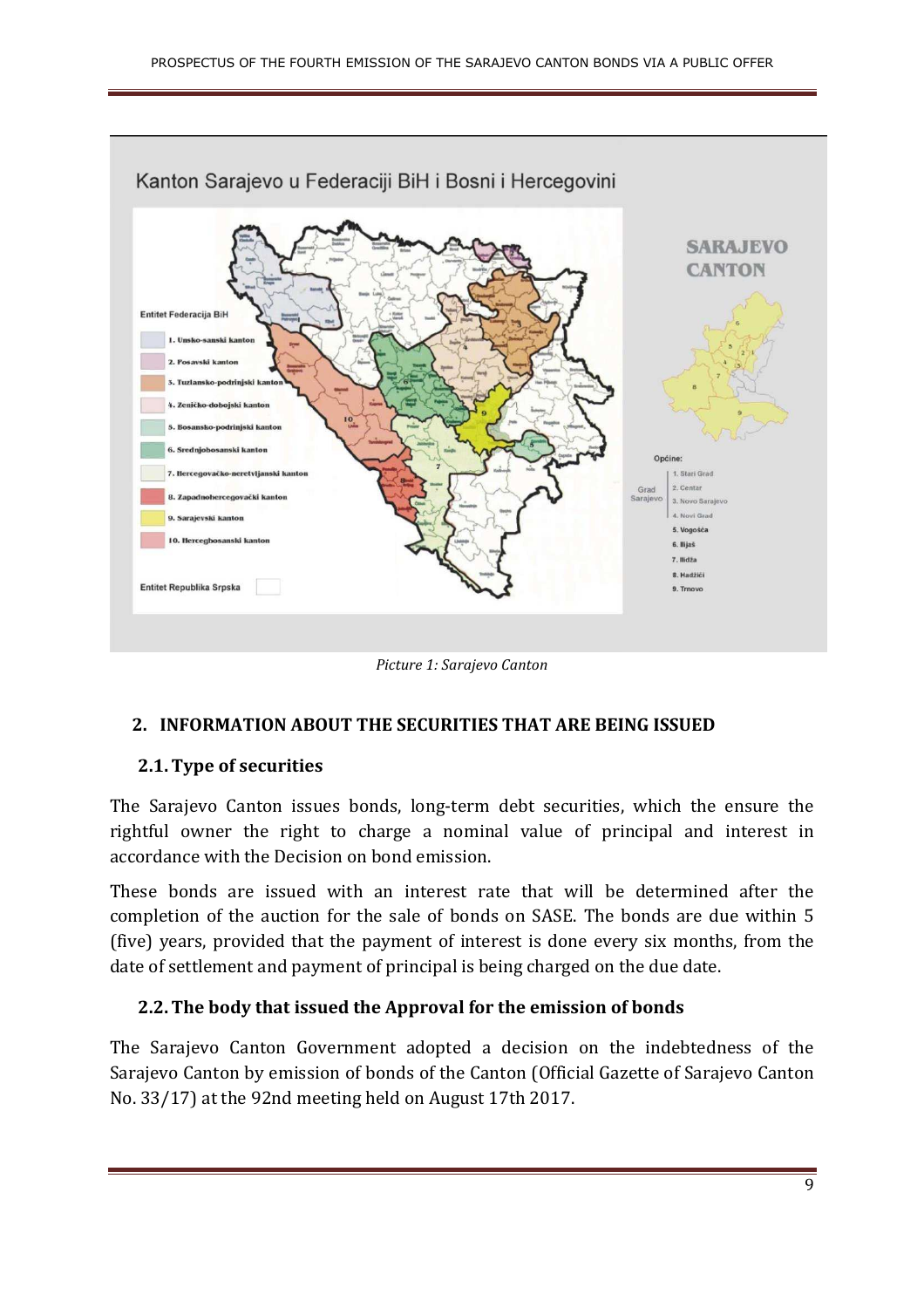*Picture 1: Sarajevo Canton*

## 2. INFORMATION ABOUT THE SECURITIES THAT ARE BEING ISSUED

### 2.1. Type of securities

The Sarajevo Canton issues bonds, long-term debt securities, which the ensure the rightful owner the right to charge a nominal value of principal and interest in accordance with the Decision on bond emission.

These bonds are issued with an interest rate that will be determined after the completion of the auction for the sale of bonds on SASE. The bonds are due within 5 (five) years, provided that the payment of interest is done every six months, from the date of settlement and payment of principal is being charged on the due date.

### 2.2. The body that issued the Approval for the emission of bonds

The Sarajevo Canton Government adopted a decision on the indebtedness of the Sarajevo Canton by emission of bonds of the Canton (Official Gazette of Sarajevo Canton No. 33/17) at the 92nd meeting held on August 17th 2017.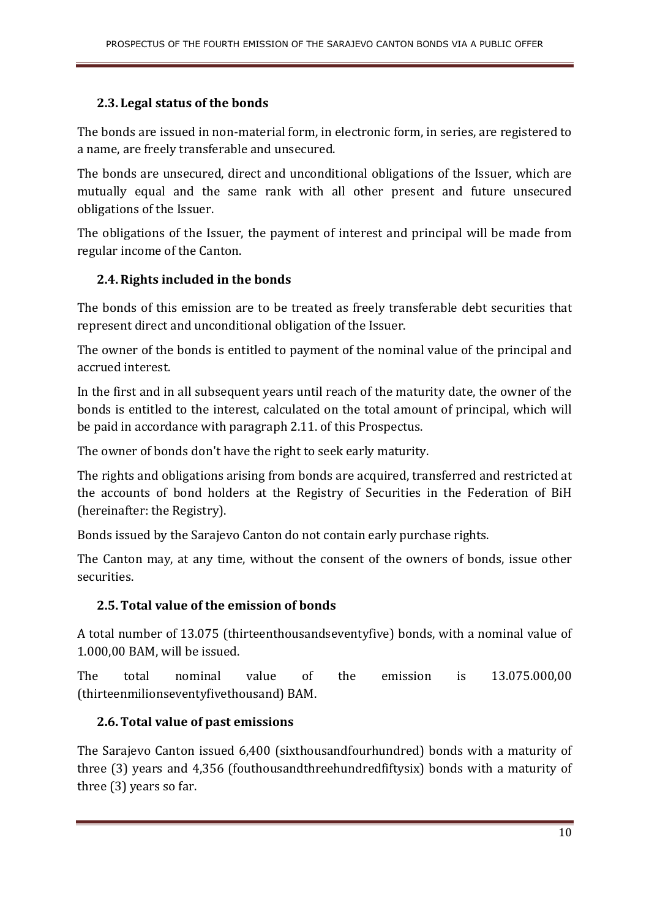## 2.3. Legal status of the bonds

The bonds are issued in non-material form, in electronic form, in series, are registered to a name, are freely transferable and unsecured.

The bonds are unsecured, direct and unconditional obligations of the Issuer, which are mutually equal and the same rank with all other present and future unsecured obligations of the Issuer.

The obligations of the Issuer, the payment of interest and principal will be made from regular income of the Canton.

## 2.4. Rights included in the bonds

The bonds of this emission are to be treated as freely transferable debt securities that represent direct and unconditional obligation of the Issuer.

The owner of the bonds is entitled to payment of the nominal value of the principal and accrued interest.

In the first and in all subsequent years until reach of the maturity date, the owner of the bonds is entitled to the interest, calculated on the total amount of principal, which will be paid in accordance with paragraph 2.11. of this Prospectus.

The owner of bonds don't have the right to seek early maturity.

The rights and obligations arising from bonds are acquired, transferred and restricted at the accounts of bond holders at the Registry of Securities in the Federation of BiH (hereinafter: the Registry).

Bonds issued by the Sarajevo Canton do not contain early purchase rights.

The Canton may, at any time, without the consent of the owners of bonds, issue other securities.

## 2.5. Total value of the emission of bonds

A total number of 13.075 (thirteenthousandseventyfive) bonds, with a nominal value of 1.000,00 BAM, will be issued.

The total nominal value of the emission is 13.075.000,00 (thirteenmilionseventyfivethousand) BAM.

## 2.6. Total value of past emissions

The Sarajevo Canton issued 6,400 (sixthousandfourhundred) bonds with a maturity of three (3) years and 4,356 (fouthousandthreehundredfiftysix) bonds with a maturity of three (3) years so far.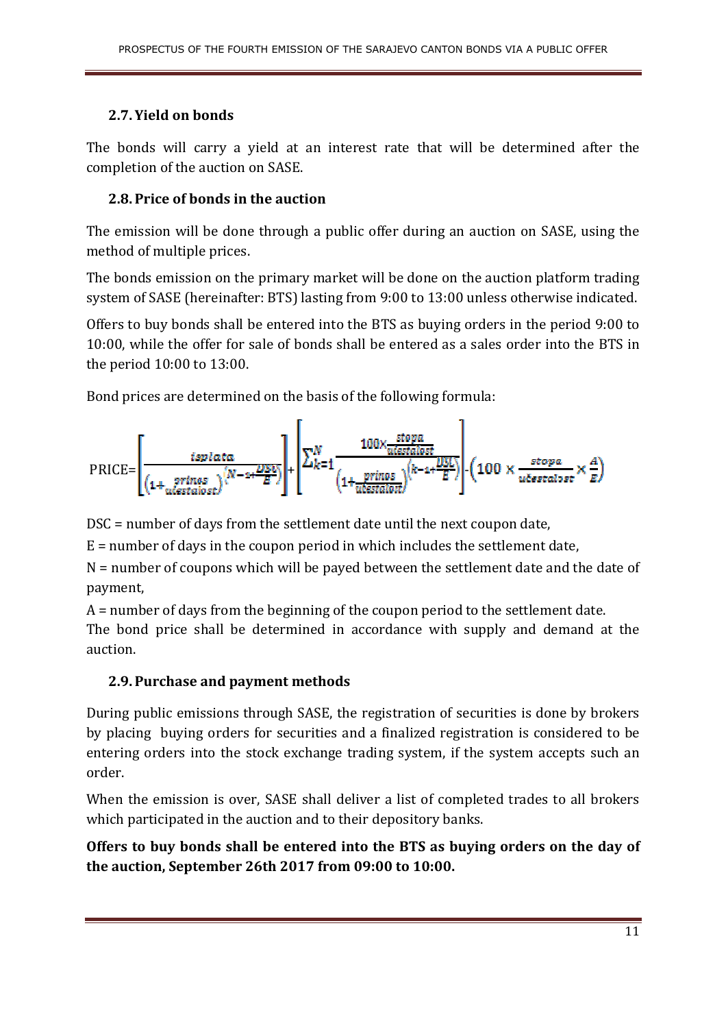## 2.7. Yield on bonds

The bonds will carry a yield at an interest rate that will be determined after the completion of the auction on SASE.

## 2.8. Price of bonds in the auction

The emission will be done through a public offer during an auction on SASE, using the method of multiple prices.

The bonds emission on the primary market will be done on the auction platform trading system of SASE (hereinafter: BTS) lasting from 9:00 to 13:00 unless otherwise indicated.

Offers to buy bonds shall be entered into the BTS as buying orders in the period 9:00 to 10:00, while the offer for sale of bonds shall be entered as a sales order into the BTS in the period 10:00 to 13:00.

Bond prices are determined on the basis of the following formula:

$$\text{PRICE}=\left[\frac{isplata}{\left(1+\frac{prinos}{u\check{c}estalost}\right)^{\left(N-1+\frac{DSC}{E}\right)}}\right]+\left[\sum_{k=1}^{N}\frac{100\times\frac{stopa}{u\check{c}estalost}}{\left(1+\frac{prinos}{u\check{c}estalost}\right)^{\left(k-1+\frac{DSC}{E}\right)}}\right]-\left(100\times\frac{stopa}{u\check{c}estalost}\times\frac{A}{E}\right)$$

DSC = number of days from the settlement date until the next coupon date,

E = number of days in the coupon period in which includes the settlement date,

N = number of coupons which will be payed between the settlement date and the date of payment,

A = number of days from the beginning of the coupon period to the settlement date.

The bond price shall be determined in accordance with supply and demand at the auction.

## 2.9. Purchase and payment methods

During public emissions through SASE, the registration of securities is done by brokers by placing buying orders for securities and a finalized registration is considered to be entering orders into the stock exchange trading system, if the system accepts such an order.

When the emission is over, SASE shall deliver a list of completed trades to all brokers which participated in the auction and to their depository banks.

**Offers to buy bonds shall be entered into the BTS as buying orders on the day of the auction, September 26th 2017 from 09:00 to 10:00.**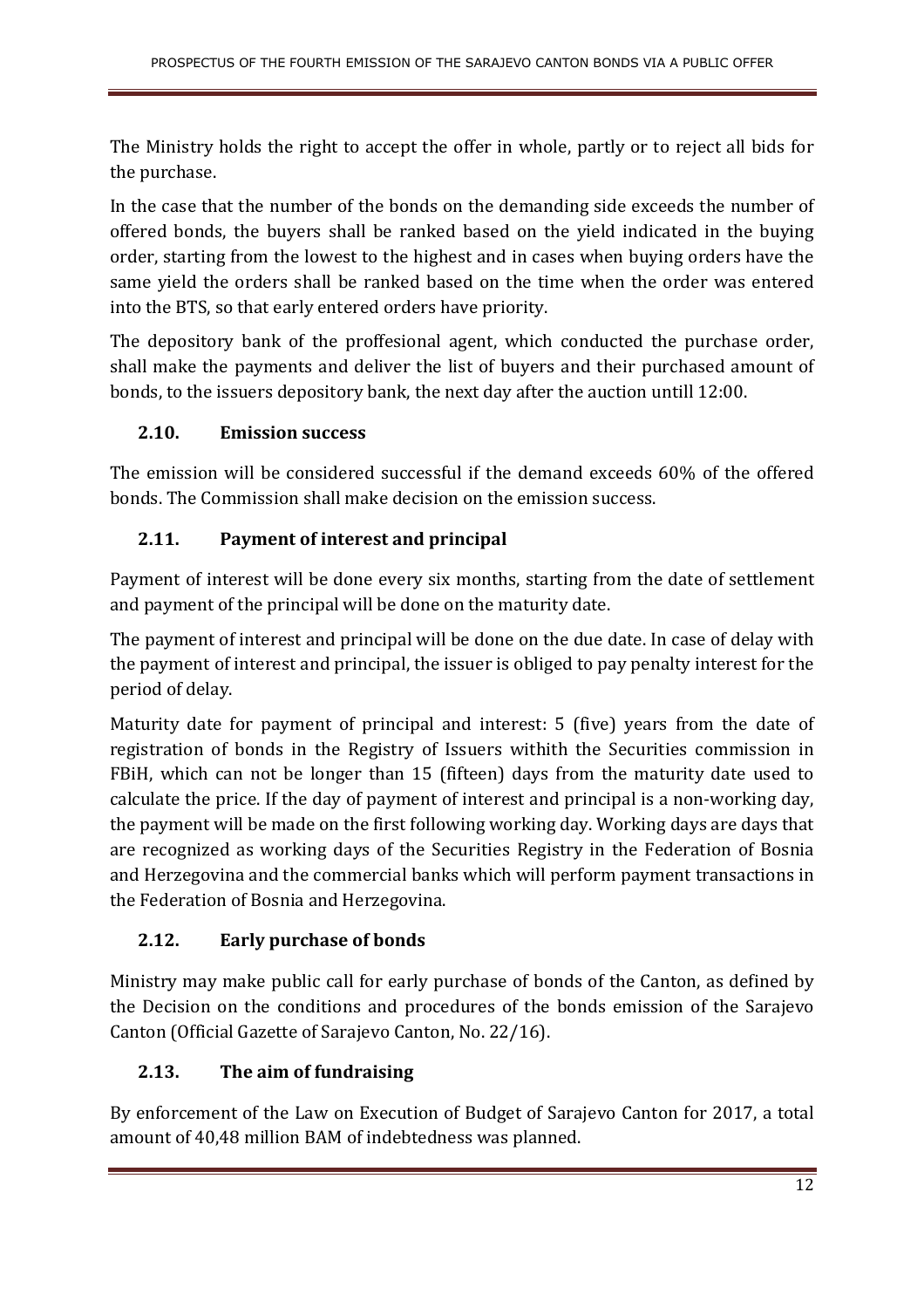The Ministry holds the right to accept the offer in whole, partly or to reject all bids for the purchase.

In the case that the number of the bonds on the demanding side exceeds the number of offered bonds, the buyers shall be ranked based on the yield indicated in the buying order, starting from the lowest to the highest and in cases when buying orders have the same yield the orders shall be ranked based on the time when the order was entered into the BTS, so that early entered orders have priority.

The depository bank of the proffesional agent, which conducted the purchase order, shall make the payments and deliver the list of buyers and their purchased amount of bonds, to the issuers depository bank, the next day after the auction untill 12:00.

### 2.10. Emission success

The emission will be considered successful if the demand exceeds 60% of the offered bonds. The Commission shall make decision on the emission success.

### 2.11. Payment of interest and principal

Payment of interest will be done every six months, starting from the date of settlement and payment of the principal will be done on the maturity date.

The payment of interest and principal will be done on the due date. In case of delay with the payment of interest and principal, the issuer is obliged to pay penalty interest for the period of delay.

Maturity date for payment of principal and interest: 5 (five) years from the date of registration of bonds in the Registry of Issuers withith the Securities commission in FBiH, which can not be longer than 15 (fifteen) days from the maturity date used to calculate the price. If the day of payment of interest and principal is a non-working day, the payment will be made on the first following working day. Working days are days that are recognized as working days of the Securities Registry in the Federation of Bosnia and Herzegovina and the commercial banks which will perform payment transactions in the Federation of Bosnia and Herzegovina.

### 2.12. Early purchase of bonds

Ministry may make public call for early purchase of bonds of the Canton, as defined by the Decision on the conditions and procedures of the bonds emission of the Sarajevo Canton (Official Gazette of Sarajevo Canton, No. 22/16).

### 2.13. The aim of fundraising

By enforcement of the Law on Execution of Budget of Sarajevo Canton for 2017, a total amount of 40,48 million BAM of indebtedness was planned.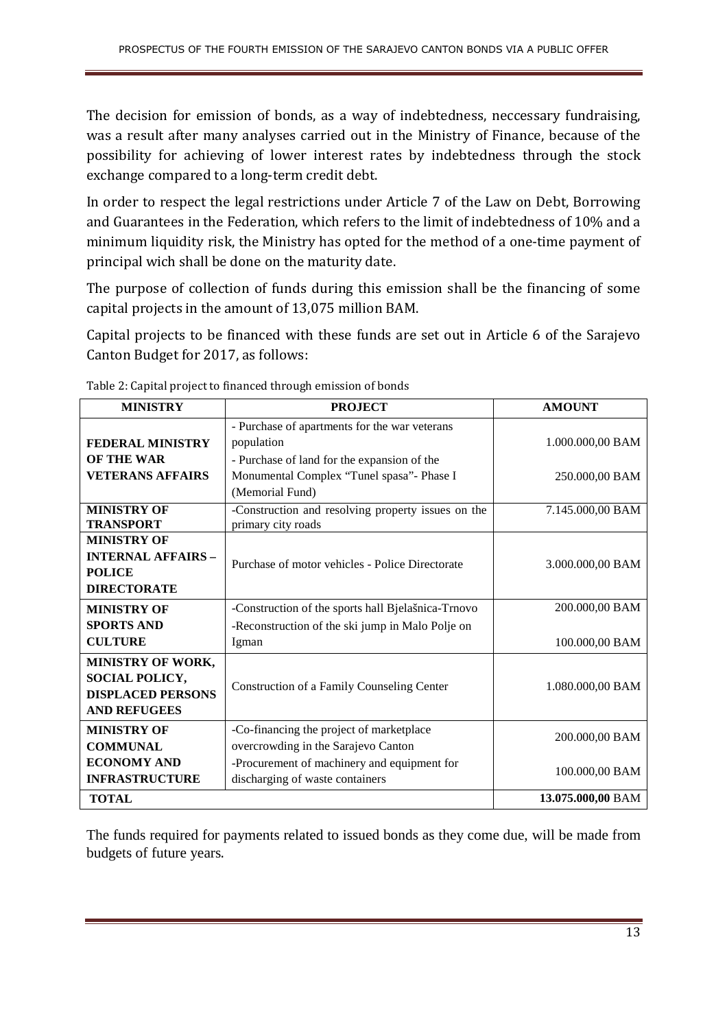The decision for emission of bonds, as a way of indebtedness, neccessary fundraising, was a result after many analyses carried out in the Ministry of Finance, because of the possibility for achieving of lower interest rates by indebtedness through the stock exchange compared to a long-term credit debt.

In order to respect the legal restrictions under Article 7 of the Law on Debt, Borrowing and Guarantees in the Federation, which refers to the limit of indebtedness of 10% and a minimum liquidity risk, the Ministry has opted for the method of a one-time payment of principal wich shall be done on the maturity date.

The purpose of collection of funds during this emission shall be the financing of some capital projects in the amount of 13,075 million BAM.

Capital projects to be financed with these funds are set out in Article 6 of the Sarajevo Canton Budget for 2017, as follows:

Table 2: Capital project to financed through emission of bonds

| MINISTRY | PROJECT | AMOUNT |
|---|---|---|
| **FEDERAL MINISTRY OF THE WAR VETERANS AFFAIRS** | - Purchase of apartments for the war veterans population | 1.000.000,00 BAM |
| | - Purchase of land for the expansion of the Monumental Complex "Tunel spasa"- Phase I (Memorial Fund) | 250.000,00 BAM |
| **MINISTRY OF TRANSPORT** | -Construction and resolving property issues on the primary city roads | 7.145.000,00 BAM |
| **MINISTRY OF INTERNAL AFFAIRS – POLICE DIRECTORATE** | Purchase of motor vehicles - Police Directorate | 3.000.000,00 BAM |
| **MINISTRY OF SPORTS AND CULTURE** | -Construction of the sports hall Bjelašnica-Trnovo | 200.000,00 BAM |
| | -Reconstruction of the ski jump in Malo Polje on Igman | 100.000,00 BAM |
| **MINISTRY OF WORK, SOCIAL POLICY, DISPLACED PERSONS AND REFUGEES** | Construction of a Family Counseling Center | 1.080.000,00 BAM |
| **MINISTRY OF COMMUNAL ECONOMY AND INFRASTRUCTURE** | -Co-financing the project of marketplace overcrowding in the Sarajevo Canton | 200.000,00 BAM |
| | -Procurement of machinery and equipment for discharging of waste containers | 100.000,00 BAM |
| **TOTAL** | | **13.075.000,00** BAM |

The funds required for payments related to issued bonds as they come due, will be made from budgets of future years.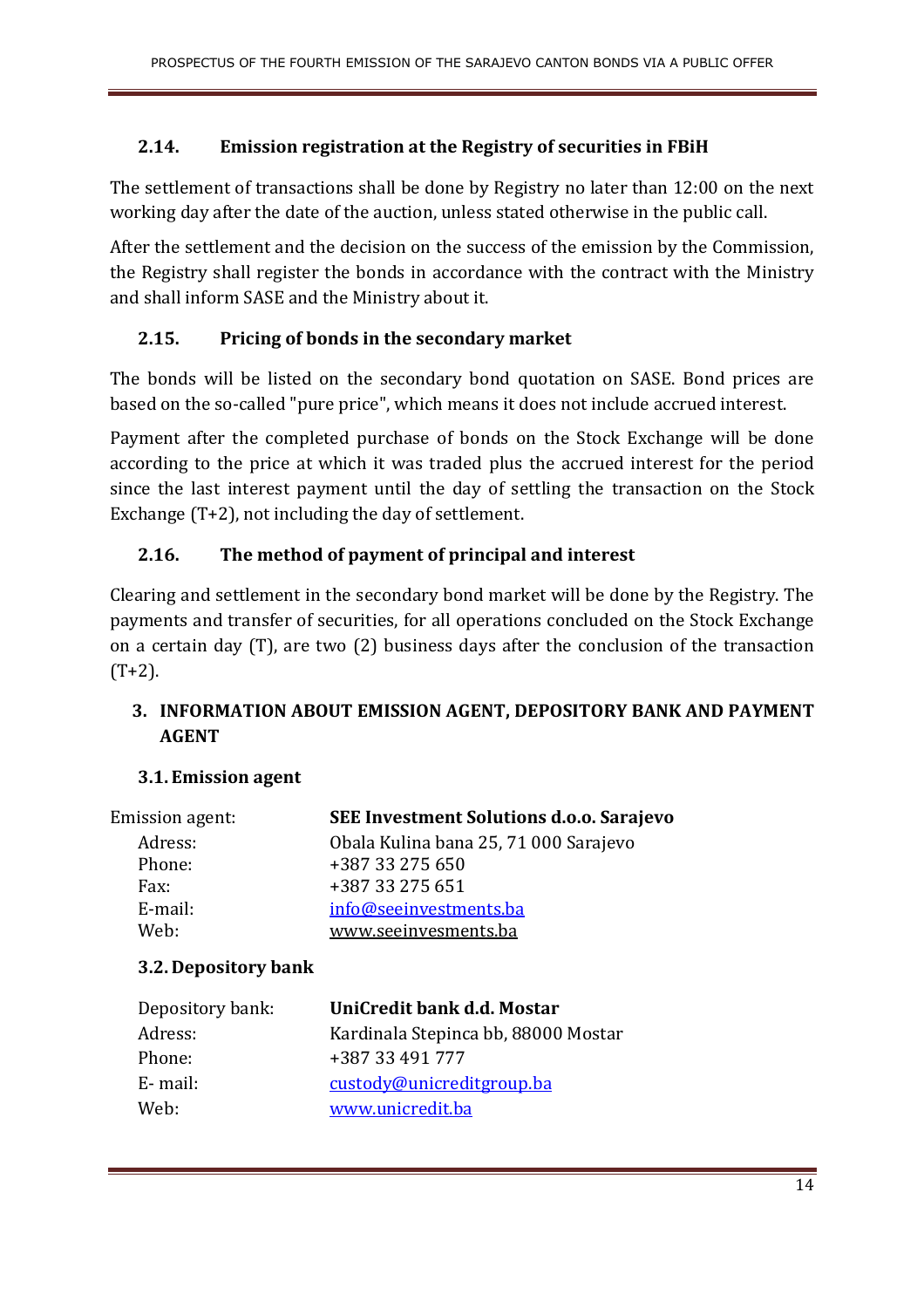### 2.14. Emission registration at the Registry of securities in FBiH

The settlement of transactions shall be done by Registry no later than 12:00 on the next working day after the date of the auction, unless stated otherwise in the public call.

After the settlement and the decision on the success of the emission by the Commission, the Registry shall register the bonds in accordance with the contract with the Ministry and shall inform SASE and the Ministry about it.

### 2.15. Pricing of bonds in the secondary market

The bonds will be listed on the secondary bond quotation on SASE. Bond prices are based on the so-called "pure price", which means it does not include accrued interest.

Payment after the completed purchase of bonds on the Stock Exchange will be done according to the price at which it was traded plus the accrued interest for the period since the last interest payment until the day of settling the transaction on the Stock Exchange (T+2), not including the day of settlement.

### 2.16. The method of payment of principal and interest

Clearing and settlement in the secondary bond market will be done by the Registry. The payments and transfer of securities, for all operations concluded on the Stock Exchange on a certain day (T), are two (2) business days after the conclusion of the transaction (T+2).

## 3. INFORMATION ABOUT EMISSION AGENT, DEPOSITORY BANK AND PAYMENT AGENT

### 3.1. Emission agent

Emission agent: **SEE Investment Solutions d.o.o. Sarajevo**
Adress: Obala Kulina bana 25, 71 000 Sarajevo
Phone: +387 33 275 650
Fax: +387 33 275 651
E-mail: info@seeinvestments.ba
Web: www.seeinvesments.ba

### 3.2. Depository bank

Depository bank: **UniCredit bank d.d. Mostar**
Adress: Kardinala Stepinca bb, 88000 Mostar
Phone: +387 33 491 777
E- mail: custody@unicreditgroup.ba
Web: www.unicredit.ba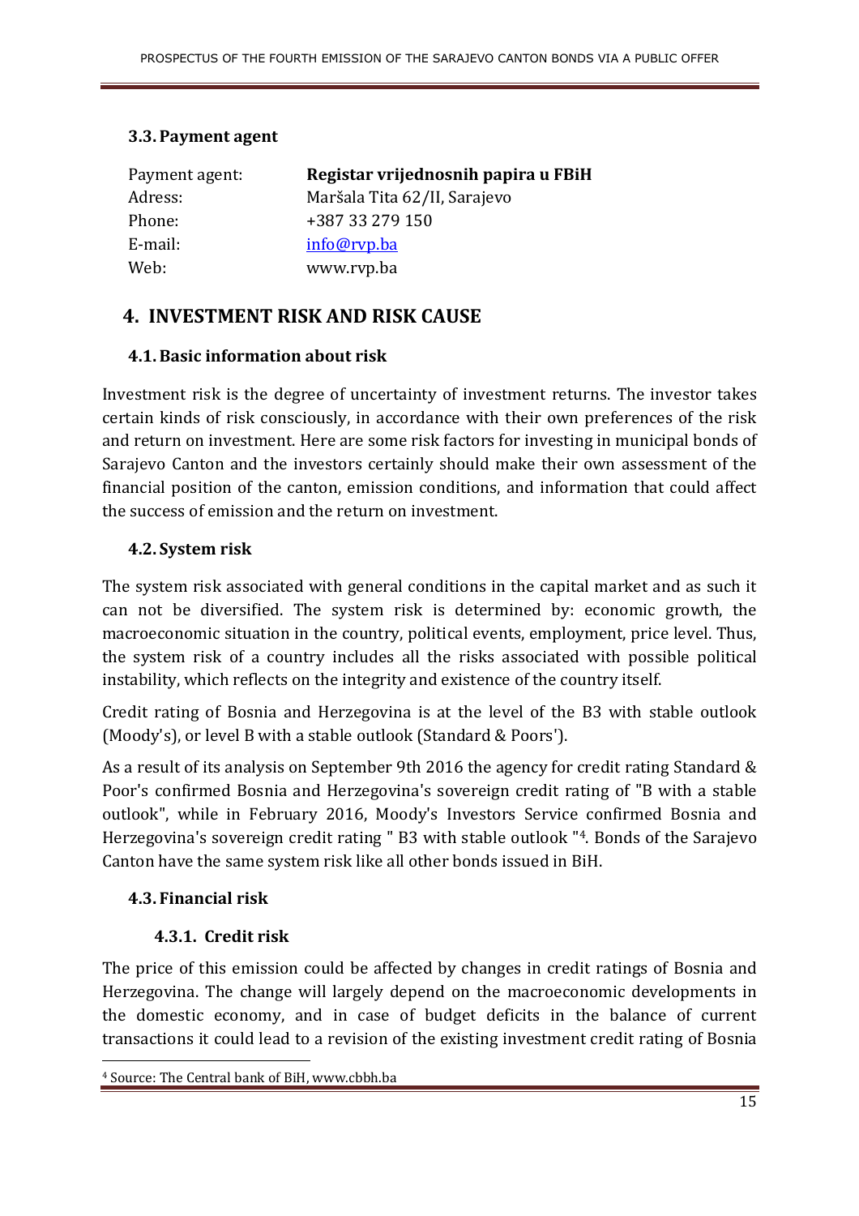### 3.3. Payment agent

| | |
|---|---|
| Payment agent: | **Registar vrijednosnih papira u FBiH** |
| Adress: | Maršala Tita 62/II, Sarajevo |
| Phone: | +387 33 279 150 |
| E-mail: | info@rvp.ba |
| Web: | www.rvp.ba |

## 4. INVESTMENT RISK AND RISK CAUSE

### 4.1. Basic information about risk

Investment risk is the degree of uncertainty of investment returns. The investor takes certain kinds of risk consciously, in accordance with their own preferences of the risk and return on investment. Here are some risk factors for investing in municipal bonds of Sarajevo Canton and the investors certainly should make their own assessment of the financial position of the canton, emission conditions, and information that could affect the success of emission and the return on investment.

### 4.2. System risk

The system risk associated with general conditions in the capital market and as such it can not be diversified. The system risk is determined by: economic growth, the macroeconomic situation in the country, political events, employment, price level. Thus, the system risk of a country includes all the risks associated with possible political instability, which reflects on the integrity and existence of the country itself.

Credit rating of Bosnia and Herzegovina is at the level of the B3 with stable outlook (Moody's), or level B with a stable outlook (Standard & Poors').

As a result of its analysis on September 9th 2016 the agency for credit rating Standard & Poor's confirmed Bosnia and Herzegovina's sovereign credit rating of "B with a stable outlook", while in February 2016, Moody's Investors Service confirmed Bosnia and Herzegovina's sovereign credit rating " B3 with stable outlook "[4]. Bonds of the Sarajevo Canton have the same system risk like all other bonds issued in BiH.

### 4.3. Financial risk

#### 4.3.1. Credit risk

The price of this emission could be affected by changes in credit ratings of Bosnia and Herzegovina. The change will largely depend on the macroeconomic developments in the domestic economy, and in case of budget deficits in the balance of current transactions it could lead to a revision of the existing investment credit rating of Bosnia

[4] Source: The Central bank of BiH, www.cbbh.ba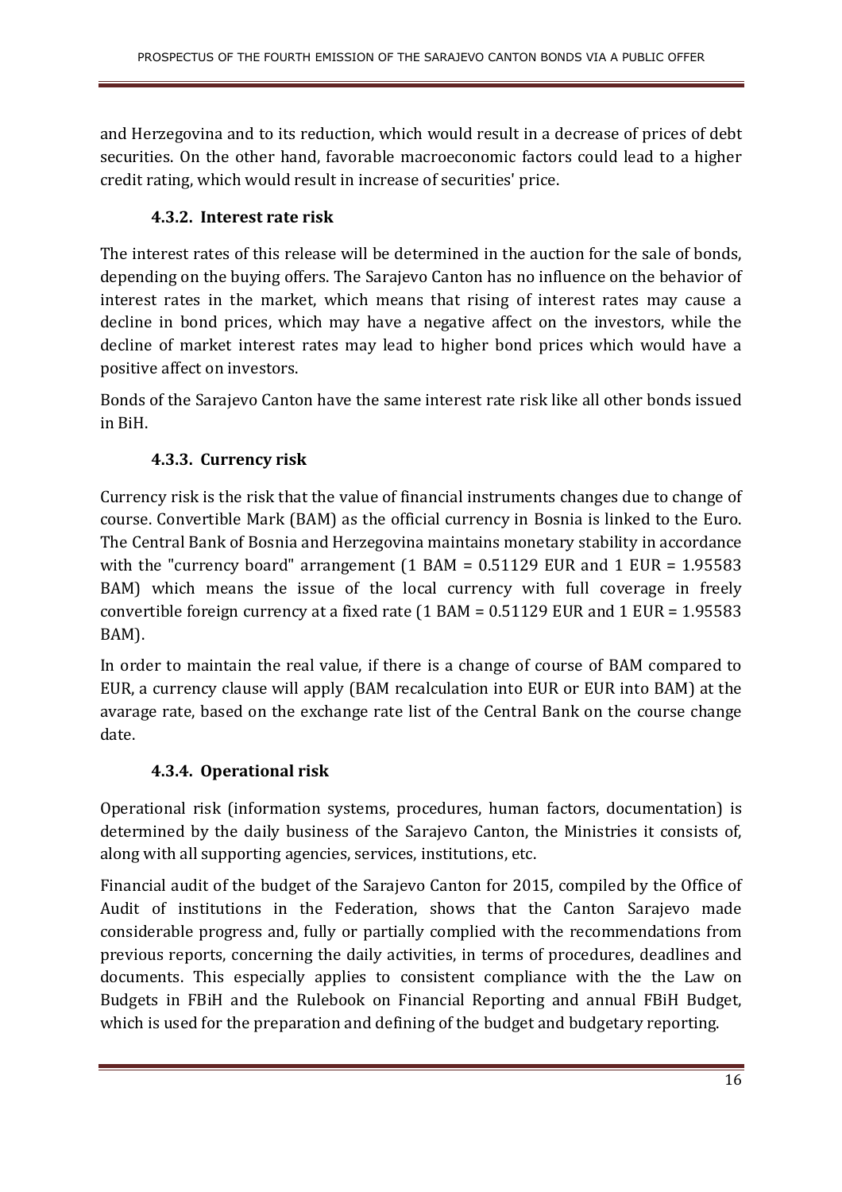and Herzegovina and to its reduction, which would result in a decrease of prices of debt securities. On the other hand, favorable macroeconomic factors could lead to a higher credit rating, which would result in increase of securities' price.

### 4.3.2. Interest rate risk

The interest rates of this release will be determined in the auction for the sale of bonds, depending on the buying offers. The Sarajevo Canton has no influence on the behavior of interest rates in the market, which means that rising of interest rates may cause a decline in bond prices, which may have a negative affect on the investors, while the decline of market interest rates may lead to higher bond prices which would have a positive affect on investors.

Bonds of the Sarajevo Canton have the same interest rate risk like all other bonds issued in BiH.

### 4.3.3. Currency risk

Currency risk is the risk that the value of financial instruments changes due to change of course. Convertible Mark (BAM) as the official currency in Bosnia is linked to the Euro. The Central Bank of Bosnia and Herzegovina maintains monetary stability in accordance with the "currency board" arrangement (1 BAM = 0.51129 EUR and 1 EUR = 1.95583 BAM) which means the issue of the local currency with full coverage in freely convertible foreign currency at a fixed rate (1 BAM = 0.51129 EUR and 1 EUR = 1.95583 BAM).

In order to maintain the real value, if there is a change of course of BAM compared to EUR, a currency clause will apply (BAM recalculation into EUR or EUR into BAM) at the avarage rate, based on the exchange rate list of the Central Bank on the course change date.

### 4.3.4. Operational risk

Operational risk (information systems, procedures, human factors, documentation) is determined by the daily business of the Sarajevo Canton, the Ministries it consists of, along with all supporting agencies, services, institutions, etc.

Financial audit of the budget of the Sarajevo Canton for 2015, compiled by the Office of Audit of institutions in the Federation, shows that the Canton Sarajevo made considerable progress and, fully or partially complied with the recommendations from previous reports, concerning the daily activities, in terms of procedures, deadlines and documents. This especially applies to consistent compliance with the the Law on Budgets in FBiH and the Rulebook on Financial Reporting and annual FBiH Budget, which is used for the preparation and defining of the budget and budgetary reporting.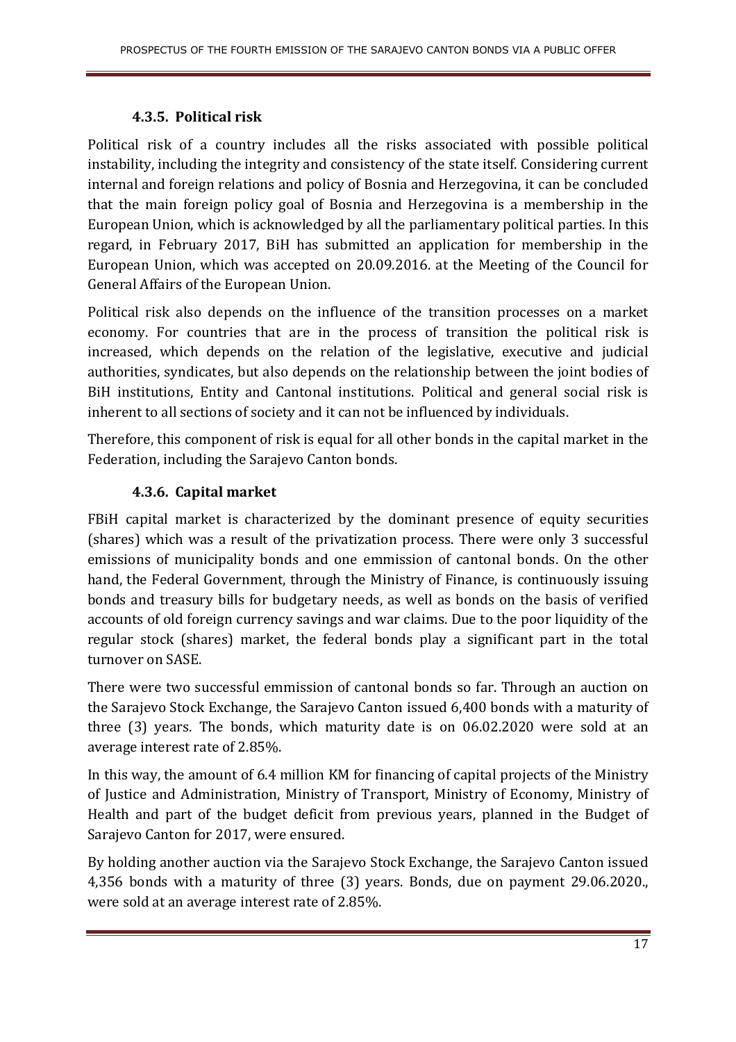### 4.3.5. Political risk

Political risk of a country includes all the risks associated with possible political instability, including the integrity and consistency of the state itself. Considering current internal and foreign relations and policy of Bosnia and Herzegovina, it can be concluded that the main foreign policy goal of Bosnia and Herzegovina is a membership in the European Union, which is acknowledged by all the parliamentary political parties. In this regard, in February 2017, BiH has submitted an application for membership in the European Union, which was accepted on 20.09.2016. at the Meeting of the Council for General Affairs of the European Union.

Political risk also depends on the influence of the transition processes on a market economy. For countries that are in the process of transition the political risk is increased, which depends on the relation of the legislative, executive and judicial authorities, syndicates, but also depends on the relationship between the joint bodies of BiH institutions, Entity and Cantonal institutions. Political and general social risk is inherent to all sections of society and it can not be influenced by individuals.

Therefore, this component of risk is equal for all other bonds in the capital market in the Federation, including the Sarajevo Canton bonds.

### 4.3.6. Capital market

FBiH capital market is characterized by the dominant presence of equity securities (shares) which was a result of the privatization process. There were only 3 successful emissions of municipality bonds and one emmission of cantonal bonds. On the other hand, the Federal Government, through the Ministry of Finance, is continuously issuing bonds and treasury bills for budgetary needs, as well as bonds on the basis of verified accounts of old foreign currency savings and war claims. Due to the poor liquidity of the regular stock (shares) market, the federal bonds play a significant part in the total turnover on SASE.

There were two successful emmission of cantonal bonds so far. Through an auction on the Sarajevo Stock Exchange, the Sarajevo Canton issued 6,400 bonds with a maturity of three (3) years. The bonds, which maturity date is on 06.02.2020 were sold at an average interest rate of 2.85%.

In this way, the amount of 6.4 million KM for financing of capital projects of the Ministry of Justice and Administration, Ministry of Transport, Ministry of Economy, Ministry of Health and part of the budget deficit from previous years, planned in the Budget of Sarajevo Canton for 2017, were ensured.

By holding another auction via the Sarajevo Stock Exchange, the Sarajevo Canton issued 4,356 bonds with a maturity of three (3) years. Bonds, due on payment 29.06.2020., were sold at an average interest rate of 2.85%.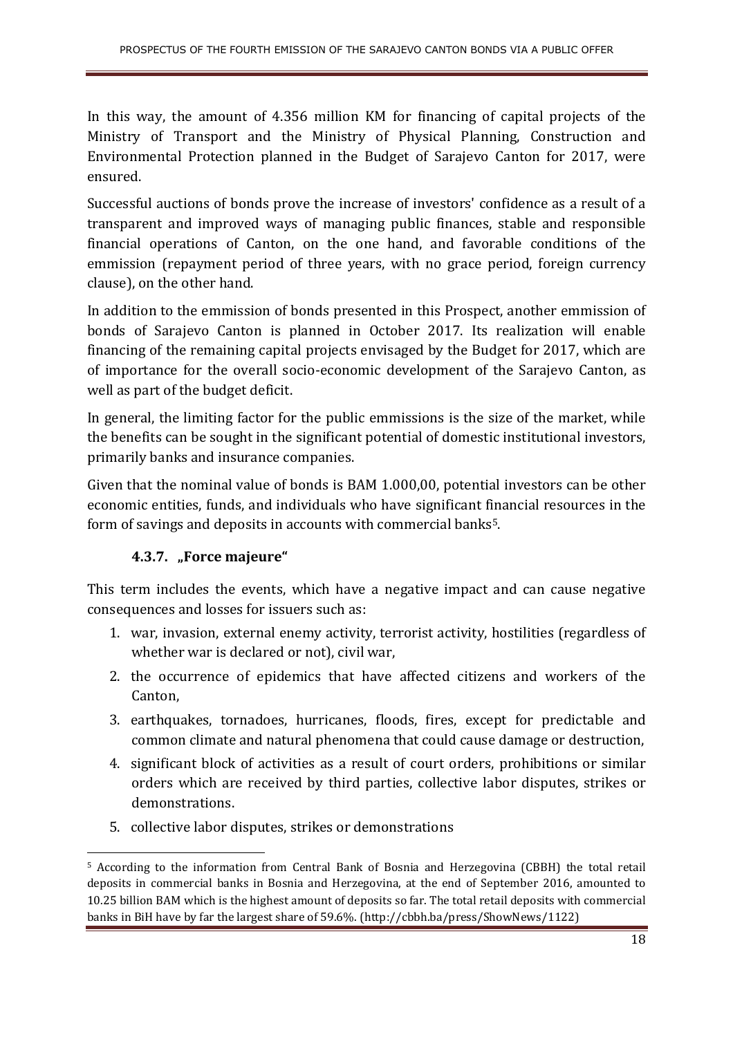In this way, the amount of 4.356 million KM for financing of capital projects of the Ministry of Transport and the Ministry of Physical Planning, Construction and Environmental Protection planned in the Budget of Sarajevo Canton for 2017, were ensured.

Successful auctions of bonds prove the increase of investors' confidence as a result of a transparent and improved ways of managing public finances, stable and responsible financial operations of Canton, on the one hand, and favorable conditions of the emmission (repayment period of three years, with no grace period, foreign currency clause), on the other hand.

In addition to the emmission of bonds presented in this Prospect, another emmission of bonds of Sarajevo Canton is planned in October 2017. Its realization will enable financing of the remaining capital projects envisaged by the Budget for 2017, which are of importance for the overall socio-economic development of the Sarajevo Canton, as well as part of the budget deficit.

In general, the limiting factor for the public emmissions is the size of the market, while the benefits can be sought in the significant potential of domestic institutional investors, primarily banks and insurance companies.

Given that the nominal value of bonds is BAM 1.000,00, potential investors can be other economic entities, funds, and individuals who have significant financial resources in the form of savings and deposits in accounts with commercial banks[5].

### 4.3.7. „Force majeure“

This term includes the events, which have a negative impact and can cause negative consequences and losses for issuers such as:

1. war, invasion, external enemy activity, terrorist activity, hostilities (regardless of whether war is declared or not), civil war,
2. the occurrence of epidemics that have affected citizens and workers of the Canton,
3. earthquakes, tornadoes, hurricanes, floods, fires, except for predictable and common climate and natural phenomena that could cause damage or destruction,
4. significant block of activities as a result of court orders, prohibitions or similar orders which are received by third parties, collective labor disputes, strikes or demonstrations.
5. collective labor disputes, strikes or demonstrations

[5] According to the information from Central Bank of Bosnia and Herzegovina (CBBH) the total retail deposits in commercial banks in Bosnia and Herzegovina, at the end of September 2016, amounted to 10.25 billion BAM which is the highest amount of deposits so far. The total retail deposits with commercial banks in BiH have by far the largest share of 59.6%. (http://cbbh.ba/press/ShowNews/1122)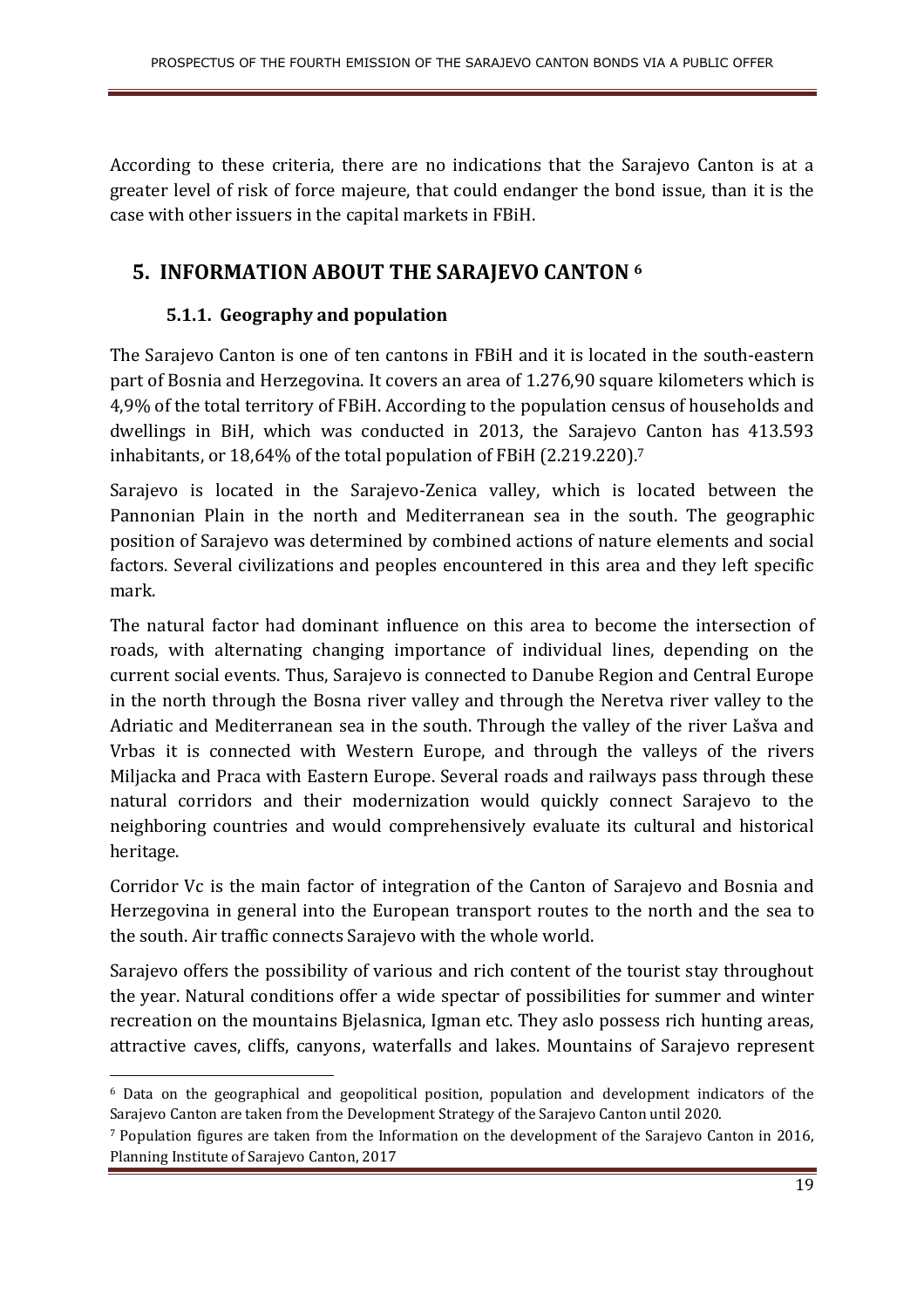According to these criteria, there are no indications that the Sarajevo Canton is at a greater level of risk of force majeure, that could endanger the bond issue, than it is the case with other issuers in the capital markets in FBiH.

# 5. INFORMATION ABOUT THE SARAJEVO CANTON [6]

### 5.1.1. Geography and population

The Sarajevo Canton is one of ten cantons in FBiH and it is located in the south-eastern part of Bosnia and Herzegovina. It covers an area of 1.276,90 square kilometers which is 4,9% of the total territory of FBiH. According to the population census of households and dwellings in BiH, which was conducted in 2013, the Sarajevo Canton has 413.593 inhabitants, or 18,64% of the total population of FBiH (2.219.220).[7]

Sarajevo is located in the Sarajevo-Zenica valley, which is located between the Pannonian Plain in the north and Mediterranean sea in the south. The geographic position of Sarajevo was determined by combined actions of nature elements and social factors. Several civilizations and peoples encountered in this area and they left specific mark.

The natural factor had dominant influence on this area to become the intersection of roads, with alternating changing importance of individual lines, depending on the current social events. Thus, Sarajevo is connected to Danube Region and Central Europe in the north through the Bosna river valley and through the Neretva river valley to the Adriatic and Mediterranean sea in the south. Through the valley of the river Lašva and Vrbas it is connected with Western Europe, and through the valleys of the rivers Miljacka and Praca with Eastern Europe. Several roads and railways pass through these natural corridors and their modernization would quickly connect Sarajevo to the neighboring countries and would comprehensively evaluate its cultural and historical heritage.

Corridor Vc is the main factor of integration of the Canton of Sarajevo and Bosnia and Herzegovina in general into the European transport routes to the north and the sea to the south. Air traffic connects Sarajevo with the whole world.

Sarajevo offers the possibility of various and rich content of the tourist stay throughout the year. Natural conditions offer a wide spectar of possibilities for summer and winter recreation on the mountains Bjelasnica, Igman etc. They aslo possess rich hunting areas, attractive caves, cliffs, canyons, waterfalls and lakes. Mountains of Sarajevo represent

---

[6] Data on the geographical and geopolitical position, population and development indicators of the Sarajevo Canton are taken from the Development Strategy of the Sarajevo Canton until 2020.

[7] Population figures are taken from the Information on the development of the Sarajevo Canton in 2016, Planning Institute of Sarajevo Canton, 2017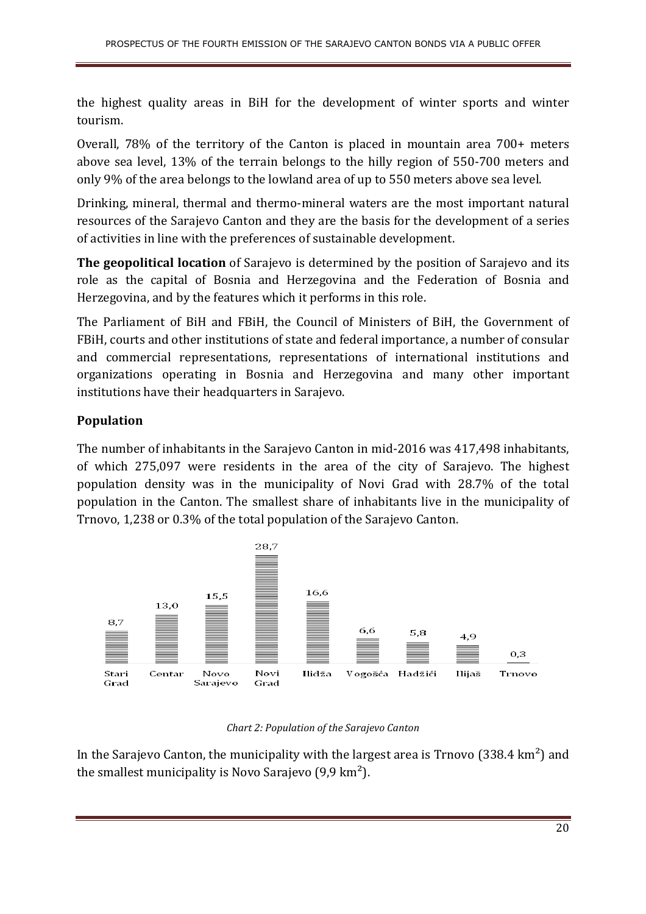the highest quality areas in BiH for the development of winter sports and winter tourism.

Overall, 78% of the territory of the Canton is placed in mountain area 700+ meters above sea level, 13% of the terrain belongs to the hilly region of 550-700 meters and only 9% of the area belongs to the lowland area of up to 550 meters above sea level.

Drinking, mineral, thermal and thermo-mineral waters are the most important natural resources of the Sarajevo Canton and they are the basis for the development of a series of activities in line with the preferences of sustainable development.

**The geopolitical location** of Sarajevo is determined by the position of Sarajevo and its role as the capital of Bosnia and Herzegovina and the Federation of Bosnia and Herzegovina, and by the features which it performs in this role.

The Parliament of BiH and FBiH, the Council of Ministers of BiH, the Government of FBiH, courts and other institutions of state and federal importance, a number of consular and commercial representations, representations of international institutions and organizations operating in Bosnia and Herzegovina and many other important institutions have their headquarters in Sarajevo.

## Population

The number of inhabitants in the Sarajevo Canton in mid-2016 was 417,498 inhabitants, of which 275,097 were residents in the area of the city of Sarajevo. The highest population density was in the municipality of Novi Grad with 28.7% of the total population in the Canton. The smallest share of inhabitants live in the municipality of Trnovo, 1,238 or 0.3% of the total population of the Sarajevo Canton.

| Stari Grad | Centar | Novo Sarajevo | Novi Grad | Ilidža | Vogošća | Hadžići | Ilijaš | Trnovo |
|---|---|---|---|---|---|---|---|---|
| 8,7 | 13,0 | 15,5 | 28,7 | 16,6 | 6,6 | 5,8 | 4,9 | 0,3 |

*Chart 2: Population of the Sarajevo Canton*

In the Sarajevo Canton, the municipality with the largest area is Trnovo (338.4 km$^2$) and the smallest municipality is Novo Sarajevo (9,9 km$^2$).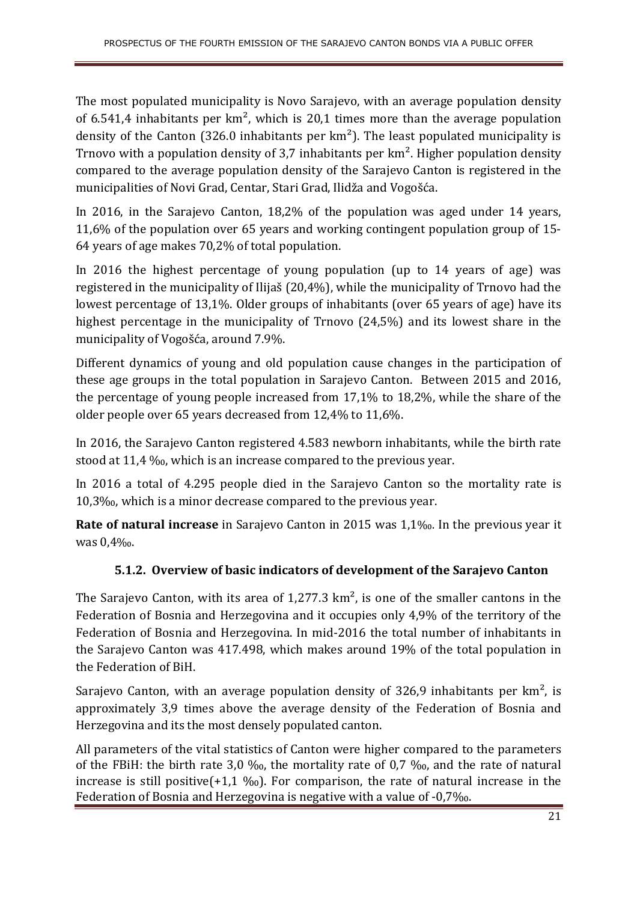The most populated municipality is Novo Sarajevo, with an average population density of 6.541,4 inhabitants per km², which is 20,1 times more than the average population density of the Canton (326.0 inhabitants per km²). The least populated municipality is Trnovo with a population density of 3,7 inhabitants per km². Higher population density compared to the average population density of the Sarajevo Canton is registered in the municipalities of Novi Grad, Centar, Stari Grad, Ilidža and Vogošća.

In 2016, in the Sarajevo Canton, 18,2% of the population was aged under 14 years, 11,6% of the population over 65 years and working contingent population group of 15-64 years of age makes 70,2% of total population.

In 2016 the highest percentage of young population (up to 14 years of age) was registered in the municipality of Ilijaš (20,4%), while the municipality of Trnovo had the lowest percentage of 13,1%. Older groups of inhabitants (over 65 years of age) have its highest percentage in the municipality of Trnovo (24,5%) and its lowest share in the municipality of Vogošća, around 7.9%.

Different dynamics of young and old population cause changes in the participation of these age groups in the total population in Sarajevo Canton. Between 2015 and 2016, the percentage of young people increased from 17,1% to 18,2%, while the share of the older people over 65 years decreased from 12,4% to 11,6%.

In 2016, the Sarajevo Canton registered 4.583 newborn inhabitants, while the birth rate stood at 11,4 ‰, which is an increase compared to the previous year.

In 2016 a total of 4.295 people died in the Sarajevo Canton so the mortality rate is 10,3‰, which is a minor decrease compared to the previous year.

**Rate of natural increase** in Sarajevo Canton in 2015 was 1,1‰. In the previous year it was 0,4‰.

### 5.1.2. Overview of basic indicators of development of the Sarajevo Canton

The Sarajevo Canton, with its area of 1,277.3 km², is one of the smaller cantons in the Federation of Bosnia and Herzegovina and it occupies only 4,9% of the territory of the Federation of Bosnia and Herzegovina. In mid-2016 the total number of inhabitants in the Sarajevo Canton was 417.498, which makes around 19% of the total population in the Federation of BiH.

Sarajevo Canton, with an average population density of 326,9 inhabitants per km², is approximately 3,9 times above the average density of the Federation of Bosnia and Herzegovina and its the most densely populated canton.

All parameters of the vital statistics of Canton were higher compared to the parameters of the FBiH: the birth rate 3,0 ‰, the mortality rate of 0,7 ‰, and the rate of natural increase is still positive(+1,1 ‰). For comparison, the rate of natural increase in the Federation of Bosnia and Herzegovina is negative with a value of -0,7‰.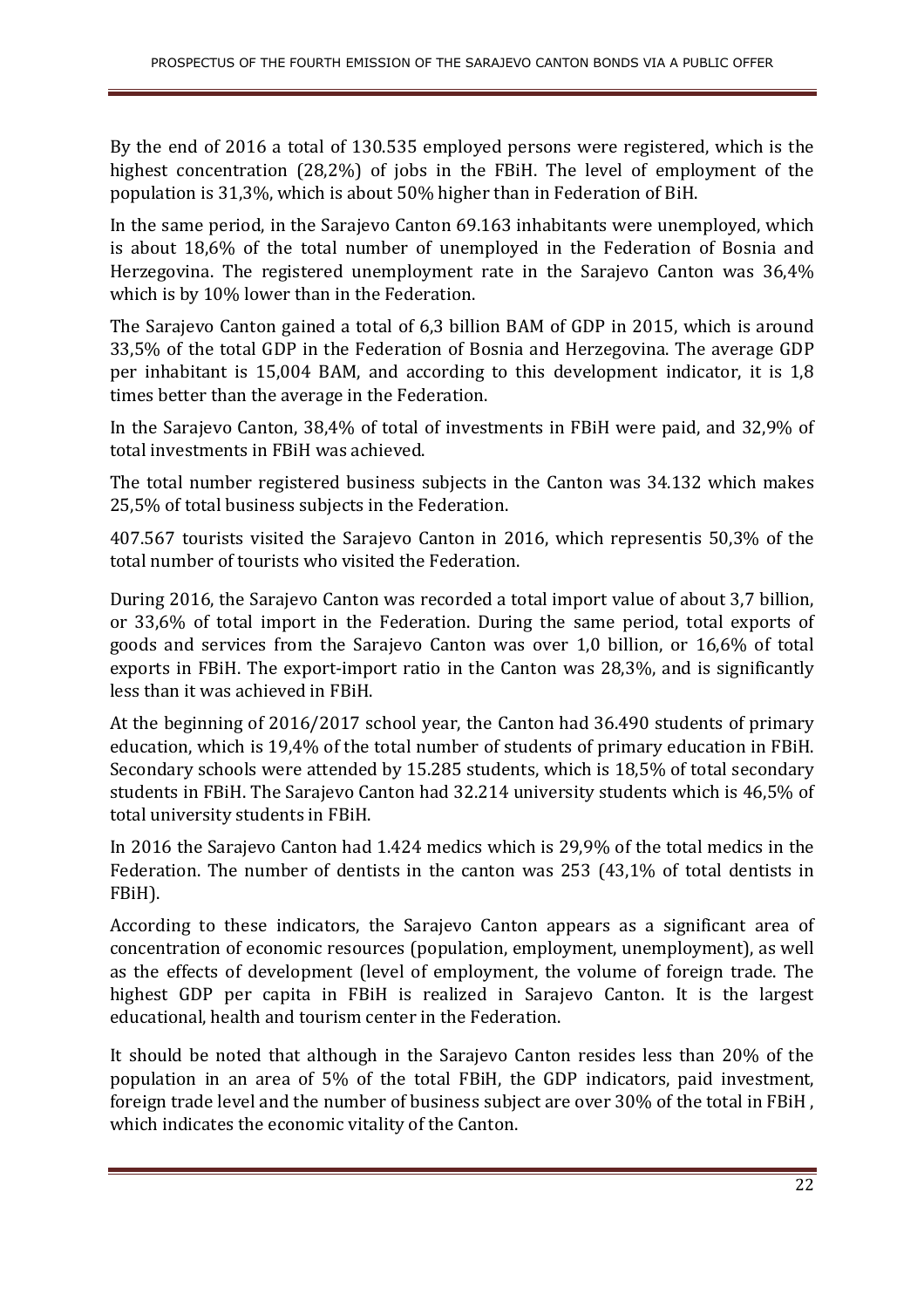By the end of 2016 a total of 130.535 employed persons were registered, which is the highest concentration (28,2%) of jobs in the FBiH. The level of employment of the population is 31,3%, which is about 50% higher than in Federation of BiH.

In the same period, in the Sarajevo Canton 69.163 inhabitants were unemployed, which is about 18,6% of the total number of unemployed in the Federation of Bosnia and Herzegovina. The registered unemployment rate in the Sarajevo Canton was 36,4% which is by 10% lower than in the Federation.

The Sarajevo Canton gained a total of 6,3 billion BAM of GDP in 2015, which is around 33,5% of the total GDP in the Federation of Bosnia and Herzegovina. The average GDP per inhabitant is 15,004 BAM, and according to this development indicator, it is 1,8 times better than the average in the Federation.

In the Sarajevo Canton, 38,4% of total of investments in FBiH were paid, and 32,9% of total investments in FBiH was achieved.

The total number registered business subjects in the Canton was 34.132 which makes 25,5% of total business subjects in the Federation.

407.567 tourists visited the Sarajevo Canton in 2016, which representis 50,3% of the total number of tourists who visited the Federation.

During 2016, the Sarajevo Canton was recorded a total import value of about 3,7 billion, or 33,6% of total import in the Federation. During the same period, total exports of goods and services from the Sarajevo Canton was over 1,0 billion, or 16,6% of total exports in FBiH. The export-import ratio in the Canton was 28,3%, and is significantly less than it was achieved in FBiH.

At the beginning of 2016/2017 school year, the Canton had 36.490 students of primary education, which is 19,4% of the total number of students of primary education in FBiH. Secondary schools were attended by 15.285 students, which is 18,5% of total secondary students in FBiH. The Sarajevo Canton had 32.214 university students which is 46,5% of total university students in FBiH.

In 2016 the Sarajevo Canton had 1.424 medics which is 29,9% of the total medics in the Federation. The number of dentists in the canton was 253 (43,1% of total dentists in FBiH).

According to these indicators, the Sarajevo Canton appears as a significant area of concentration of economic resources (population, employment, unemployment), as well as the effects of development (level of employment, the volume of foreign trade. The highest GDP per capita in FBiH is realized in Sarajevo Canton. It is the largest educational, health and tourism center in the Federation.

It should be noted that although in the Sarajevo Canton resides less than 20% of the population in an area of 5% of the total FBiH, the GDP indicators, paid investment, foreign trade level and the number of business subject are over 30% of the total in FBiH , which indicates the economic vitality of the Canton.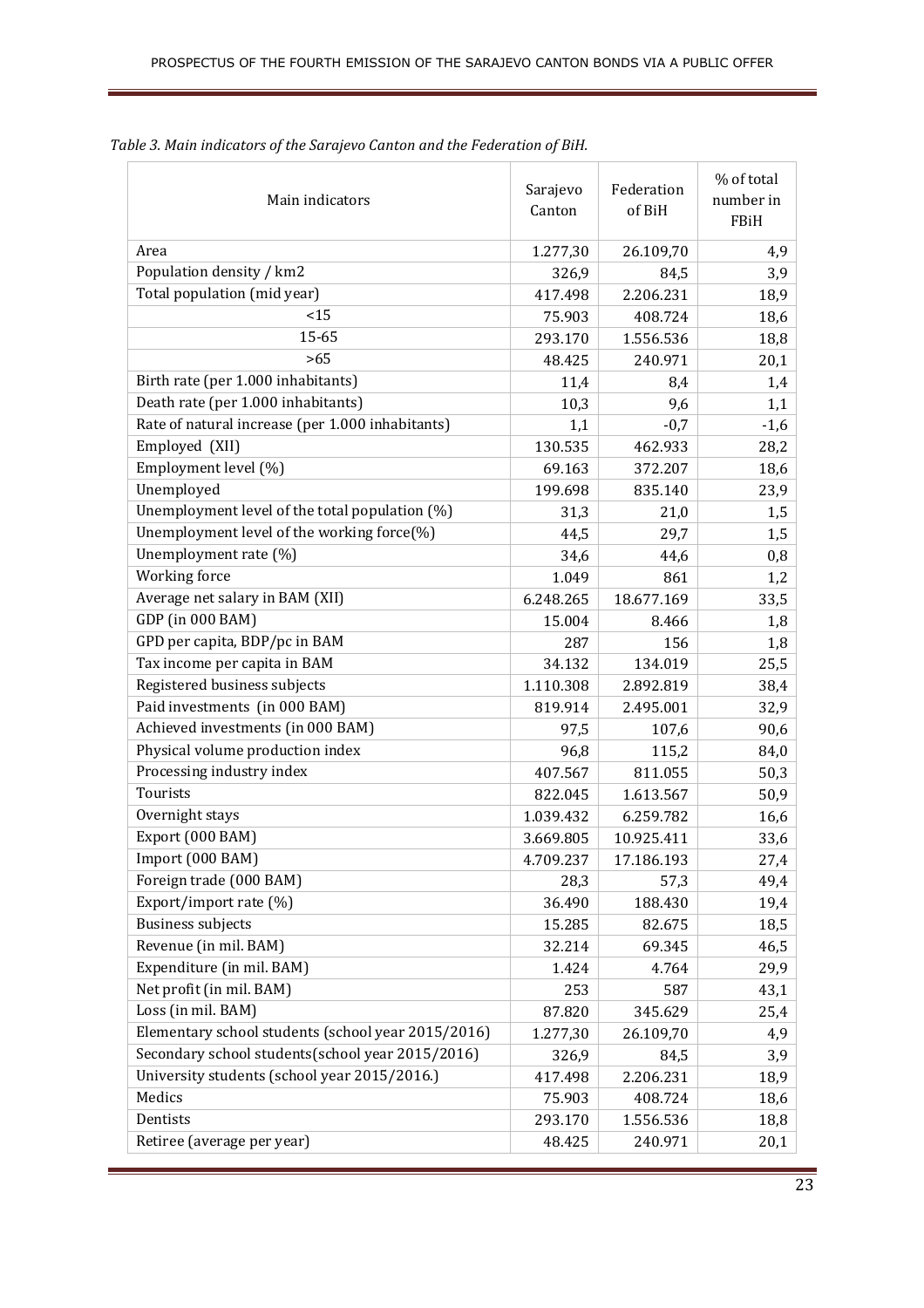*Table 3. Main indicators of the Sarajevo Canton and the Federation of BiH.*

| Main indicators | Sarajevo Canton | Federation of BiH | % of total number in FBiH |
|---|---|---|---|
| Area | 1.277,30 | 26.109,70 | 4,9 |
| Population density / km2 | 326,9 | 84,5 | 3,9 |
| Total population (mid year) | 417.498 | 2.206.231 | 18,9 |
| <15 | 75.903 | 408.724 | 18,6 |
| 15-65 | 293.170 | 1.556.536 | 18,8 |
| >65 | 48.425 | 240.971 | 20,1 |
| Birth rate (per 1.000 inhabitants) | 11,4 | 8,4 | 1,4 |
| Death rate (per 1.000 inhabitants) | 10,3 | 9,6 | 1,1 |
| Rate of natural increase (per 1.000 inhabitants) | 1,1 | -0,7 | -1,6 |
| Employed (XII) | 130.535 | 462.933 | 28,2 |
| Employment level (%) | 69.163 | 372.207 | 18,6 |
| Unemployed | 199.698 | 835.140 | 23,9 |
| Unemployment level of the total population (%) | 31,3 | 21,0 | 1,5 |
| Unemployment level of the working force(%) | 44,5 | 29,7 | 1,5 |
| Unemployment rate (%) | 34,6 | 44,6 | 0,8 |
| Working force | 1.049 | 861 | 1,2 |
| Average net salary in BAM (XII) | 6.248.265 | 18.677.169 | 33,5 |
| GDP (in 000 BAM) | 15.004 | 8.466 | 1,8 |
| GPD per capita, BDP/pc in BAM | 287 | 156 | 1,8 |
| Tax income per capita in BAM | 34.132 | 134.019 | 25,5 |
| Registered business subjects | 1.110.308 | 2.892.819 | 38,4 |
| Paid investments (in 000 BAM) | 819.914 | 2.495.001 | 32,9 |
| Achieved investments (in 000 BAM) | 97,5 | 107,6 | 90,6 |
| Physical volume production index | 96,8 | 115,2 | 84,0 |
| Processing industry index | 407.567 | 811.055 | 50,3 |
| Tourists | 822.045 | 1.613.567 | 50,9 |
| Overnight stays | 1.039.432 | 6.259.782 | 16,6 |
| Export (000 BAM) | 3.669.805 | 10.925.411 | 33,6 |
| Import (000 BAM) | 4.709.237 | 17.186.193 | 27,4 |
| Foreign trade (000 BAM) | 28,3 | 57,3 | 49,4 |
| Export/import rate (%) | 36.490 | 188.430 | 19,4 |
| Business subjects | 15.285 | 82.675 | 18,5 |
| Revenue (in mil. BAM) | 32.214 | 69.345 | 46,5 |
| Expenditure (in mil. BAM) | 1.424 | 4.764 | 29,9 |
| Net profit (in mil. BAM) | 253 | 587 | 43,1 |
| Loss (in mil. BAM) | 87.820 | 345.629 | 25,4 |
| Elementary school students (school year 2015/2016) | 1.277,30 | 26.109,70 | 4,9 |
| Secondary school students(school year 2015/2016) | 326,9 | 84,5 | 3,9 |
| University students (school year 2015/2016.) | 417.498 | 2.206.231 | 18,9 |
| Medics | 75.903 | 408.724 | 18,6 |
| Dentists | 293.170 | 1.556.536 | 18,8 |
| Retiree (average per year) | 48.425 | 240.971 | 20,1 |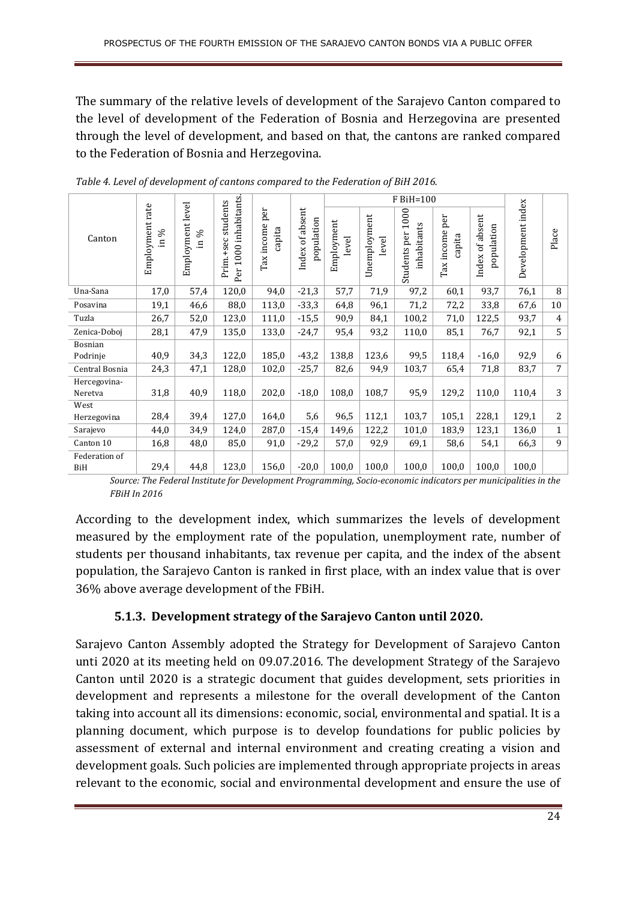The summary of the relative levels of development of the Sarajevo Canton compared to the level of development of the Federation of Bosnia and Herzegovina are presented through the level of development, and based on that, the cantons are ranked compared to the Federation of Bosnia and Herzegovina.

*Table 4. Level of development of cantons compared to the Federation of BiH 2016.*

| Canton | Employment rate in % | Employment level in % | Prim.+sec students Per 1000 inhabitants. | Tax income per capita | Index of absent population | F BiH=100 | | | | | Development index | Place |
|---|---|---|---|---|---|---|---|---|---|---|---|---|
| | | | | | | Employment level | Unemployment level | Students per 1000 inhabitants | Tax income per capita | Index of absent population | | |
| Una-Sana | 17,0 | 57,4 | 120,0 | 94,0 | -21,3 | 57,7 | 71,9 | 97,2 | 60,1 | 93,7 | 76,1 | 8 |
| Posavina | 19,1 | 46,6 | 88,0 | 113,0 | -33,3 | 64,8 | 96,1 | 71,2 | 72,2 | 33,8 | 67,6 | 10 |
| Tuzla | 26,7 | 52,0 | 123,0 | 111,0 | -15,5 | 90,9 | 84,1 | 100,2 | 71,0 | 122,5 | 93,7 | 4 |
| Zenica-Doboj | 28,1 | 47,9 | 135,0 | 133,0 | -24,7 | 95,4 | 93,2 | 110,0 | 85,1 | 76,7 | 92,1 | 5 |
| Bosnian Podrinje | 40,9 | 34,3 | 122,0 | 185,0 | -43,2 | 138,8 | 123,6 | 99,5 | 118,4 | -16,0 | 92,9 | 6 |
| Central Bosnia | 24,3 | 47,1 | 128,0 | 102,0 | -25,7 | 82,6 | 94,9 | 103,7 | 65,4 | 71,8 | 83,7 | 7 |
| Hercegovina-Neretva | 31,8 | 40,9 | 118,0 | 202,0 | -18,0 | 108,0 | 108,7 | 95,9 | 129,2 | 110,0 | 110,4 | 3 |
| West Herzegovina | 28,4 | 39,4 | 127,0 | 164,0 | 5,6 | 96,5 | 112,1 | 103,7 | 105,1 | 228,1 | 129,1 | 2 |
| Sarajevo | 44,0 | 34,9 | 124,0 | 287,0 | -15,4 | 149,6 | 122,2 | 101,0 | 183,9 | 123,1 | 136,0 | 1 |
| Canton 10 | 16,8 | 48,0 | 85,0 | 91,0 | -29,2 | 57,0 | 92,9 | 69,1 | 58,6 | 54,1 | 66,3 | 9 |
| Federation of BiH | 29,4 | 44,8 | 123,0 | 156,0 | -20,0 | 100,0 | 100,0 | 100,0 | 100,0 | 100,0 | 100,0 | |

*Source: The Federal Institute for Development Programming, Socio-economic indicators per municipalities in the FBiH In 2016*

According to the development index, which summarizes the levels of development measured by the employment rate of the population, unemployment rate, number of students per thousand inhabitants, tax revenue per capita, and the index of the absent population, the Sarajevo Canton is ranked in first place, with an index value that is over 36% above average development of the FBiH.

### 5.1.3. Development strategy of the Sarajevo Canton until 2020.

Sarajevo Canton Assembly adopted the Strategy for Development of Sarajevo Canton unti 2020 at its meeting held on 09.07.2016. The development Strategy of the Sarajevo Canton until 2020 is a strategic document that guides development, sets priorities in development and represents a milestone for the overall development of the Canton taking into account all its dimensions: economic, social, environmental and spatial. It is a planning document, which purpose is to develop foundations for public policies by assessment of external and internal environment and creating creating a vision and development goals. Such policies are implemented through appropriate projects in areas relevant to the economic, social and environmental development and ensure the use of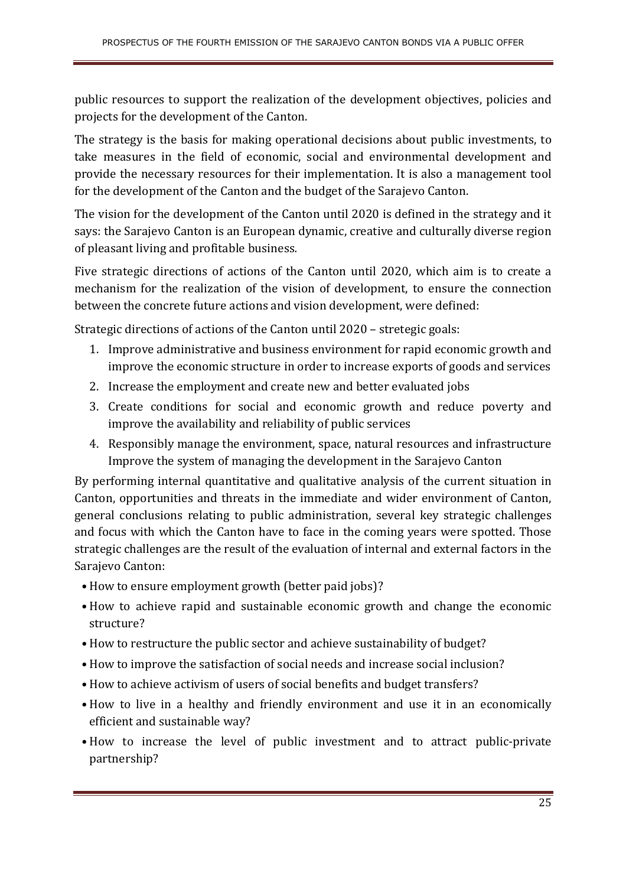public resources to support the realization of the development objectives, policies and projects for the development of the Canton.

The strategy is the basis for making operational decisions about public investments, to take measures in the field of economic, social and environmental development and provide the necessary resources for their implementation. It is also a management tool for the development of the Canton and the budget of the Sarajevo Canton.

The vision for the development of the Canton until 2020 is defined in the strategy and it says: the Sarajevo Canton is an European dynamic, creative and culturally diverse region of pleasant living and profitable business.

Five strategic directions of actions of the Canton until 2020, which aim is to create a mechanism for the realization of the vision of development, to ensure the connection between the concrete future actions and vision development, were defined:

Strategic directions of actions of the Canton until 2020 – stretegic goals:

1. Improve administrative and business environment for rapid economic growth and improve the economic structure in order to increase exports of goods and services
2. Increase the employment and create new and better evaluated jobs
3. Create conditions for social and economic growth and reduce poverty and improve the availability and reliability of public services
4. Responsibly manage the environment, space, natural resources and infrastructure Improve the system of managing the development in the Sarajevo Canton

By performing internal quantitative and qualitative analysis of the current situation in Canton, opportunities and threats in the immediate and wider environment of Canton, general conclusions relating to public administration, several key strategic challenges and focus with which the Canton have to face in the coming years were spotted. Those strategic challenges are the result of the evaluation of internal and external factors in the Sarajevo Canton:

- How to ensure employment growth (better paid jobs)?
- How to achieve rapid and sustainable economic growth and change the economic structure?
- How to restructure the public sector and achieve sustainability of budget?
- How to improve the satisfaction of social needs and increase social inclusion?
- How to achieve activism of users of social benefits and budget transfers?
- How to live in a healthy and friendly environment and use it in an economically efficient and sustainable way?
- How to increase the level of public investment and to attract public-private partnership?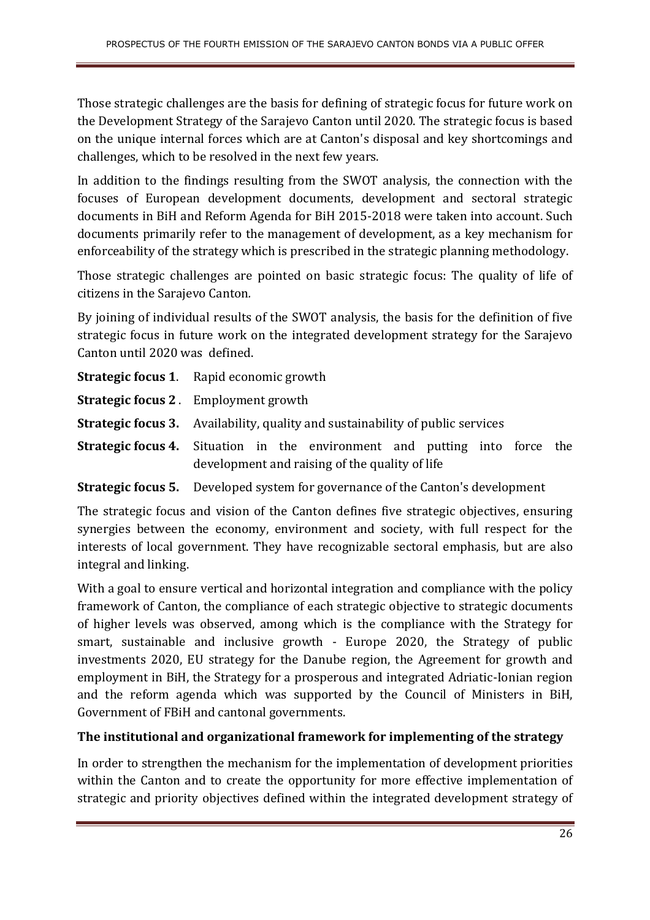Those strategic challenges are the basis for defining of strategic focus for future work on the Development Strategy of the Sarajevo Canton until 2020. The strategic focus is based on the unique internal forces which are at Canton's disposal and key shortcomings and challenges, which to be resolved in the next few years.

In addition to the findings resulting from the SWOT analysis, the connection with the focuses of European development documents, development and sectoral strategic documents in BiH and Reform Agenda for BiH 2015-2018 were taken into account. Such documents primarily refer to the management of development, as a key mechanism for enforceability of the strategy which is prescribed in the strategic planning methodology.

Those strategic challenges are pointed on basic strategic focus: The quality of life of citizens in the Sarajevo Canton.

By joining of individual results of the SWOT analysis, the basis for the definition of five strategic focus in future work on the integrated development strategy for the Sarajevo Canton until 2020 was defined.

**Strategic focus 1**. Rapid economic growth

**Strategic focus 2** . Employment growth

**Strategic focus 3.** Availability, quality and sustainability of public services

**Strategic focus 4.** Situation in the environment and putting into force the development and raising of the quality of life

**Strategic focus 5.** Developed system for governance of the Canton's development

The strategic focus and vision of the Canton defines five strategic objectives, ensuring synergies between the economy, environment and society, with full respect for the interests of local government. They have recognizable sectoral emphasis, but are also integral and linking.

With a goal to ensure vertical and horizontal integration and compliance with the policy framework of Canton, the compliance of each strategic objective to strategic documents of higher levels was observed, among which is the compliance with the Strategy for smart, sustainable and inclusive growth - Europe 2020, the Strategy of public investments 2020, EU strategy for the Danube region, the Agreement for growth and employment in BiH, the Strategy for a prosperous and integrated Adriatic-Ionian region and the reform agenda which was supported by the Council of Ministers in BiH, Government of FBiH and cantonal governments.

**The institutional and organizational framework for implementing of the strategy**

In order to strengthen the mechanism for the implementation of development priorities within the Canton and to create the opportunity for more effective implementation of strategic and priority objectives defined within the integrated development strategy of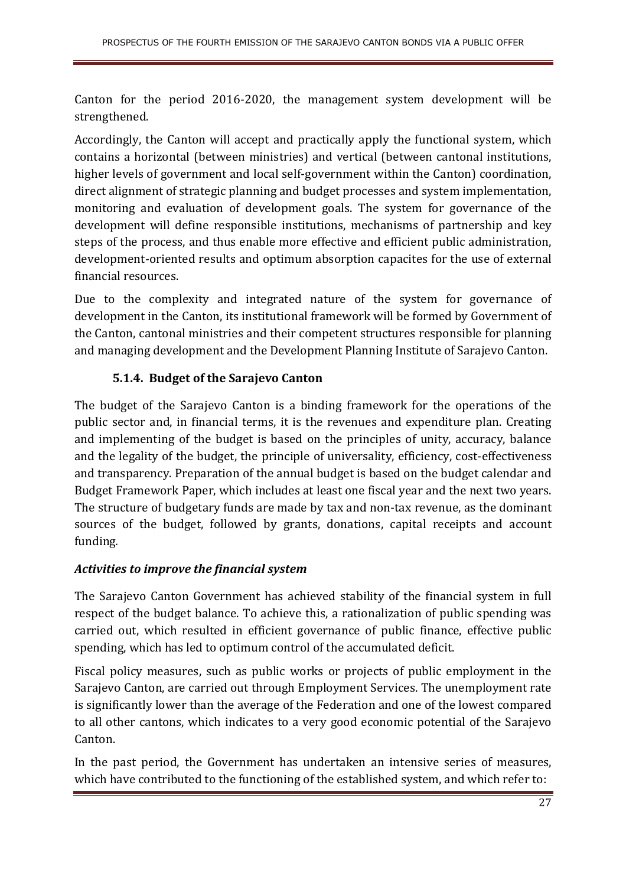Canton for the period 2016-2020, the management system development will be strengthened.

Accordingly, the Canton will accept and practically apply the functional system, which contains a horizontal (between ministries) and vertical (between cantonal institutions, higher levels of government and local self-government within the Canton) coordination, direct alignment of strategic planning and budget processes and system implementation, monitoring and evaluation of development goals. The system for governance of the development will define responsible institutions, mechanisms of partnership and key steps of the process, and thus enable more effective and efficient public administration, development-oriented results and optimum absorption capacites for the use of external financial resources.

Due to the complexity and integrated nature of the system for governance of development in the Canton, its institutional framework will be formed by Government of the Canton, cantonal ministries and their competent structures responsible for planning and managing development and the Development Planning Institute of Sarajevo Canton.

### 5.1.4. Budget of the Sarajevo Canton

The budget of the Sarajevo Canton is a binding framework for the operations of the public sector and, in financial terms, it is the revenues and expenditure plan. Creating and implementing of the budget is based on the principles of unity, accuracy, balance and the legality of the budget, the principle of universality, efficiency, cost-effectiveness and transparency. Preparation of the annual budget is based on the budget calendar and Budget Framework Paper, which includes at least one fiscal year and the next two years. The structure of budgetary funds are made by tax and non-tax revenue, as the dominant sources of the budget, followed by grants, donations, capital receipts and account funding.

***Activities to improve the financial system***

The Sarajevo Canton Government has achieved stability of the financial system in full respect of the budget balance. To achieve this, a rationalization of public spending was carried out, which resulted in efficient governance of public finance, effective public spending, which has led to optimum control of the accumulated deficit.

Fiscal policy measures, such as public works or projects of public employment in the Sarajevo Canton, are carried out through Employment Services. The unemployment rate is significantly lower than the average of the Federation and one of the lowest compared to all other cantons, which indicates to a very good economic potential of the Sarajevo Canton.

In the past period, the Government has undertaken an intensive series of measures, which have contributed to the functioning of the established system, and which refer to: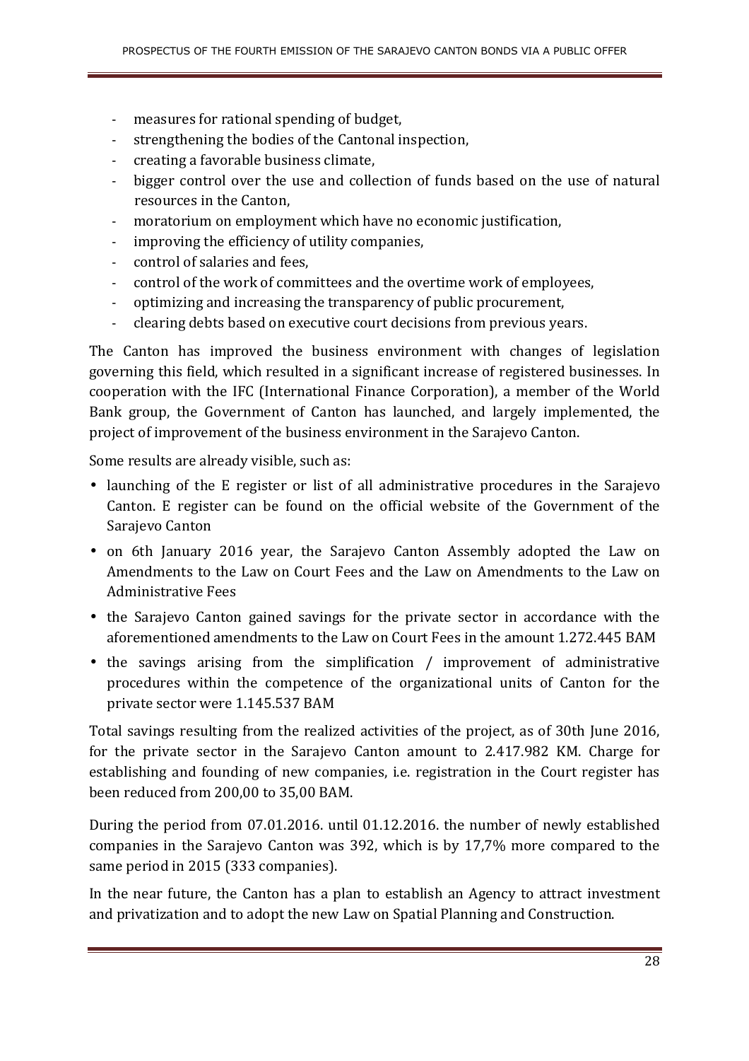- measures for rational spending of budget,
- strengthening the bodies of the Cantonal inspection,
- creating a favorable business climate,
- bigger control over the use and collection of funds based on the use of natural resources in the Canton,
- moratorium on employment which have no economic justification,
- improving the efficiency of utility companies,
- control of salaries and fees,
- control of the work of committees and the overtime work of employees,
- optimizing and increasing the transparency of public procurement,
- clearing debts based on executive court decisions from previous years.

The Canton has improved the business environment with changes of legislation governing this field, which resulted in a significant increase of registered businesses. In cooperation with the IFC (International Finance Corporation), a member of the World Bank group, the Government of Canton has launched, and largely implemented, the project of improvement of the business environment in the Sarajevo Canton.

Some results are already visible, such as:

- launching of the E register or list of all administrative procedures in the Sarajevo Canton. E register can be found on the official website of the Government of the Sarajevo Canton
- on 6th January 2016 year, the Sarajevo Canton Assembly adopted the Law on Amendments to the Law on Court Fees and the Law on Amendments to the Law on Administrative Fees
- the Sarajevo Canton gained savings for the private sector in accordance with the aforementioned amendments to the Law on Court Fees in the amount 1.272.445 BAM
- the savings arising from the simplification / improvement of administrative procedures within the competence of the organizational units of Canton for the private sector were 1.145.537 BAM

Total savings resulting from the realized activities of the project, as of 30th June 2016, for the private sector in the Sarajevo Canton amount to 2.417.982 KM. Charge for establishing and founding of new companies, i.e. registration in the Court register has been reduced from 200,00 to 35,00 BAM.

During the period from 07.01.2016. until 01.12.2016. the number of newly established companies in the Sarajevo Canton was 392, which is by 17,7% more compared to the same period in 2015 (333 companies).

In the near future, the Canton has a plan to establish an Agency to attract investment and privatization and to adopt the new Law on Spatial Planning and Construction.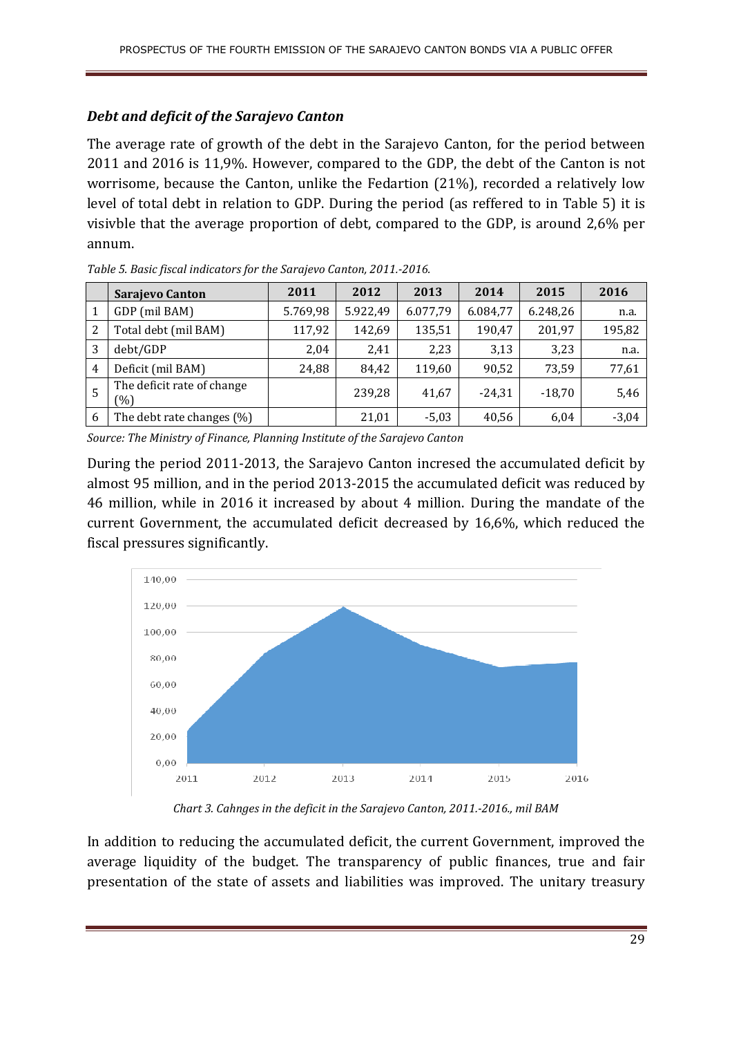### *Debt and deficit of the Sarajevo Canton*

The average rate of growth of the debt in the Sarajevo Canton, for the period between 2011 and 2016 is 11,9%. However, compared to the GDP, the debt of the Canton is not worrisome, because the Canton, unlike the Fedartion (21%), recorded a relatively low level of total debt in relation to GDP. During the period (as reffered to in Table 5) it is visivble that the average proportion of debt, compared to the GDP, is around 2,6% per annum.

*Table 5. Basic fiscal indicators for the Sarajevo Canton, 2011.-2016.*

| | Sarajevo Canton | 2011 | 2012 | 2013 | 2014 | 2015 | 2016 |
|---|---|---|---|---|---|---|---|
| 1 | GDP (mil BAM) | 5.769,98 | 5.922,49 | 6.077,79 | 6.084,77 | 6.248,26 | n.a. |
| 2 | Total debt (mil BAM) | 117,92 | 142,69 | 135,51 | 190,47 | 201,97 | 195,82 |
| 3 | debt/GDP | 2,04 | 2,41 | 2,23 | 3,13 | 3,23 | n.a. |
| 4 | Deficit (mil BAM) | 24,88 | 84,42 | 119,60 | 90,52 | 73,59 | 77,61 |
| 5 | The deficit rate of change (%) | | 239,28 | 41,67 | -24,31 | -18,70 | 5,46 |
| 6 | The debt rate changes (%) | | 21,01 | -5,03 | 40,56 | 6,04 | -3,04 |

*Source: The Ministry of Finance, Planning Institute of the Sarajevo Canton*

During the period 2011-2013, the Sarajevo Canton incresed the accumulated deficit by almost 95 million, and in the period 2013-2015 the accumulated deficit was reduced by 46 million, while in 2016 it increased by about 4 million. During the mandate of the current Government, the accumulated deficit decreased by 16,6%, which reduced the fiscal pressures significantly.

*Chart 3. Cahnges in the deficit in the Sarajevo Canton, 2011.-2016., mil BAM*

In addition to reducing the accumulated deficit, the current Government, improved the average liquidity of the budget. The transparency of public finances, true and fair presentation of the state of assets and liabilities was improved. The unitary treasury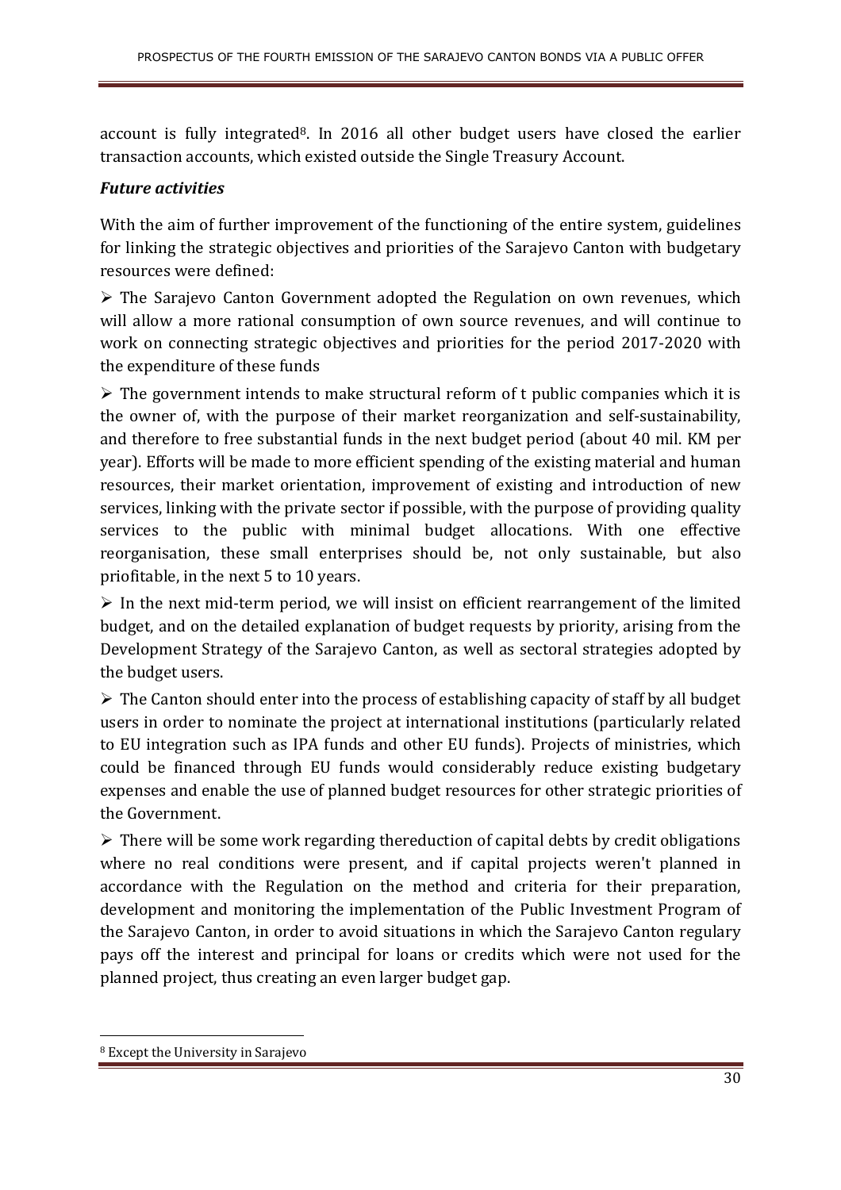account is fully integrated[8]. In 2016 all other budget users have closed the earlier transaction accounts, which existed outside the Single Treasury Account.

***Future activities***

With the aim of further improvement of the functioning of the entire system, guidelines for linking the strategic objectives and priorities of the Sarajevo Canton with budgetary resources were defined:

- The Sarajevo Canton Government adopted the Regulation on own revenues, which will allow a more rational consumption of own source revenues, and will continue to work on connecting strategic objectives and priorities for the period 2017-2020 with the expenditure of these funds

- The government intends to make structural reform of t public companies which it is the owner of, with the purpose of their market reorganization and self-sustainability, and therefore to free substantial funds in the next budget period (about 40 mil. KM per year). Efforts will be made to more efficient spending of the existing material and human resources, their market orientation, improvement of existing and introduction of new services, linking with the private sector if possible, with the purpose of providing quality services to the public with minimal budget allocations. With one effective reorganisation, these small enterprises should be, not only sustainable, but also prioifitable, in the next 5 to 10 years.

- In the next mid-term period, we will insist on efficient rearrangement of the limited budget, and on the detailed explanation of budget requests by priority, arising from the Development Strategy of the Sarajevo Canton, as well as sectoral strategies adopted by the budget users.

- The Canton should enter into the process of establishing capacity of staff by all budget users in order to nominate the project at international institutions (particularly related to EU integration such as IPA funds and other EU funds). Projects of ministries, which could be financed through EU funds would considerably reduce existing budgetary expenses and enable the use of planned budget resources for other strategic priorities of the Government.

- There will be some work regarding thereduction of capital debts by credit obligations where no real conditions were present, and if capital projects weren't planned in accordance with the Regulation on the method and criteria for their preparation, development and monitoring the implementation of the Public Investment Program of the Sarajevo Canton, in order to avoid situations in which the Sarajevo Canton regulary pays off the interest and principal for loans or credits which were not used for the planned project, thus creating an even larger budget gap.

[8] Except the University in Sarajevo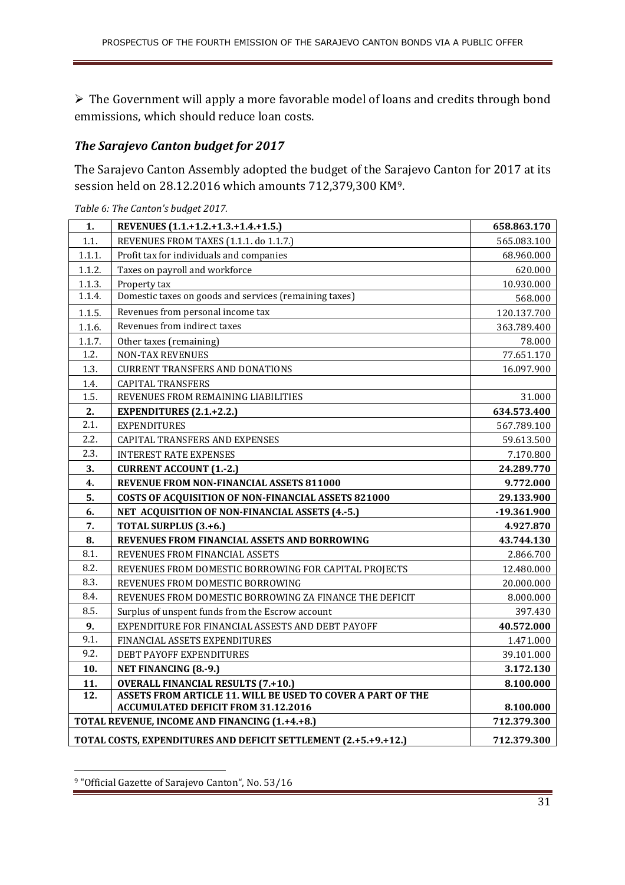➢ The Government will apply a more favorable model of loans and credits through bond emmissions, which should reduce loan costs.

### *The Sarajevo Canton budget for 2017*

The Sarajevo Canton Assembly adopted the budget of the Sarajevo Canton for 2017 at its session held on 28.12.2016 which amounts 712,379,300 KM[9].

*Table 6: The Canton's budget 2017.*

| | | |
|---|---|---|
| **1.** | **REVENUES (1.1.+1.2.+1.3.+1.4.+1.5.)** | **658.863.170** |
| 1.1. | REVENUES FROM TAXES (1.1.1. do 1.1.7.) | 565.083.100 |
| 1.1.1. | Profit tax for individuals and companies | 68.960.000 |
| 1.1.2. | Taxes on payroll and workforce | 620.000 |
| 1.1.3. | Property tax | 10.930.000 |
| 1.1.4. | Domestic taxes on goods and services (remaining taxes) | 568.000 |
| 1.1.5. | Revenues from personal income tax | 120.137.700 |
| 1.1.6. | Revenues from indirect taxes | 363.789.400 |
| 1.1.7. | Other taxes (remaining) | 78.000 |
| 1.2. | NON-TAX REVENUES | 77.651.170 |
| 1.3. | CURRENT TRANSFERS AND DONATIONS | 16.097.900 |
| 1.4. | CAPITAL TRANSFERS | |
| 1.5. | REVENUES FROM REMAINING LIABILITIES | 31.000 |
| **2.** | **EXPENDITURES (2.1.+2.2.)** | **634.573.400** |
| 2.1. | EXPENDITURES | 567.789.100 |
| 2.2. | CAPITAL TRANSFERS AND EXPENSES | 59.613.500 |
| 2.3. | INTEREST RATE EXPENSES | 7.170.800 |
| **3.** | **CURRENT ACCOUNT (1.-2.)** | **24.289.770** |
| **4.** | **REVENUE FROM NON-FINANCIAL ASSETS 811000** | **9.772.000** |
| **5.** | **COSTS OF ACQUISITION OF NON-FINANCIAL ASSETS 821000** | **29.133.900** |
| **6.** | **NET ACQUISITION OF NON-FINANCIAL ASSETS (4.-5.)** | **-19.361.900** |
| **7.** | **TOTAL SURPLUS (3.+6.)** | **4.927.870** |
| **8.** | **REVENUES FROM FINANCIAL ASSETS AND BORROWING** | **43.744.130** |
| 8.1. | REVENUES FROM FINANCIAL ASSETS | 2.866.700 |
| 8.2. | REVENUES FROM DOMESTIC BORROWING FOR CAPITAL PROJECTS | 12.480.000 |
| 8.3. | REVENUES FROM DOMESTIC BORROWING | 20.000.000 |
| 8.4. | REVENUES FROM DOMESTIC BORROWING ZA FINANCE THE DEFICIT | 8.000.000 |
| 8.5. | Surplus of unspent funds from the Escrow account | 397.430 |
| **9.** | EXPENDITURE FOR FINANCIAL ASSESTS AND DEBT PAYOFF | **40.572.000** |
| 9.1. | FINANCIAL ASSETS EXPENDITURES | 1.471.000 |
| 9.2. | DEBT PAYOFF EXPENDITURES | 39.101.000 |
| **10.** | **NET FINANCING (8.-9.)** | **3.172.130** |
| **11.** | **OVERALL FINANCIAL RESULTS (7.+10.)** | **8.100.000** |
| **12.** | **ASSETS FROM ARTICLE 11. WILL BE USED TO COVER A PART OF THE ACCUMULATED DEFICIT FROM 31.12.2016** | **8.100.000** |
| **TOTAL REVENUE, INCOME AND FINANCING (1.+4.+8.)** | | **712.379.300** |
| **TOTAL COSTS, EXPENDITURES AND DEFICIT SETTLEMENT (2.+5.+9.+12.)** | | **712.379.300** |

[9] "Official Gazette of Sarajevo Canton", No. 53/16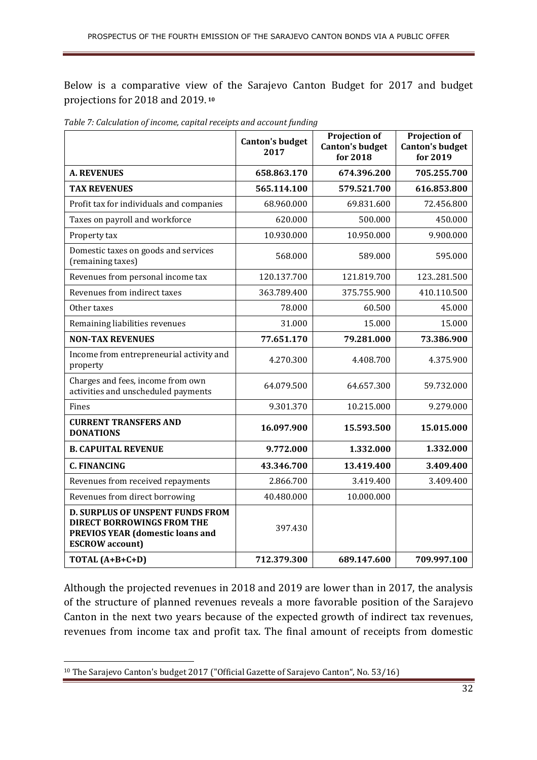Below is a comparative view of the Sarajevo Canton Budget for 2017 and budget projections for 2018 and 2019. [10]

*Table 7: Calculation of income, capital receipts and account funding*

| | Canton's budget 2017 | Projection of Canton's budget for 2018 | Projection of Canton's budget for 2019 |
|---|---|---|---|
| **A. REVENUES** | **658.863.170** | **674.396.200** | **705.255.700** |
| **TAX REVENUES** | **565.114.100** | **579.521.700** | **616.853.800** |
| Profit tax for individuals and companies | 68.960.000 | 69.831.600 | 72.456.800 |
| Taxes on payroll and workforce | 620.000 | 500.000 | 450.000 |
| Property tax | 10.930.000 | 10.950.000 | 9.900.000 |
| Domestic taxes on goods and services (remaining taxes) | 568.000 | 589.000 | 595.000 |
| Revenues from personal income tax | 120.137.700 | 121.819.700 | 123..281.500 |
| Revenues from indirect taxes | 363.789.400 | 375.755.900 | 410.110.500 |
| Other taxes | 78.000 | 60.500 | 45.000 |
| Remaining liabilities revenues | 31.000 | 15.000 | 15.000 |
| **NON-TAX REVENUES** | **77.651.170** | **79.281.000** | **73.386.900** |
| Income from entrepreneurial activity and property | 4.270.300 | 4.408.700 | 4.375.900 |
| Charges and fees, income from own activities and unscheduled payments | 64.079.500 | 64.657.300 | 59.732.000 |
| Fines | 9.301.370 | 10.215.000 | 9.279.000 |
| **CURRENT TRANSFERS AND DONATIONS** | **16.097.900** | **15.593.500** | **15.015.000** |
| **B. CAPUITAL REVENUE** | **9.772.000** | **1.332.000** | **1.332.000** |
| **C. FINANCING** | **43.346.700** | **13.419.400** | **3.409.400** |
| Revenues from received repayments | 2.866.700 | 3.419.400 | 3.409.400 |
| Revenues from direct borrowing | 40.480.000 | 10.000.000 | |
| **D. SURPLUS OF UNSPENT FUNDS FROM DIRECT BORROWINGS FROM THE PREVIOS YEAR (domestic loans and ESCROW account)** | 397.430 | | |
| **TOTAL (A+B+C+D)** | **712.379.300** | **689.147.600** | **709.997.100** |

Although the projected revenues in 2018 and 2019 are lower than in 2017, the analysis of the structure of planned revenues reveals a more favorable position of the Sarajevo Canton in the next two years because of the expected growth of indirect tax revenues, revenues from income tax and profit tax. The final amount of receipts from domestic

[10] The Sarajevo Canton's budget 2017 ("Official Gazette of Sarajevo Canton", No. 53/16)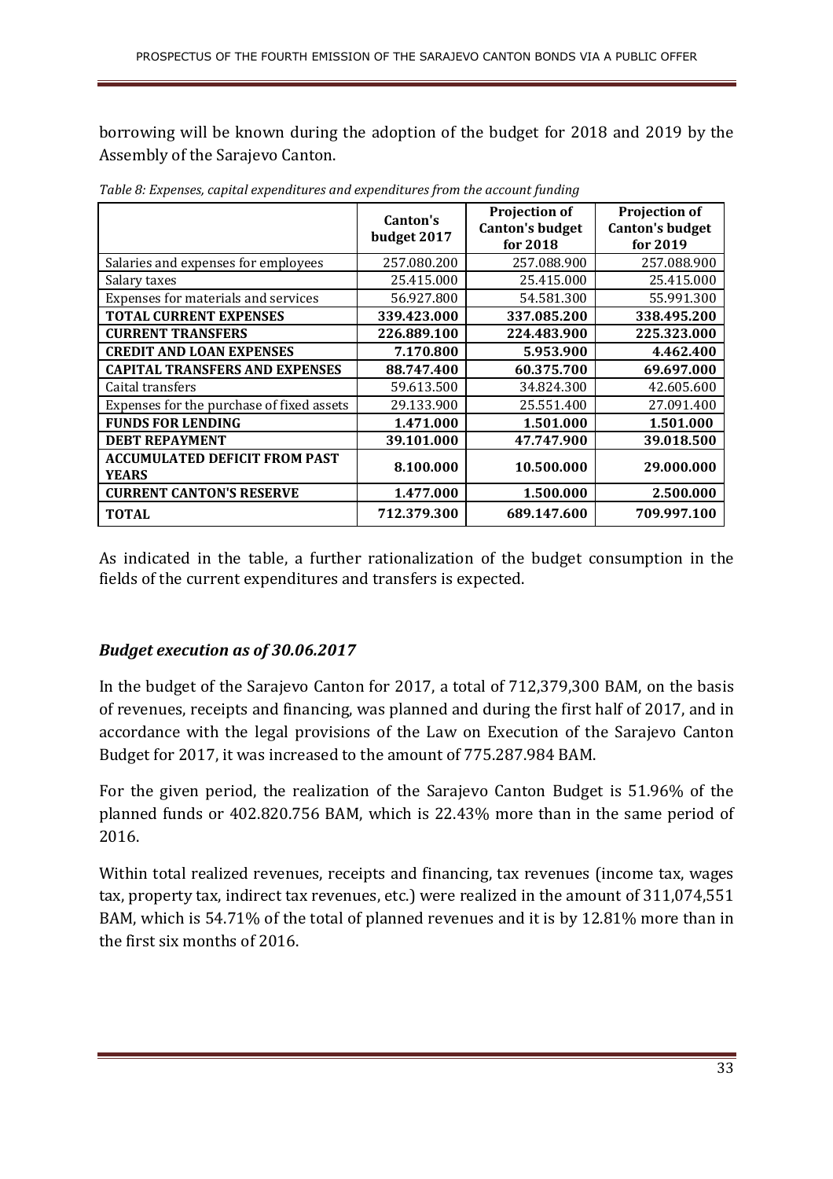borrowing will be known during the adoption of the budget for 2018 and 2019 by the Assembly of the Sarajevo Canton.

*Table 8: Expenses, capital expenditures and expenditures from the account funding*

| | Canton's budget 2017 | Projection of Canton's budget for 2018 | Projection of Canton's budget for 2019 |
|---|---|---|---|
| Salaries and expenses for employees | 257.080.200 | 257.088.900 | 257.088.900 |
| Salary taxes | 25.415.000 | 25.415.000 | 25.415.000 |
| Expenses for materials and services | 56.927.800 | 54.581.300 | 55.991.300 |
| **TOTAL CURRENT EXPENSES** | **339.423.000** | **337.085.200** | **338.495.200** |
| **CURRENT TRANSFERS** | **226.889.100** | **224.483.900** | **225.323.000** |
| **CREDIT AND LOAN EXPENSES** | **7.170.800** | **5.953.900** | **4.462.400** |
| **CAPITAL TRANSFERS AND EXPENSES** | **88.747.400** | **60.375.700** | **69.697.000** |
| Caital transfers | 59.613.500 | 34.824.300 | 42.605.600 |
| Expenses for the purchase of fixed assets | 29.133.900 | 25.551.400 | 27.091.400 |
| **FUNDS FOR LENDING** | **1.471.000** | **1.501.000** | **1.501.000** |
| **DEBT REPAYMENT** | **39.101.000** | **47.747.900** | **39.018.500** |
| **ACCUMULATED DEFICIT FROM PAST YEARS** | **8.100.000** | **10.500.000** | **29.000.000** |
| **CURRENT CANTON'S RESERVE** | **1.477.000** | **1.500.000** | **2.500.000** |
| **TOTAL** | **712.379.300** | **689.147.600** | **709.997.100** |

As indicated in the table, a further rationalization of the budget consumption in the fields of the current expenditures and transfers is expected.

### *Budget execution as of 30.06.2017*

In the budget of the Sarajevo Canton for 2017, a total of 712,379,300 BAM, on the basis of revenues, receipts and financing, was planned and during the first half of 2017, and in accordance with the legal provisions of the Law on Execution of the Sarajevo Canton Budget for 2017, it was increased to the amount of 775.287.984 BAM.

For the given period, the realization of the Sarajevo Canton Budget is 51.96% of the planned funds or 402.820.756 BAM, which is 22.43% more than in the same period of 2016.

Within total realized revenues, receipts and financing, tax revenues (income tax, wages tax, property tax, indirect tax revenues, etc.) were realized in the amount of 311,074,551 BAM, which is 54.71% of the total of planned revenues and it is by 12.81% more than in the first six months of 2016.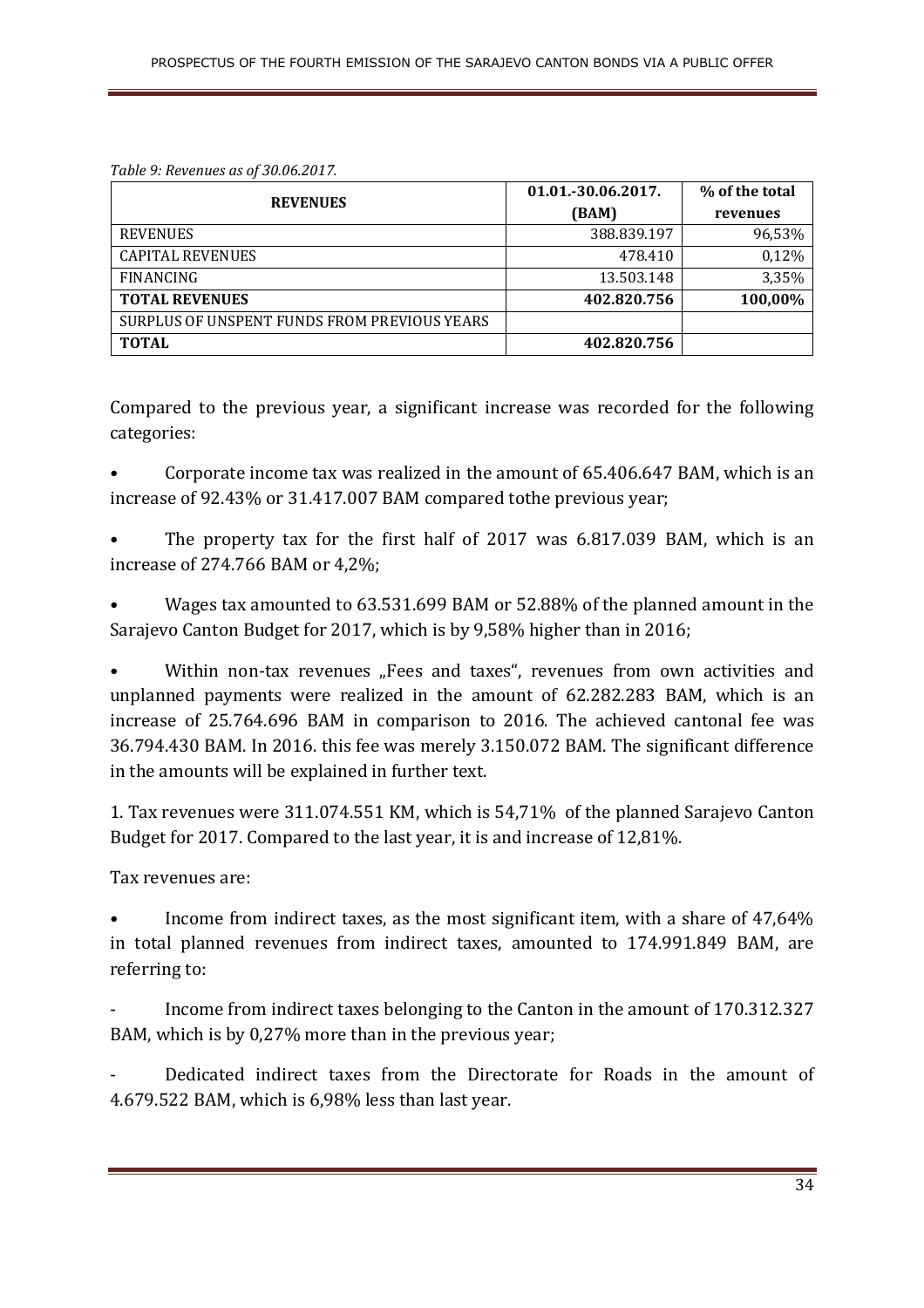*Table 9: Revenues as of 30.06.2017.*

| REVENUES | 01.01.-30.06.2017. (BAM) | % of the total revenues |
|---|---|---|
| REVENUES | 388.839.197 | 96,53% |
| CAPITAL REVENUES | 478.410 | 0,12% |
| FINANCING | 13.503.148 | 3,35% |
| **TOTAL REVENUES** | **402.820.756** | **100,00%** |
| SURPLUS OF UNSPENT FUNDS FROM PREVIOUS YEARS | | |
| **TOTAL** | **402.820.756** | |

Compared to the previous year, a significant increase was recorded for the following categories:

- Corporate income tax was realized in the amount of 65.406.647 BAM, which is an increase of 92.43% or 31.417.007 BAM compared tothe previous year;
- The property tax for the first half of 2017 was 6.817.039 BAM, which is an increase of 274.766 BAM or 4,2%;
- Wages tax amounted to 63.531.699 BAM or 52.88% of the planned amount in the Sarajevo Canton Budget for 2017, which is by 9,58% higher than in 2016;
- Within non-tax revenues „Fees and taxes", revenues from own activities and unplanned payments were realized in the amount of 62.282.283 BAM, which is an increase of 25.764.696 BAM in comparison to 2016. The achieved cantonal fee was 36.794.430 BAM. In 2016. this fee was merely 3.150.072 BAM. The significant difference in the amounts will be explained in further text.

1. Tax revenues were 311.074.551 KM, which is 54,71% of the planned Sarajevo Canton Budget for 2017. Compared to the last year, it is and increase of 12,81%.

Tax revenues are:

- Income from indirect taxes, as the most significant item, with a share of 47,64% in total planned revenues from indirect taxes, amounted to 174.991.849 BAM, are referring to:

  - Income from indirect taxes belonging to the Canton in the amount of 170.312.327 BAM, which is by 0,27% more than in the previous year;
  - Dedicated indirect taxes from the Directorate for Roads in the amount of 4.679.522 BAM, which is 6,98% less than last year.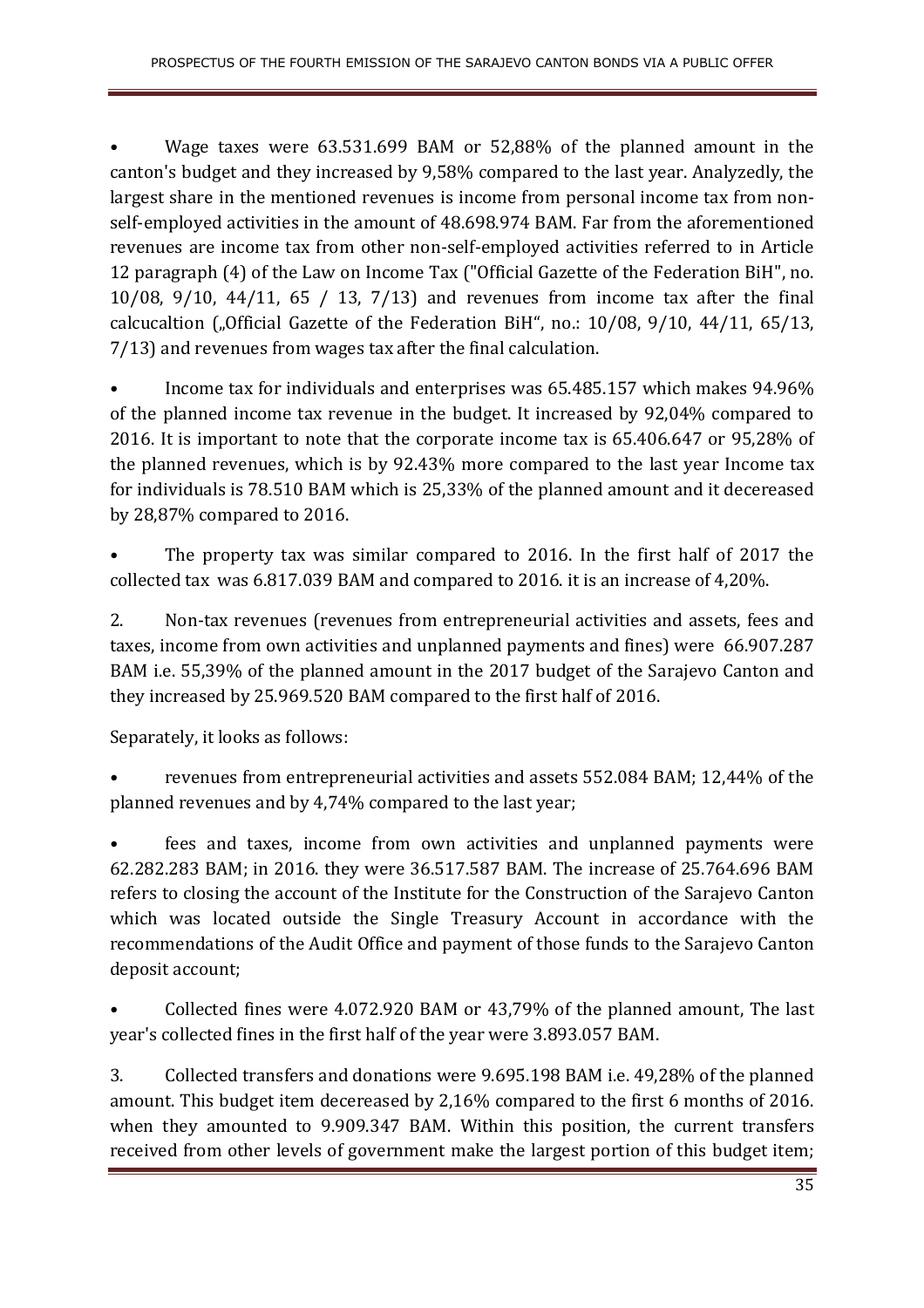- Wage taxes were 63.531.699 BAM or 52,88% of the planned amount in the canton's budget and they increased by 9,58% compared to the last year. Analyzedly, the largest share in the mentioned revenues is income from personal income tax from non-self-employed activities in the amount of 48.698.974 BAM. Far from the aforementioned revenues are income tax from other non-self-employed activities referred to in Article 12 paragraph (4) of the Law on Income Tax ("Official Gazette of the Federation BiH", no. 10/08, 9/10, 44/11, 65 / 13, 7/13) and revenues from income tax after the final calcucaltion („Official Gazette of the Federation BiH", no.: 10/08, 9/10, 44/11, 65/13, 7/13) and revenues from wages tax after the final calculation.

- Income tax for individuals and enterprises was 65.485.157 which makes 94.96% of the planned income tax revenue in the budget. It increased by 92,04% compared to 2016. It is important to note that the corporate income tax is 65.406.647 or 95,28% of the planned revenues, which is by 92.43% more compared to the last year Income tax for individuals is 78.510 BAM which is 25,33% of the planned amount and it decereased by 28,87% compared to 2016.

- The property tax was similar compared to 2016. In the first half of 2017 the collected tax was 6.817.039 BAM and compared to 2016. it is an increase of 4,20%.

2. Non-tax revenues (revenues from entrepreneurial activities and assets, fees and taxes, income from own activities and unplanned payments and fines) were 66.907.287 BAM i.e. 55,39% of the planned amount in the 2017 budget of the Sarajevo Canton and they increased by 25.969.520 BAM compared to the first half of 2016.

Separately, it looks as follows:

- revenues from entrepreneurial activities and assets 552.084 BAM; 12,44% of the planned revenues and by 4,74% compared to the last year;

- fees and taxes, income from own activities and unplanned payments were 62.282.283 BAM; in 2016. they were 36.517.587 BAM. The increase of 25.764.696 BAM refers to closing the account of the Institute for the Construction of the Sarajevo Canton which was located outside the Single Treasury Account in accordance with the recommendations of the Audit Office and payment of those funds to the Sarajevo Canton deposit account;

- Collected fines were 4.072.920 BAM or 43,79% of the planned amount, The last year's collected fines in the first half of the year were 3.893.057 BAM.

3. Collected transfers and donations were 9.695.198 BAM i.e. 49,28% of the planned amount. This budget item decereased by 2,16% compared to the first 6 months of 2016. when they amounted to 9.909.347 BAM. Within this position, the current transfers received from other levels of government make the largest portion of this budget item;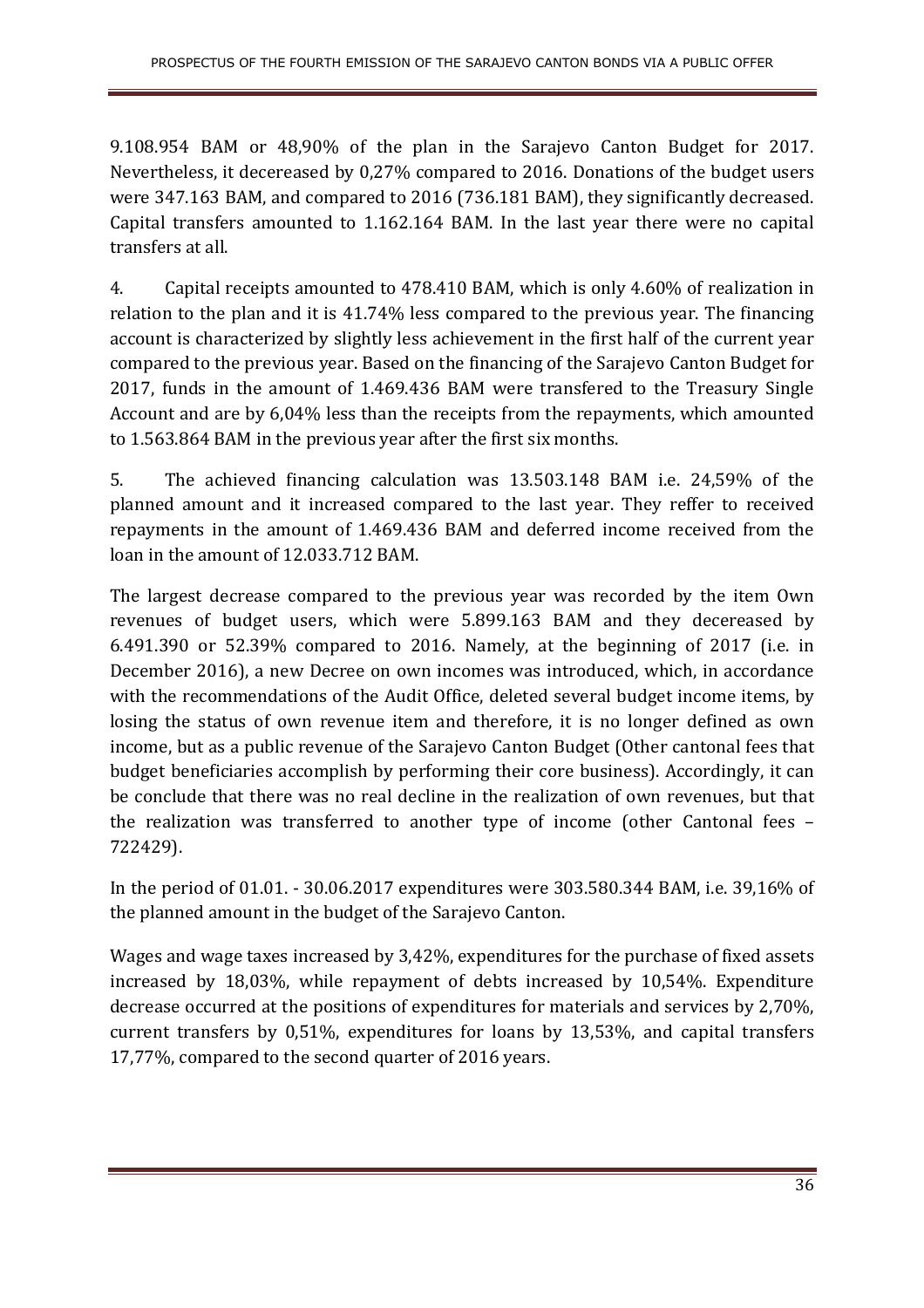9.108.954 BAM or 48,90% of the plan in the Sarajevo Canton Budget for 2017. Nevertheless, it decereased by 0,27% compared to 2016. Donations of the budget users were 347.163 BAM, and compared to 2016 (736.181 BAM), they significantly decreased. Capital transfers amounted to 1.162.164 BAM. In the last year there were no capital transfers at all.

4. Capital receipts amounted to 478.410 BAM, which is only 4.60% of realization in relation to the plan and it is 41.74% less compared to the previous year. The financing account is characterized by slightly less achievement in the first half of the current year compared to the previous year. Based on the financing of the Sarajevo Canton Budget for 2017, funds in the amount of 1.469.436 BAM were transfered to the Treasury Single Account and are by 6,04% less than the receipts from the repayments, which amounted to 1.563.864 BAM in the previous year after the first six months.

5. The achieved financing calculation was 13.503.148 BAM i.e. 24,59% of the planned amount and it increased compared to the last year. They reffer to received repayments in the amount of 1.469.436 BAM and deferred income received from the loan in the amount of 12.033.712 BAM.

The largest decrease compared to the previous year was recorded by the item Own revenues of budget users, which were 5.899.163 BAM and they decereased by 6.491.390 or 52.39% compared to 2016. Namely, at the beginning of 2017 (i.e. in December 2016), a new Decree on own incomes was introduced, which, in accordance with the recommendations of the Audit Office, deleted several budget income items, by losing the status of own revenue item and therefore, it is no longer defined as own income, but as a public revenue of the Sarajevo Canton Budget (Other cantonal fees that budget beneficiaries accomplish by performing their core business). Accordingly, it can be conclude that there was no real decline in the realization of own revenues, but that the realization was transferred to another type of income (other Cantonal fees – 722429).

In the period of 01.01. - 30.06.2017 expenditures were 303.580.344 BAM, i.e. 39,16% of the planned amount in the budget of the Sarajevo Canton.

Wages and wage taxes increased by 3,42%, expenditures for the purchase of fixed assets increased by 18,03%, while repayment of debts increased by 10,54%. Expenditure decrease occurred at the positions of expenditures for materials and services by 2,70%, current transfers by 0,51%, expenditures for loans by 13,53%, and capital transfers 17,77%, compared to the second quarter of 2016 years.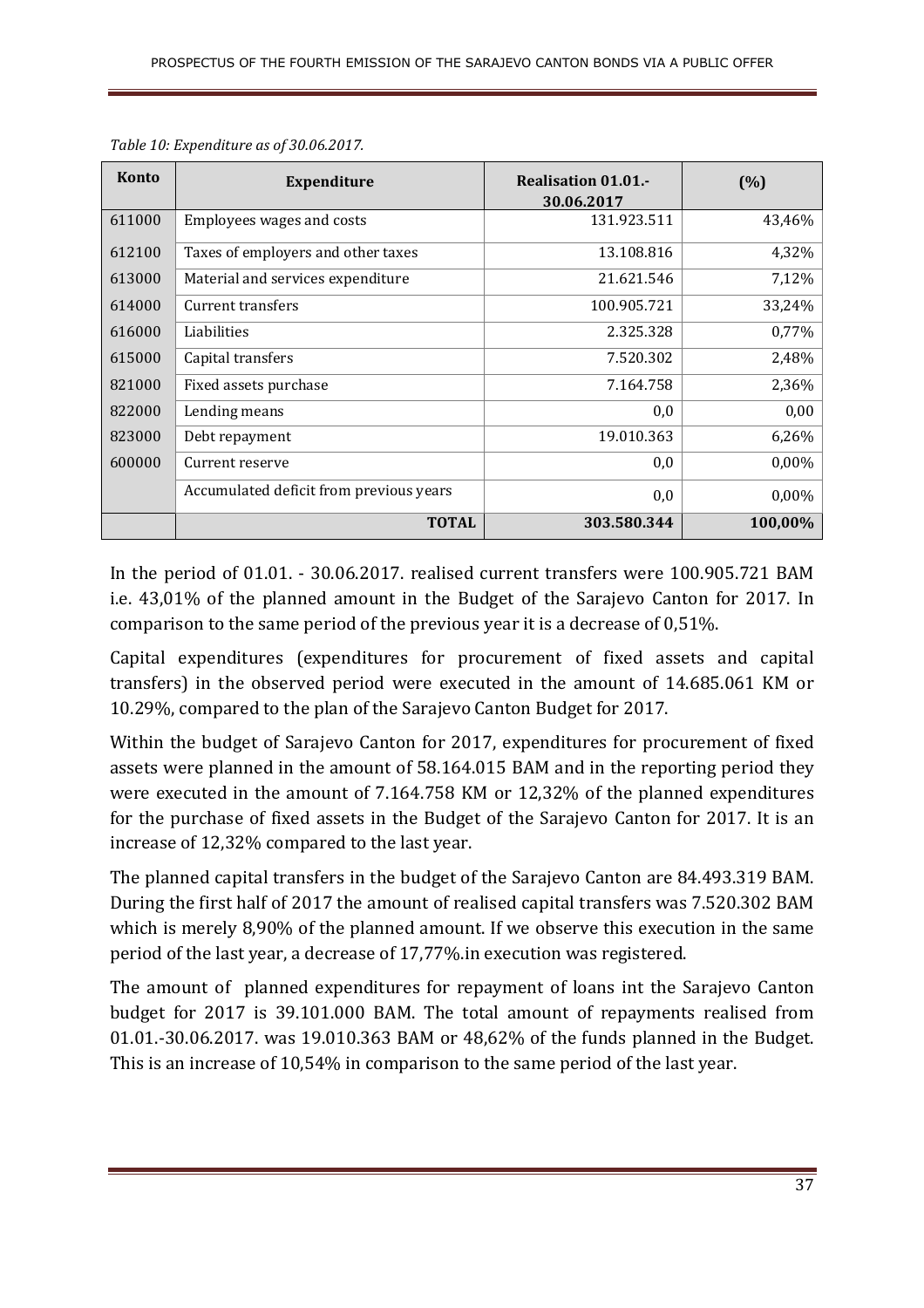*Table 10: Expenditure as of 30.06.2017.*

| Konto | Expenditure | Realisation 01.01.-30.06.2017 | (%) |
|---|---|---|---|
| 611000 | Employees wages and costs | 131.923.511 | 43,46% |
| 612100 | Taxes of employers and other taxes | 13.108.816 | 4,32% |
| 613000 | Material and services expenditure | 21.621.546 | 7,12% |
| 614000 | Current transfers | 100.905.721 | 33,24% |
| 616000 | Liabilities | 2.325.328 | 0,77% |
| 615000 | Capital transfers | 7.520.302 | 2,48% |
| 821000 | Fixed assets purchase | 7.164.758 | 2,36% |
| 822000 | Lending means | 0,0 | 0,00 |
| 823000 | Debt repayment | 19.010.363 | 6,26% |
| 600000 | Current reserve | 0,0 | 0,00% |
| | Accumulated deficit from previous years | 0,0 | 0,00% |
| | **TOTAL** | **303.580.344** | **100,00%** |

In the period of 01.01. - 30.06.2017. realised current transfers were 100.905.721 BAM i.e. 43,01% of the planned amount in the Budget of the Sarajevo Canton for 2017. In comparison to the same period of the previous year it is a decrease of 0,51%.

Capital expenditures (expenditures for procurement of fixed assets and capital transfers) in the observed period were executed in the amount of 14.685.061 KM or 10.29%, compared to the plan of the Sarajevo Canton Budget for 2017.

Within the budget of Sarajevo Canton for 2017, expenditures for procurement of fixed assets were planned in the amount of 58.164.015 BAM and in the reporting period they were executed in the amount of 7.164.758 KM or 12,32% of the planned expenditures for the purchase of fixed assets in the Budget of the Sarajevo Canton for 2017. It is an increase of 12,32% compared to the last year.

The planned capital transfers in the budget of the Sarajevo Canton are 84.493.319 BAM. During the first half of 2017 the amount of realised capital transfers was 7.520.302 BAM which is merely 8,90% of the planned amount. If we observe this execution in the same period of the last year, a decrease of 17,77%.in execution was registered.

The amount of planned expenditures for repayment of loans int the Sarajevo Canton budget for 2017 is 39.101.000 BAM. The total amount of repayments realised from 01.01.-30.06.2017. was 19.010.363 BAM or 48,62% of the funds planned in the Budget. This is an increase of 10,54% in comparison to the same period of the last year.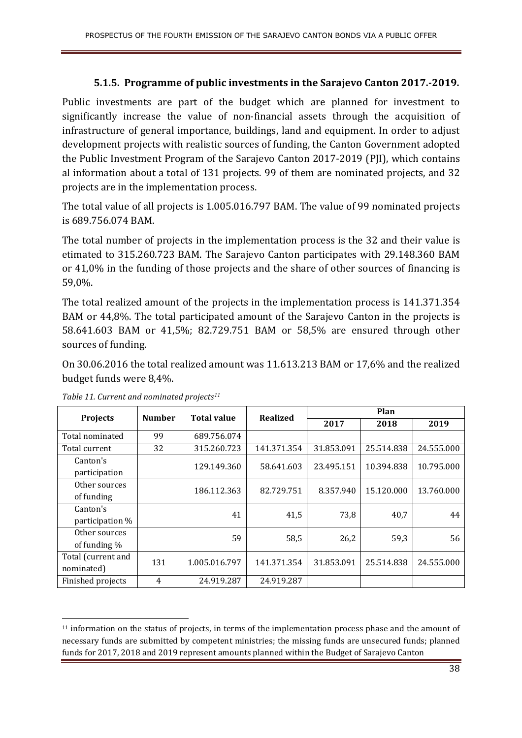### 5.1.5. Programme of public investments in the Sarajevo Canton 2017.-2019.

Public investments are part of the budget which are planned for investment to significantly increase the value of non-financial assets through the acquisition of infrastructure of general importance, buildings, land and equipment. In order to adjust development projects with realistic sources of funding, the Canton Government adopted the Public Investment Program of the Sarajevo Canton 2017-2019 (PJI), which contains al information about a total of 131 projects. 99 of them are nominated projects, and 32 projects are in the implementation process.

The total value of all projects is 1.005.016.797 BAM. The value of 99 nominated projects is 689.756.074 BAM.

The total number of projects in the implementation process is the 32 and their value is etimated to 315.260.723 BAM. The Sarajevo Canton participates with 29.148.360 BAM or 41,0% in the funding of those projects and the share of other sources of financing is 59,0%.

The total realized amount of the projects in the implementation process is 141.371.354 BAM or 44,8%. The total participated amount of the Sarajevo Canton in the projects is 58.641.603 BAM or 41,5%; 82.729.751 BAM or 58,5% are ensured through other sources of funding.

On 30.06.2016 the total realized amount was 11.613.213 BAM or 17,6% and the realized budget funds were 8,4%.

*Table 11. Current and nominated projects*[11]

| Projects | Number | Total value | Realized | Plan | | |
|---|---|---|---|---|---|---|
| | | | | 2017 | 2018 | 2019 |
| Total nominated | 99 | 689.756.074 | | | | |
| Total current | 32 | 315.260.723 | 141.371.354 | 31.853.091 | 25.514.838 | 24.555.000 |
| Canton's participation | | 129.149.360 | 58.641.603 | 23.495.151 | 10.394.838 | 10.795.000 |
| Other sources of funding | | 186.112.363 | 82.729.751 | 8.357.940 | 15.120.000 | 13.760.000 |
| Canton's participation % | | 41 | 41,5 | 73,8 | 40,7 | 44 |
| Other sources of funding % | | 59 | 58,5 | 26,2 | 59,3 | 56 |
| Total (current and nominated) | 131 | 1.005.016.797 | 141.371.354 | 31.853.091 | 25.514.838 | 24.555.000 |
| Finished projects | 4 | 24.919.287 | 24.919.287 | | | |

[11] information on the status of projects, in terms of the implementation process phase and the amount of necessary funds are submitted by competent ministries; the missing funds are unsecured funds; planned funds for 2017, 2018 and 2019 represent amounts planned within the Budget of Sarajevo Canton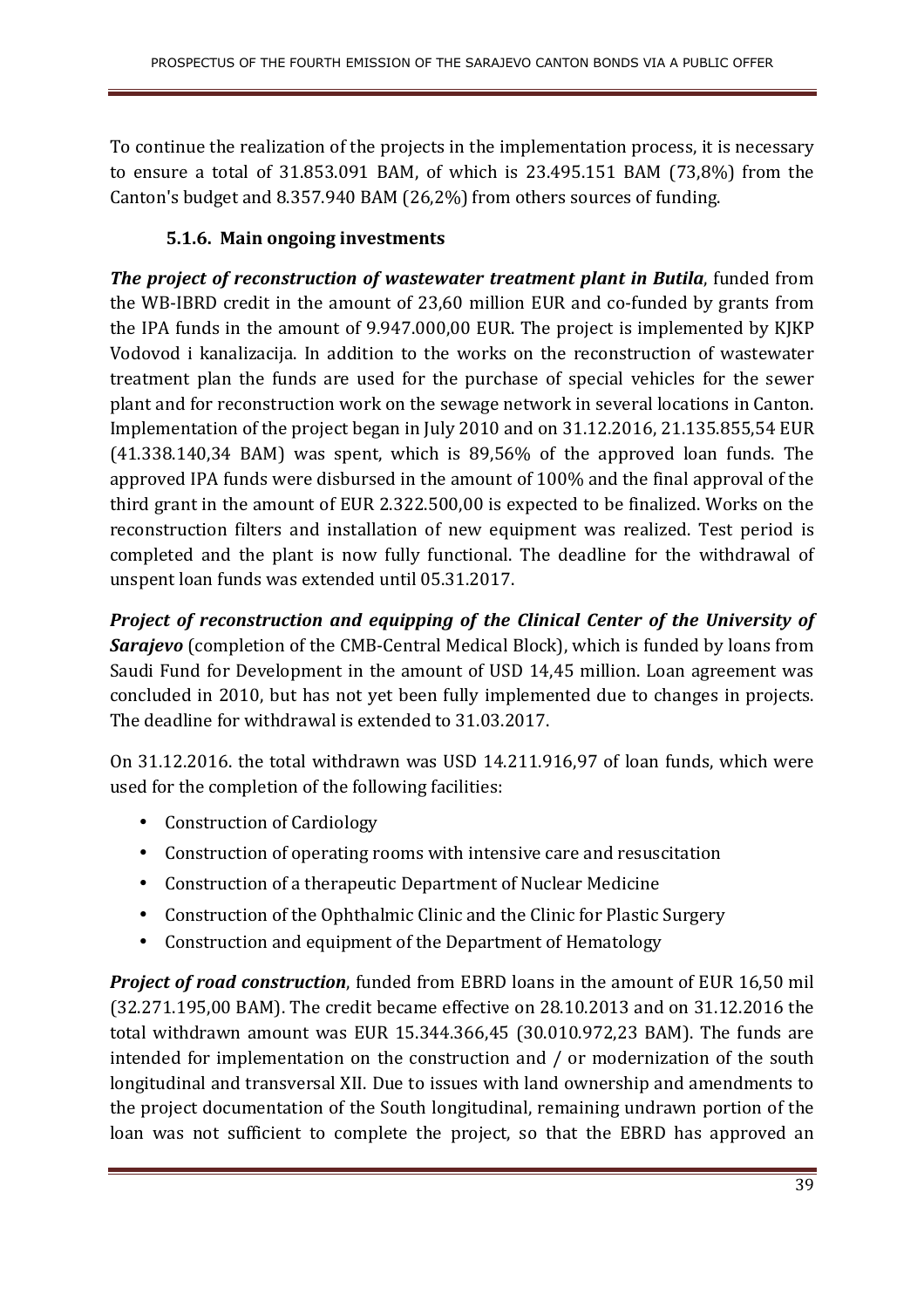To continue the realization of the projects in the implementation process, it is necessary to ensure a total of 31.853.091 BAM, of which is 23.495.151 BAM (73,8%) from the Canton's budget and 8.357.940 BAM (26,2%) from others sources of funding.

### 5.1.6. Main ongoing investments

***The project of reconstruction of wastewater treatment plant in Butila***, funded from the WB-IBRD credit in the amount of 23,60 million EUR and co-funded by grants from the IPA funds in the amount of 9.947.000,00 EUR. The project is implemented by KJKP Vodovod i kanalizacija. In addition to the works on the reconstruction of wastewater treatment plan the funds are used for the purchase of special vehicles for the sewer plant and for reconstruction work on the sewage network in several locations in Canton. Implementation of the project began in July 2010 and on 31.12.2016, 21.135.855,54 EUR (41.338.140,34 BAM) was spent, which is 89,56% of the approved loan funds. The approved IPA funds were disbursed in the amount of 100% and the final approval of the third grant in the amount of EUR 2.322.500,00 is expected to be finalized. Works on the reconstruction filters and installation of new equipment was realized. Test period is completed and the plant is now fully functional. The deadline for the withdrawal of unspent loan funds was extended until 05.31.2017.

***Project of reconstruction and equipping of the Clinical Center of the University of Sarajevo*** (completion of the CMB-Central Medical Block), which is funded by loans from Saudi Fund for Development in the amount of USD 14,45 million. Loan agreement was concluded in 2010, but has not yet been fully implemented due to changes in projects. The deadline for withdrawal is extended to 31.03.2017.

On 31.12.2016. the total withdrawn was USD 14.211.916,97 of loan funds, which were used for the completion of the following facilities:

- Construction of Cardiology
- Construction of operating rooms with intensive care and resuscitation
- Construction of a therapeutic Department of Nuclear Medicine
- Construction of the Ophthalmic Clinic and the Clinic for Plastic Surgery
- Construction and equipment of the Department of Hematology

***Project of road construction***, funded from EBRD loans in the amount of EUR 16,50 mil (32.271.195,00 BAM). The credit became effective on 28.10.2013 and on 31.12.2016 the total withdrawn amount was EUR 15.344.366,45 (30.010.972,23 BAM). The funds are intended for implementation on the construction and / or modernization of the south longitudinal and transversal XII. Due to issues with land ownership and amendments to the project documentation of the South longitudinal, remaining undrawn portion of the loan was not sufficient to complete the project, so that the EBRD has approved an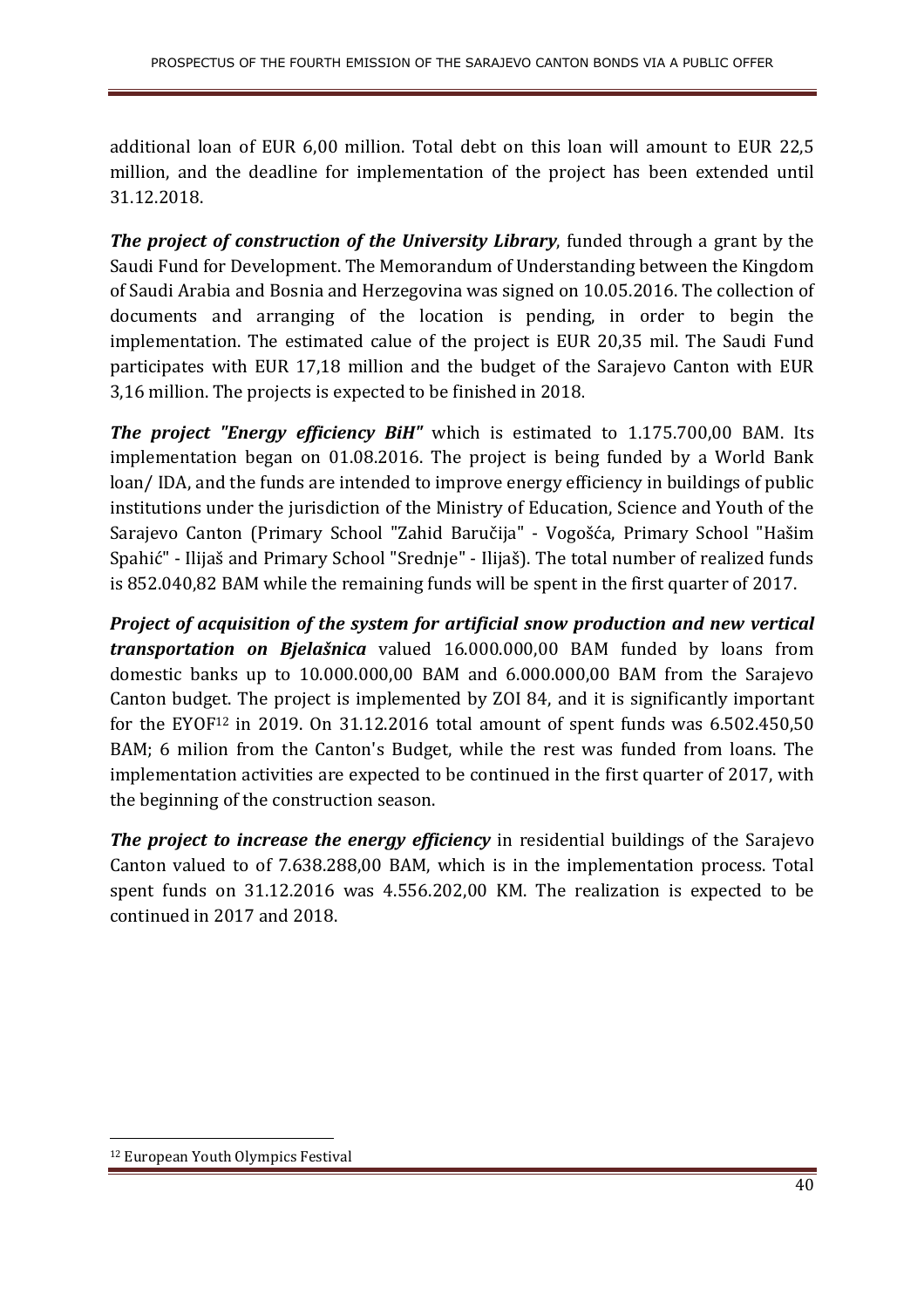additional loan of EUR 6,00 million. Total debt on this loan will amount to EUR 22,5 million, and the deadline for implementation of the project has been extended until 31.12.2018.

***The project of construction of the University Library***, funded through a grant by the Saudi Fund for Development. The Memorandum of Understanding between the Kingdom of Saudi Arabia and Bosnia and Herzegovina was signed on 10.05.2016. The collection of documents and arranging of the location is pending, in order to begin the implementation. The estimated calue of the project is EUR 20,35 mil. The Saudi Fund participates with EUR 17,18 million and the budget of the Sarajevo Canton with EUR 3,16 million. The projects is expected to be finished in 2018.

***The project "Energy efficiency BiH"*** which is estimated to 1.175.700,00 BAM. Its implementation began on 01.08.2016. The project is being funded by a World Bank loan/ IDA, and the funds are intended to improve energy efficiency in buildings of public institutions under the jurisdiction of the Ministry of Education, Science and Youth of the Sarajevo Canton (Primary School "Zahid Baručija" - Vogošća, Primary School "Hašim Spahić" - Ilijaš and Primary School "Srednje" - Ilijaš). The total number of realized funds is 852.040,82 BAM while the remaining funds will be spent in the first quarter of 2017.

***Project of acquisition of the system for artificial snow production and new vertical transportation on Bjelašnica*** valued 16.000.000,00 BAM funded by loans from domestic banks up to 10.000.000,00 BAM and 6.000.000,00 BAM from the Sarajevo Canton budget. The project is implemented by ZOI 84, and it is significantly important for the EYOF[12] in 2019. On 31.12.2016 total amount of spent funds was 6.502.450,50 BAM; 6 milion from the Canton's Budget, while the rest was funded from loans. The implementation activities are expected to be continued in the first quarter of 2017, with the beginning of the construction season.

***The project to increase the energy efficiency*** in residential buildings of the Sarajevo Canton valued to of 7.638.288,00 BAM, which is in the implementation process. Total spent funds on 31.12.2016 was 4.556.202,00 KM. The realization is expected to be continued in 2017 and 2018.

[12] European Youth Olympics Festival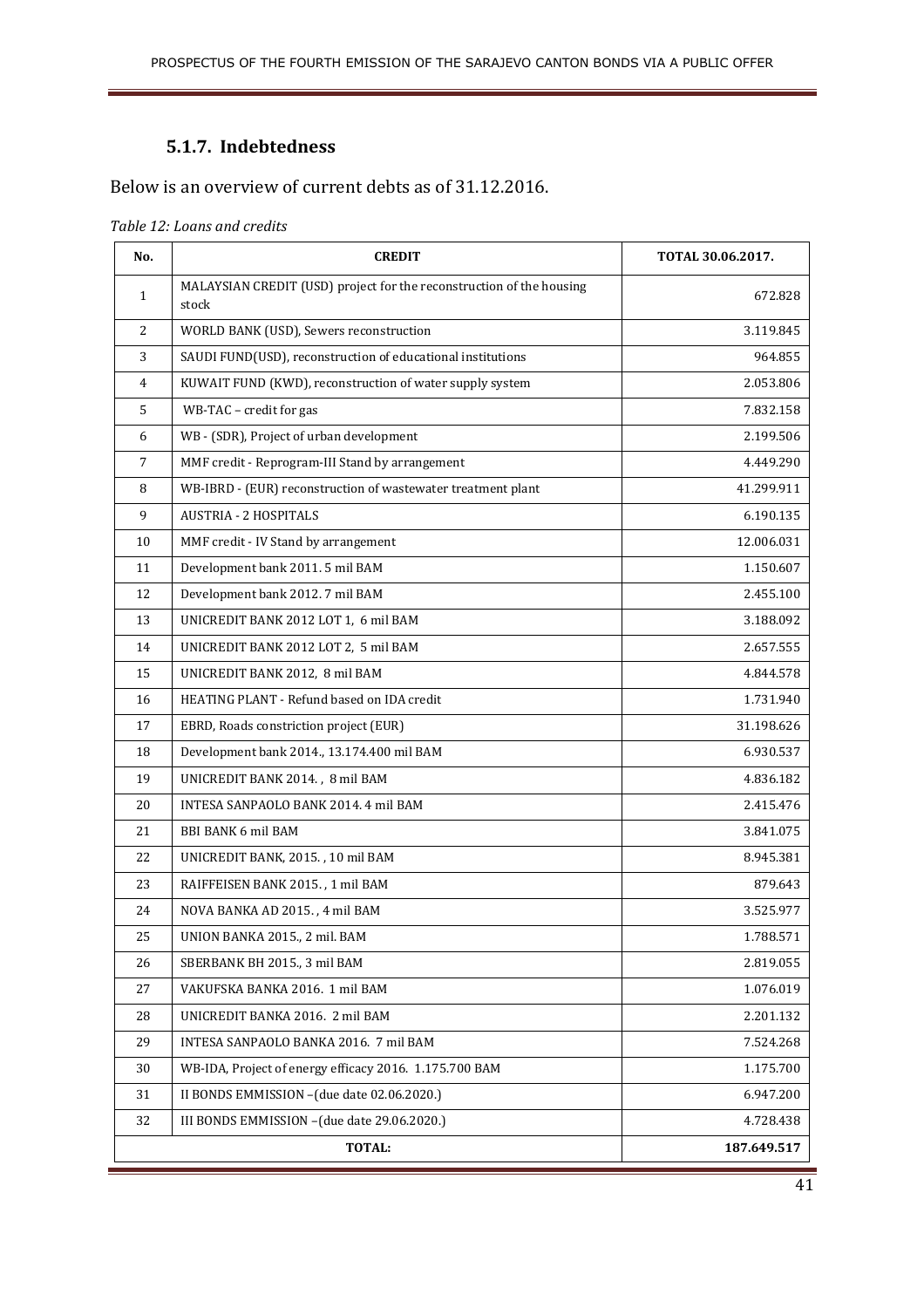### 5.1.7. Indebtedness

Below is an overview of current debts as of 31.12.2016.

*Table 12: Loans and credits*

| No. | CREDIT | TOTAL 30.06.2017. |
|---|---|---|
| 1 | MALAYSIAN CREDIT (USD) project for the reconstruction of the housing stock | 672.828 |
| 2 | WORLD BANK (USD), Sewers reconstruction | 3.119.845 |
| 3 | SAUDI FUND(USD), reconstruction of educational institutions | 964.855 |
| 4 | KUWAIT FUND (KWD), reconstruction of water supply system | 2.053.806 |
| 5 | WB-TAC – credit for gas | 7.832.158 |
| 6 | WB - (SDR), Project of urban development | 2.199.506 |
| 7 | MMF credit - Reprogram-III Stand by arrangement | 4.449.290 |
| 8 | WB-IBRD - (EUR) reconstruction of wastewater treatment plant | 41.299.911 |
| 9 | AUSTRIA - 2 HOSPITALS | 6.190.135 |
| 10 | MMF credit - IV Stand by arrangement | 12.006.031 |
| 11 | Development bank 2011. 5 mil BAM | 1.150.607 |
| 12 | Development bank 2012. 7 mil BAM | 2.455.100 |
| 13 | UNICREDIT BANK 2012 LOT 1, 6 mil BAM | 3.188.092 |
| 14 | UNICREDIT BANK 2012 LOT 2, 5 mil BAM | 2.657.555 |
| 15 | UNICREDIT BANK 2012, 8 mil BAM | 4.844.578 |
| 16 | HEATING PLANT - Refund based on IDA credit | 1.731.940 |
| 17 | EBRD, Roads constriction project (EUR) | 31.198.626 |
| 18 | Development bank 2014., 13.174.400 mil BAM | 6.930.537 |
| 19 | UNICREDIT BANK 2014. , 8 mil BAM | 4.836.182 |
| 20 | INTESA SANPAOLO BANK 2014. 4 mil BAM | 2.415.476 |
| 21 | BBI BANK 6 mil BAM | 3.841.075 |
| 22 | UNICREDIT BANK, 2015. , 10 mil BAM | 8.945.381 |
| 23 | RAIFFEISEN BANK 2015. , 1 mil BAM | 879.643 |
| 24 | NOVA BANKA AD 2015. , 4 mil BAM | 3.525.977 |
| 25 | UNION BANKA 2015., 2 mil. BAM | 1.788.571 |
| 26 | SBERBANK BH 2015., 3 mil BAM | 2.819.055 |
| 27 | VAKUFSKA BANKA 2016. 1 mil BAM | 1.076.019 |
| 28 | UNICREDIT BANKA 2016. 2 mil BAM | 2.201.132 |
| 29 | INTESA SANPAOLO BANKA 2016. 7 mil BAM | 7.524.268 |
| 30 | WB-IDA, Project of energy efficacy 2016. 1.175.700 BAM | 1.175.700 |
| 31 | II BONDS EMMISSION –(due date 02.06.2020.) | 6.947.200 |
| 32 | III BONDS EMMISSION –(due date 29.06.2020.) | 4.728.438 |
| | **TOTAL:** | **187.649.517** |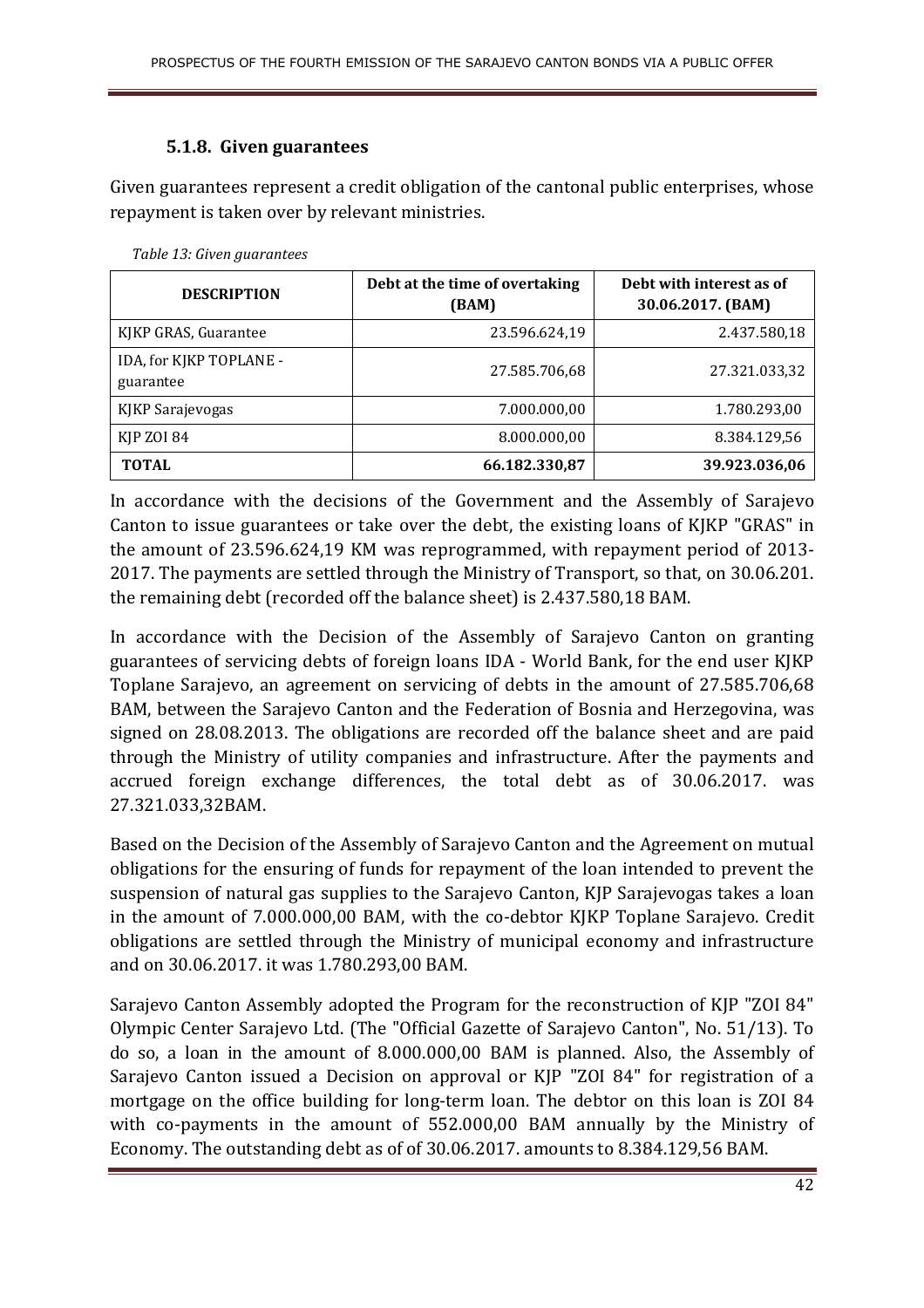### 5.1.8. Given guarantees

Given guarantees represent a credit obligation of the cantonal public enterprises, whose repayment is taken over by relevant ministries.

*Table 13: Given guarantees*

| DESCRIPTION | Debt at the time of overtaking (BAM) | Debt with interest as of 30.06.2017. (BAM) |
|---|---|---|
| KJKP GRAS, Guarantee | 23.596.624,19 | 2.437.580,18 |
| IDA, for KJKP TOPLANE - guarantee | 27.585.706,68 | 27.321.033,32 |
| KJKP Sarajevogas | 7.000.000,00 | 1.780.293,00 |
| KJP ZOI 84 | 8.000.000,00 | 8.384.129,56 |
| **TOTAL** | **66.182.330,87** | **39.923.036,06** |

In accordance with the decisions of the Government and the Assembly of Sarajevo Canton to issue guarantees or take over the debt, the existing loans of KJKP "GRAS" in the amount of 23.596.624,19 KM was reprogrammed, with repayment period of 2013-2017. The payments are settled through the Ministry of Transport, so that, on 30.06.201. the remaining debt (recorded off the balance sheet) is 2.437.580,18 BAM.

In accordance with the Decision of the Assembly of Sarajevo Canton on granting guarantees of servicing debts of foreign loans IDA - World Bank, for the end user KJKP Toplane Sarajevo, an agreement on servicing of debts in the amount of 27.585.706,68 BAM, between the Sarajevo Canton and the Federation of Bosnia and Herzegovina, was signed on 28.08.2013. The obligations are recorded off the balance sheet and are paid through the Ministry of utility companies and infrastructure. After the payments and accrued foreign exchange differences, the total debt as of 30.06.2017. was 27.321.033,32BAM.

Based on the Decision of the Assembly of Sarajevo Canton and the Agreement on mutual obligations for the ensuring of funds for repayment of the loan intended to prevent the suspension of natural gas supplies to the Sarajevo Canton, KJP Sarajevogas takes a loan in the amount of 7.000.000,00 BAM, with the co-debtor KJKP Toplane Sarajevo. Credit obligations are settled through the Ministry of municipal economy and infrastructure and on 30.06.2017. it was 1.780.293,00 BAM.

Sarajevo Canton Assembly adopted the Program for the reconstruction of KJP "ZOI 84" Olympic Center Sarajevo Ltd. (The "Official Gazette of Sarajevo Canton", No. 51/13). To do so, a loan in the amount of 8.000.000,00 BAM is planned. Also, the Assembly of Sarajevo Canton issued a Decision on approval or KJP "ZOI 84" for registration of a mortgage on the office building for long-term loan. The debtor on this loan is ZOI 84 with co-payments in the amount of 552.000,00 BAM annually by the Ministry of Economy. The outstanding debt as of of 30.06.2017. amounts to 8.384.129,56 BAM.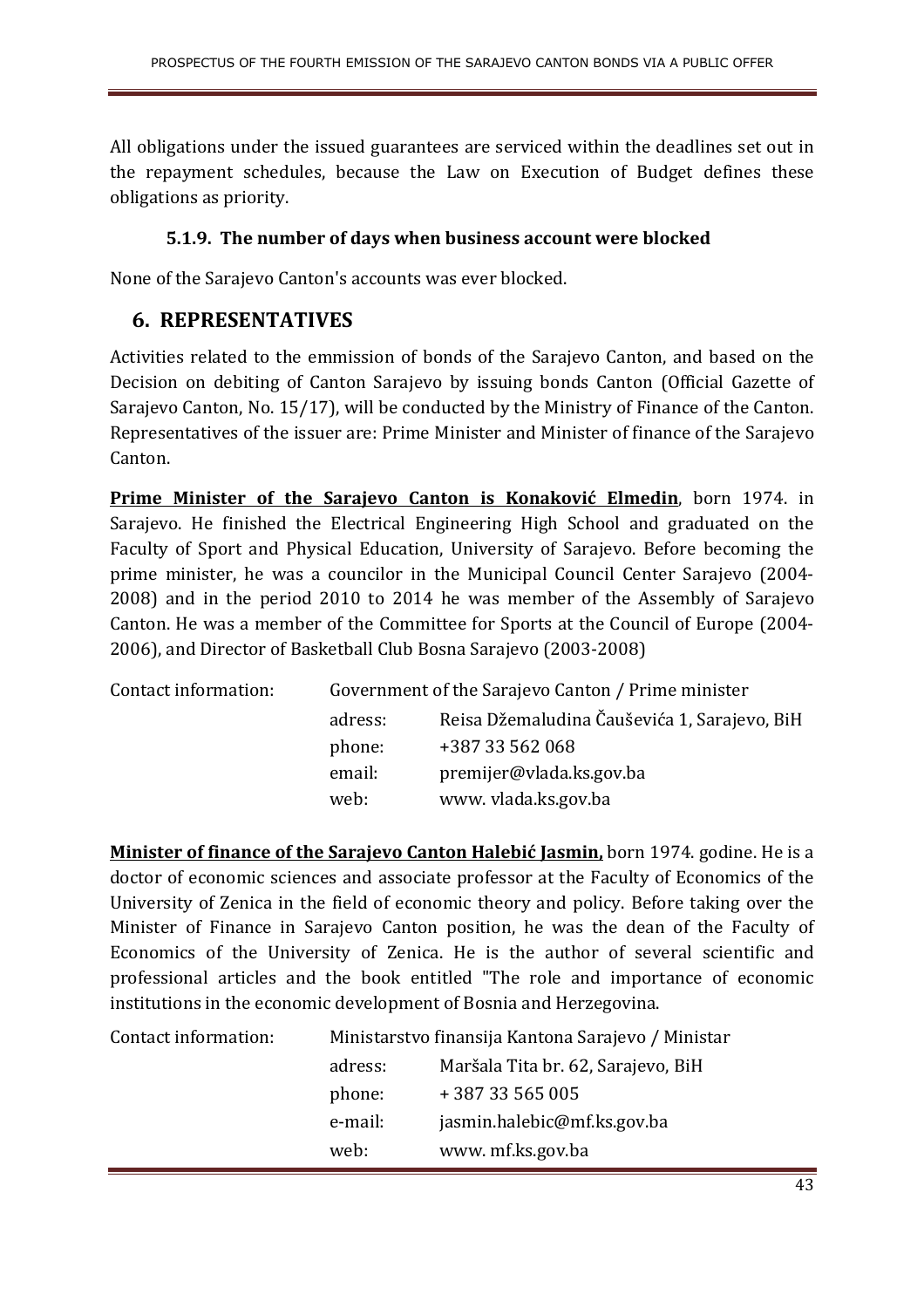All obligations under the issued guarantees are serviced within the deadlines set out in the repayment schedules, because the Law on Execution of Budget defines these obligations as priority.

### 5.1.9. The number of days when business account were blocked

None of the Sarajevo Canton's accounts was ever blocked.

## 6. REPRESENTATIVES

Activities related to the emmission of bonds of the Sarajevo Canton, and based on the Decision on debiting of Canton Sarajevo by issuing bonds Canton (Official Gazette of Sarajevo Canton, No. 15/17), will be conducted by the Ministry of Finance of the Canton. Representatives of the issuer are: Prime Minister and Minister of finance of the Sarajevo Canton.

**Prime Minister of the Sarajevo Canton is Konaković Elmedin**, born 1974. in Sarajevo. He finished the Electrical Engineering High School and graduated on the Faculty of Sport and Physical Education, University of Sarajevo. Before becoming the prime minister, he was a councilor in the Municipal Council Center Sarajevo (2004-2008) and in the period 2010 to 2014 he was member of the Assembly of Sarajevo Canton. He was a member of the Committee for Sports at the Council of Europe (2004-2006), and Director of Basketball Club Bosna Sarajevo (2003-2008)

| Contact information: | Government of the Sarajevo Canton / Prime minister | |
|---|---|---|
| | adress: | Reisa Džemaludina Čauševića 1, Sarajevo, BiH |
| | phone: | +387 33 562 068 |
| | email: | premijer@vlada.ks.gov.ba |
| | web: | www. vlada.ks.gov.ba |

**Minister of finance of the Sarajevo Canton Halebić Jasmin,** born 1974. godine. He is a doctor of economic sciences and associate professor at the Faculty of Economics of the University of Zenica in the field of economic theory and policy. Before taking over the Minister of Finance in Sarajevo Canton position, he was the dean of the Faculty of Economics of the University of Zenica. He is the author of several scientific and professional articles and the book entitled "The role and importance of economic institutions in the economic development of Bosnia and Herzegovina.

| Contact information: | Ministarstvo finansija Kantona Sarajevo / Ministar | |
|---|---|---|
| | adress: | Maršala Tita br. 62, Sarajevo, BiH |
| | phone: | + 387 33 565 005 |
| | e-mail: | jasmin.halebic@mf.ks.gov.ba |
| | web: | www. mf.ks.gov.ba |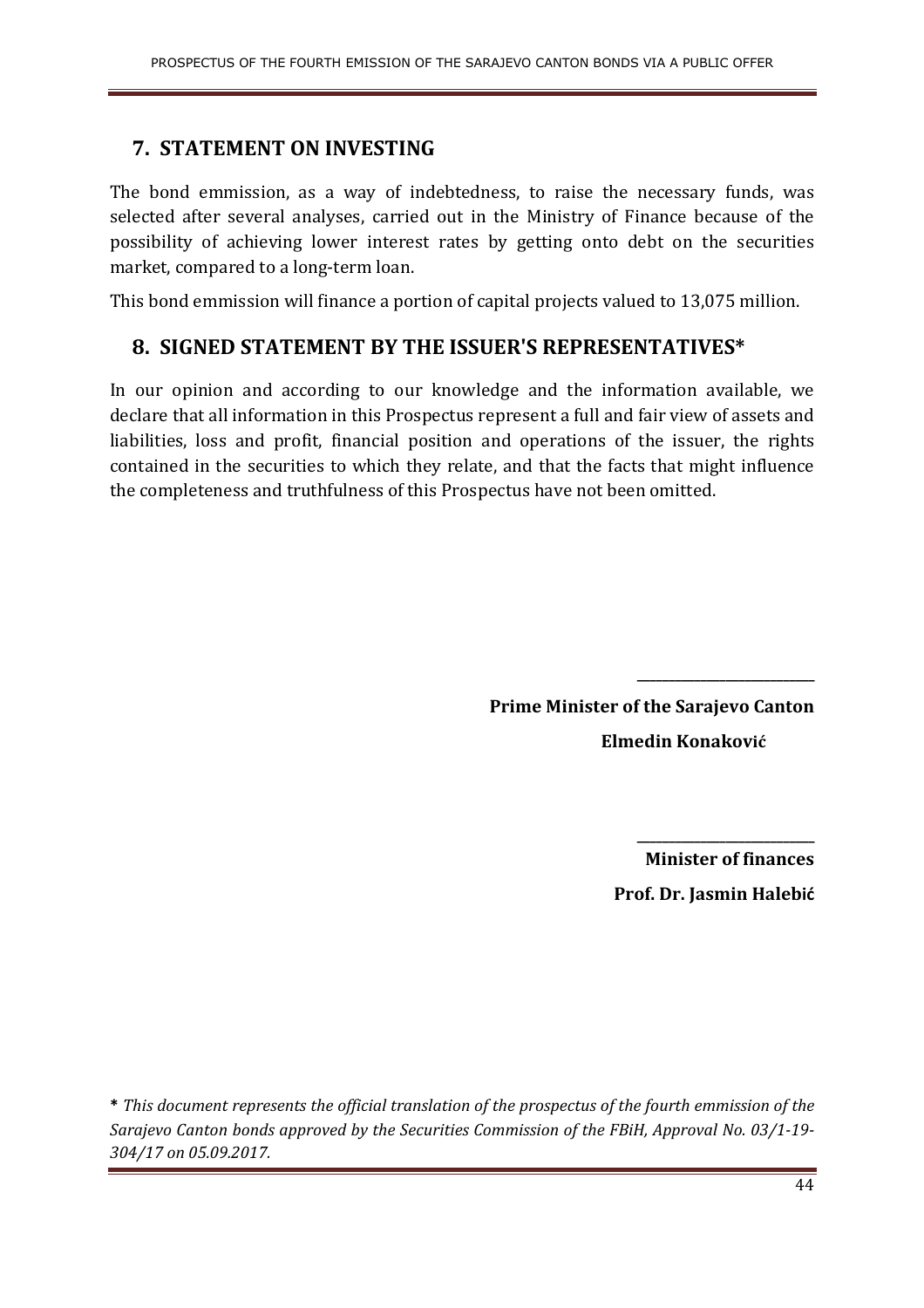## 7. STATEMENT ON INVESTING

The bond emmission, as a way of indebtedness, to raise the necessary funds, was selected after several analyses, carried out in the Ministry of Finance because of the possibility of achieving lower interest rates by getting onto debt on the securities market, compared to a long-term loan.

This bond emmission will finance a portion of capital projects valued to 13,075 million.

## 8. SIGNED STATEMENT BY THE ISSUER'S REPRESENTATIVES*

In our opinion and according to our knowledge and the information available, we declare that all information in this Prospectus represent a full and fair view of assets and liabilities, loss and profit, financial position and operations of the issuer, the rights contained in the securities to which they relate, and that the facts that might influence the completeness and truthfulness of this Prospectus have not been omitted.

\_\_\_\_\_\_\_\_\_\_\_\_\_\_\_\_\_\_\_\_\_\_\_\_

**Prime Minister of the Sarajevo Canton**

**Elmedin Konaković**

\_\_\_\_\_\_\_\_\_\_\_\_\_\_\_\_\_\_\_\_\_\_\_\_

**Minister of finances**

**Prof. Dr. Jasmin Halebić**

**\*** *This document represents the official translation of the prospectus of the fourth emmission of the Sarajevo Canton bonds approved by the Securities Commission of the FBiH, Approval No. 03/1-19-304/17 on 05.09.2017.*